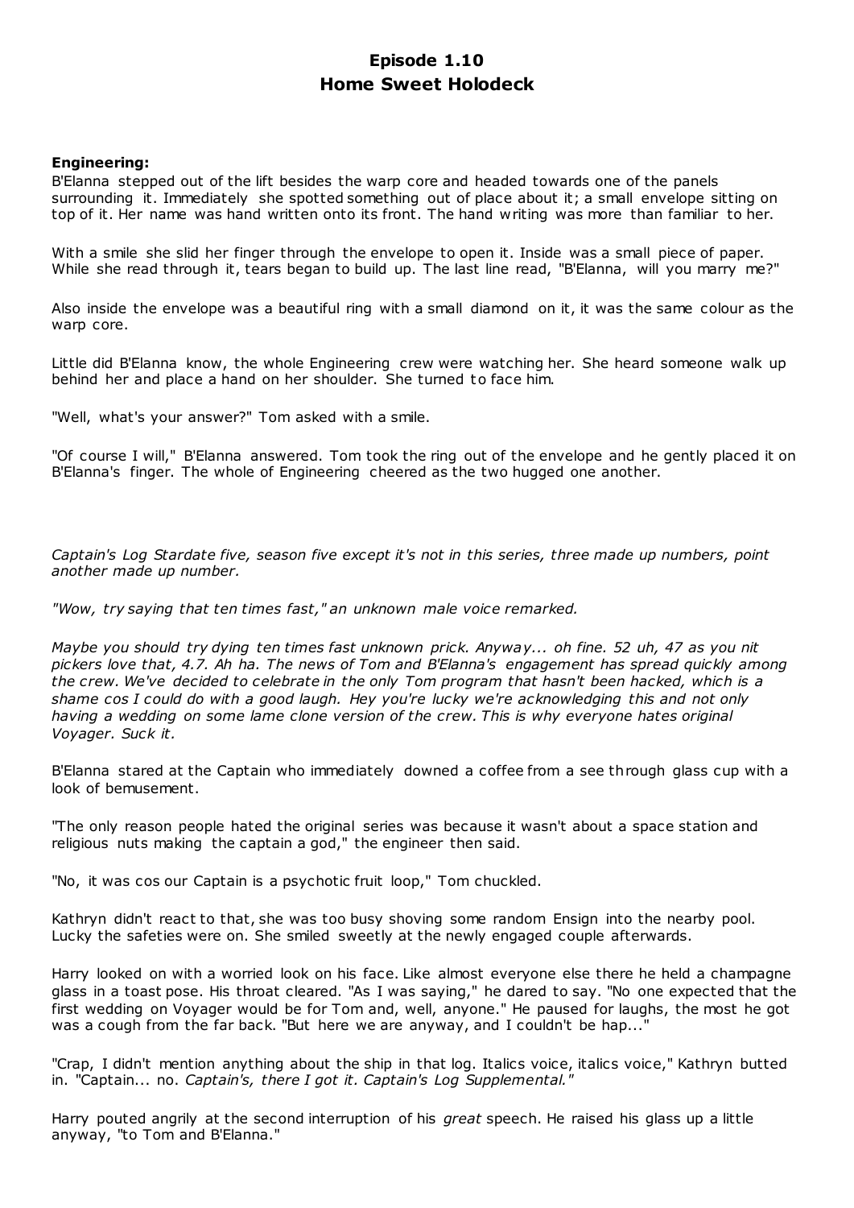# Episode 1.10
# Home Sweet Holodeck

**Engineering:**

B'Elanna stepped out of the lift besides the warp core and headed towards one of the panels surrounding it. Immediately she spotted something out of place about it; a small envelope sitting on top of it. Her name was hand written onto its front. The hand writing was more than familiar to her.

With a smile she slid her finger through the envelope to open it. Inside was a small piece of paper. While she read through it, tears began to build up. The last line read, "B'Elanna, will you marry me?"

Also inside the envelope was a beautiful ring with a small diamond on it, it was the same colour as the warp core.

Little did B'Elanna know, the whole Engineering crew were watching her. She heard someone walk up behind her and place a hand on her shoulder. She turned to face him.

"Well, what's your answer?" Tom asked with a smile.

"Of course I will," B'Elanna answered. Tom took the ring out of the envelope and he gently placed it on B'Elanna's finger. The whole of Engineering cheered as the two hugged one another.

*Captain's Log Stardate five, season five except it's not in this series, three made up numbers, point another made up number.*

*"Wow, try saying that ten times fast," an unknown male voice remarked.*

*Maybe you should try dying ten times fast unknown prick. Anyway... oh fine. 52 uh, 47 as you nit pickers love that, 4.7. Ah ha. The news of Tom and B'Elanna's engagement has spread quickly among the crew. We've decided to celebrate in the only Tom program that hasn't been hacked, which is a shame cos I could do with a good laugh. Hey you're lucky we're acknowledging this and not only having a wedding on some lame clone version of the crew. This is why everyone hates original Voyager. Suck it.*

B'Elanna stared at the Captain who immediately downed a coffee from a see through glass cup with a look of bemusement.

"The only reason people hated the original series was because it wasn't about a space station and religious nuts making the captain a god," the engineer then said.

"No, it was cos our Captain is a psychotic fruit loop," Tom chuckled.

Kathryn didn't react to that, she was too busy shoving some random Ensign into the nearby pool. Lucky the safeties were on. She smiled sweetly at the newly engaged couple afterwards.

Harry looked on with a worried look on his face. Like almost everyone else there he held a champagne glass in a toast pose. His throat cleared. "As I was saying," he dared to say. "No one expected that the first wedding on Voyager would be for Tom and, well, anyone." He paused for laughs, the most he got was a cough from the far back. "But here we are anyway, and I couldn't be hap..."

"Crap, I didn't mention anything about the ship in that log. Italics voice, italics voice," Kathryn butted in. "Captain... no. *Captain's, there I got it. Captain's Log Supplemental."*

Harry pouted angrily at the second interruption of his *great* speech. He raised his glass up a little anyway, "to Tom and B'Elanna."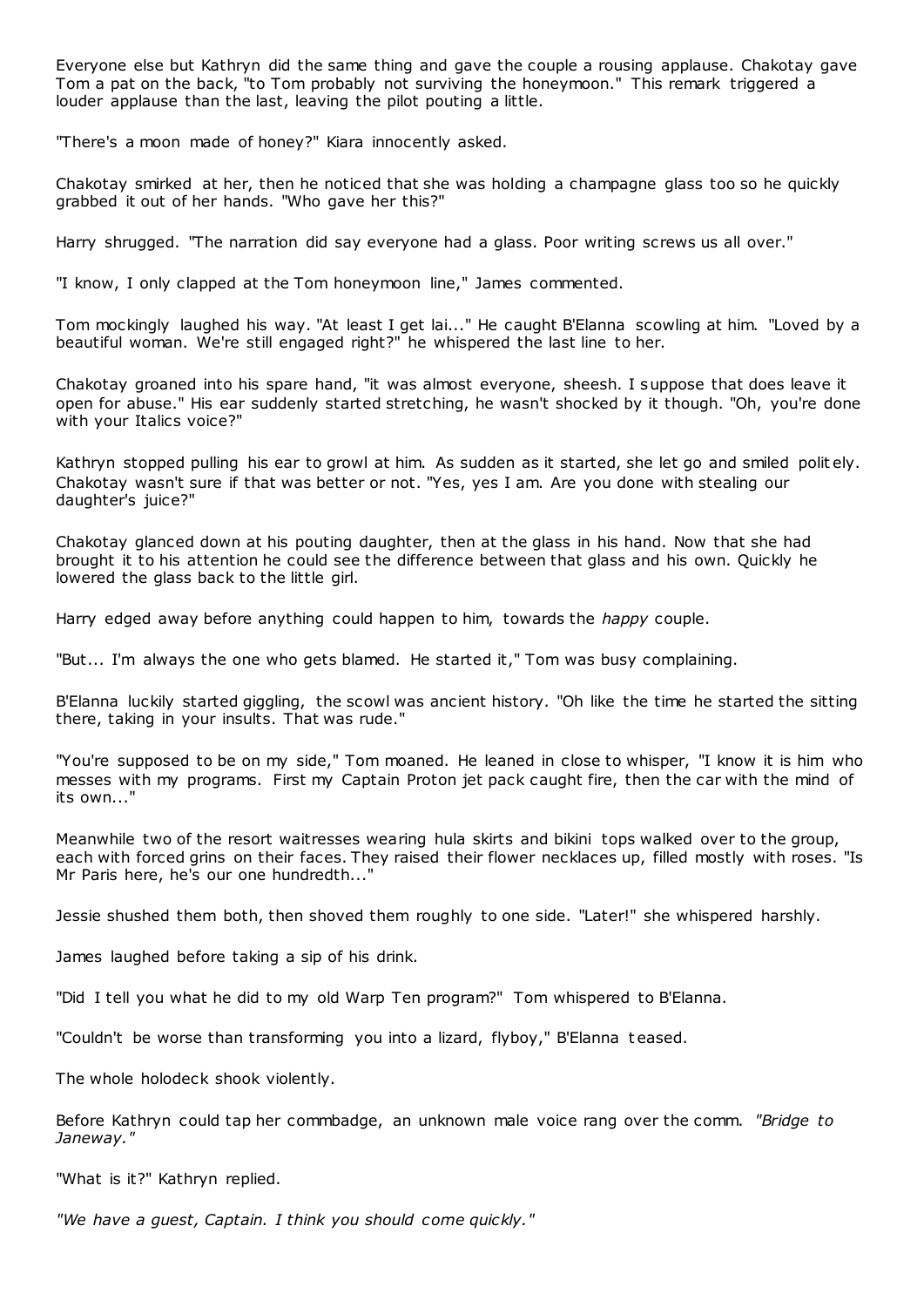Everyone else but Kathryn did the same thing and gave the couple a rousing applause. Chakotay gave Tom a pat on the back, "to Tom probably not surviving the honeymoon." This remark triggered a louder applause than the last, leaving the pilot pouting a little.

"There's a moon made of honey?" Kiara innocently asked.

Chakotay smirked at her, then he noticed that she was holding a champagne glass too so he quickly grabbed it out of her hands. "Who gave her this?"

Harry shrugged. "The narration did say everyone had a glass. Poor writing screws us all over."

"I know, I only clapped at the Tom honeymoon line," James commented.

Tom mockingly laughed his way. "At least I get lai..." He caught B'Elanna scowling at him. "Loved by a beautiful woman. We're still engaged right?" he whispered the last line to her.

Chakotay groaned into his spare hand, "it was almost everyone, sheesh. I suppose that does leave it open for abuse." His ear suddenly started stretching, he wasn't shocked by it though. "Oh, you're done with your Italics voice?"

Kathryn stopped pulling his ear to growl at him. As sudden as it started, she let go and smiled politely. Chakotay wasn't sure if that was better or not. "Yes, yes I am. Are you done with stealing our daughter's juice?"

Chakotay glanced down at his pouting daughter, then at the glass in his hand. Now that she had brought it to his attention he could see the difference between that glass and his own. Quickly he lowered the glass back to the little girl.

Harry edged away before anything could happen to him, towards the *happy* couple.

"But... I'm always the one who gets blamed. He started it," Tom was busy complaining.

B'Elanna luckily started giggling, the scowl was ancient history. "Oh like the time he started the sitting there, taking in your insults. That was rude."

"You're supposed to be on my side," Tom moaned. He leaned in close to whisper, "I know it is him who messes with my programs. First my Captain Proton jet pack caught fire, then the car with the mind of its own..."

Meanwhile two of the resort waitresses wearing hula skirts and bikini tops walked over to the group, each with forced grins on their faces. They raised their flower necklaces up, filled mostly with roses. "Is Mr Paris here, he's our one hundredth..."

Jessie shushed them both, then shoved them roughly to one side. "Later!" she whispered harshly.

James laughed before taking a sip of his drink.

"Did I tell you what he did to my old Warp Ten program?" Tom whispered to B'Elanna.

"Couldn't be worse than transforming you into a lizard, flyboy," B'Elanna teased.

The whole holodeck shook violently.

Before Kathryn could tap her commbadge, an unknown male voice rang over the comm. *"Bridge to Janeway."*

"What is it?" Kathryn replied.

*"We have a guest, Captain. I think you should come quickly."*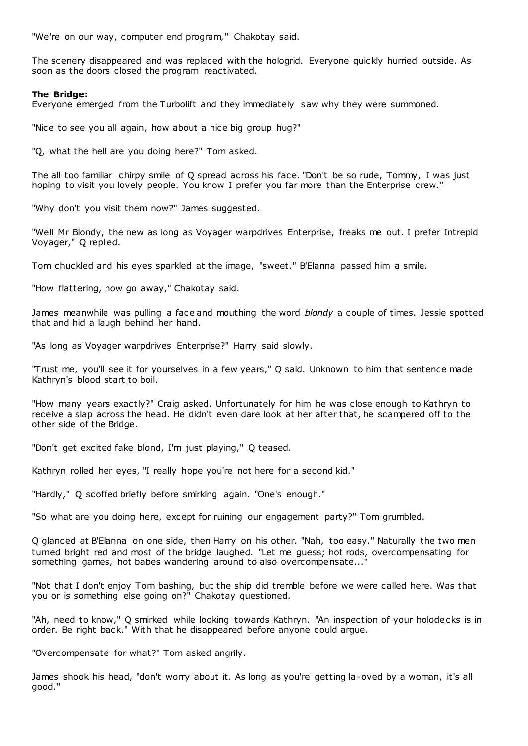"We're on our way, computer end program," Chakotay said.

The scenery disappeared and was replaced with the hologrid. Everyone quickly hurried outside. As soon as the doors closed the program reactivated.

**The Bridge:**
Everyone emerged from the Turbolift and they immediately saw why they were summoned.

"Nice to see you all again, how about a nice big group hug?"

"Q, what the hell are you doing here?" Tom asked.

The all too familiar chirpy smile of Q spread across his face. "Don't be so rude, Tommy, I was just hoping to visit you lovely people. You know I prefer you far more than the Enterprise crew."

"Why don't you visit them now?" James suggested.

"Well Mr Blondy, the new as long as Voyager warpdrives Enterprise, freaks me out. I prefer Intrepid Voyager," Q replied.

Tom chuckled and his eyes sparkled at the image, "sweet." B'Elanna passed him a smile.

"How flattering, now go away," Chakotay said.

James meanwhile was pulling a face and mouthing the word *blondy* a couple of times. Jessie spotted that and hid a laugh behind her hand.

"As long as Voyager warpdrives Enterprise?" Harry said slowly.

"Trust me, you'll see it for yourselves in a few years," Q said. Unknown to him that sentence made Kathryn's blood start to boil.

"How many years exactly?" Craig asked. Unfortunately for him he was close enough to Kathryn to receive a slap across the head. He didn't even dare look at her after that, he scampered off to the other side of the Bridge.

"Don't get excited fake blond, I'm just playing," Q teased.

Kathryn rolled her eyes, "I really hope you're not here for a second kid."

"Hardly," Q scoffed briefly before smirking again. "One's enough."

"So what are you doing here, except for ruining our engagement party?" Tom grumbled.

Q glanced at B'Elanna on one side, then Harry on his other. "Nah, too easy." Naturally the two men turned bright red and most of the bridge laughed. "Let me guess; hot rods, overcompensating for something games, hot babes wandering around to also overcompensate..."

"Not that I don't enjoy Tom bashing, but the ship did tremble before we were called here. Was that you or is something else going on?" Chakotay questioned.

"Ah, need to know," Q smirked while looking towards Kathryn. "An inspection of your holodecks is in order. Be right back." With that he disappeared before anyone could argue.

"Overcompensate for what?" Tom asked angrily.

James shook his head, "don't worry about it. As long as you're getting la-oved by a woman, it's all good."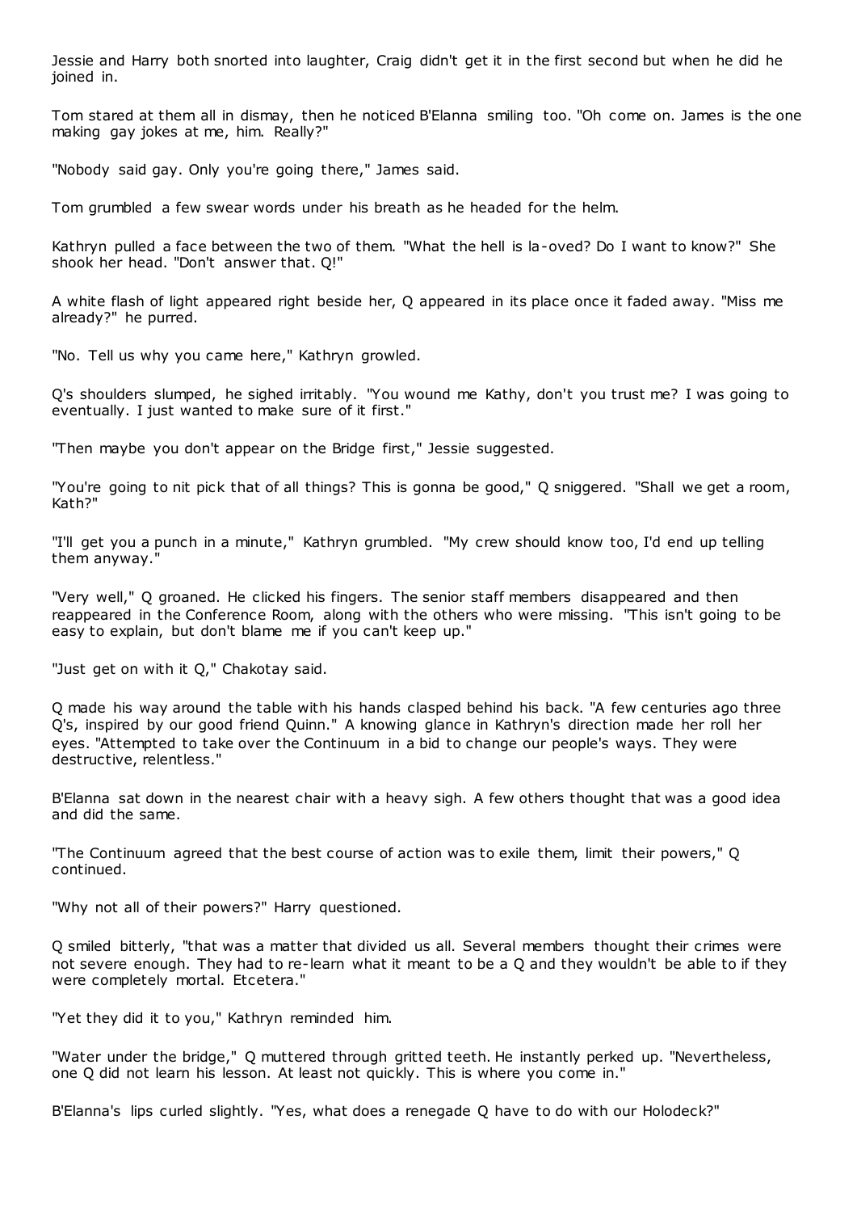Jessie and Harry both snorted into laughter, Craig didn't get it in the first second but when he did he joined in.

Tom stared at them all in dismay, then he noticed B'Elanna smiling too. "Oh come on. James is the one making gay jokes at me, him. Really?"

"Nobody said gay. Only you're going there," James said.

Tom grumbled a few swear words under his breath as he headed for the helm.

Kathryn pulled a face between the two of them. "What the hell is la-oved? Do I want to know?" She shook her head. "Don't answer that. Q!"

A white flash of light appeared right beside her, Q appeared in its place once it faded away. "Miss me already?" he purred.

"No. Tell us why you came here," Kathryn growled.

Q's shoulders slumped, he sighed irritably. "You wound me Kathy, don't you trust me? I was going to eventually. I just wanted to make sure of it first."

"Then maybe you don't appear on the Bridge first," Jessie suggested.

"You're going to nit pick that of all things? This is gonna be good," Q sniggered. "Shall we get a room, Kath?"

"I'll get you a punch in a minute," Kathryn grumbled. "My crew should know too, I'd end up telling them anyway."

"Very well," Q groaned. He clicked his fingers. The senior staff members disappeared and then reappeared in the Conference Room, along with the others who were missing. "This isn't going to be easy to explain, but don't blame me if you can't keep up."

"Just get on with it Q," Chakotay said.

Q made his way around the table with his hands clasped behind his back. "A few centuries ago three Q's, inspired by our good friend Quinn." A knowing glance in Kathryn's direction made her roll her eyes. "Attempted to take over the Continuum in a bid to change our people's ways. They were destructive, relentless."

B'Elanna sat down in the nearest chair with a heavy sigh. A few others thought that was a good idea and did the same.

"The Continuum agreed that the best course of action was to exile them, limit their powers," Q continued.

"Why not all of their powers?" Harry questioned.

Q smiled bitterly, "that was a matter that divided us all. Several members thought their crimes were not severe enough. They had to re-learn what it meant to be a Q and they wouldn't be able to if they were completely mortal. Etcetera."

"Yet they did it to you," Kathryn reminded him.

"Water under the bridge," Q muttered through gritted teeth. He instantly perked up. "Nevertheless, one Q did not learn his lesson. At least not quickly. This is where you come in."

B'Elanna's lips curled slightly. "Yes, what does a renegade Q have to do with our Holodeck?"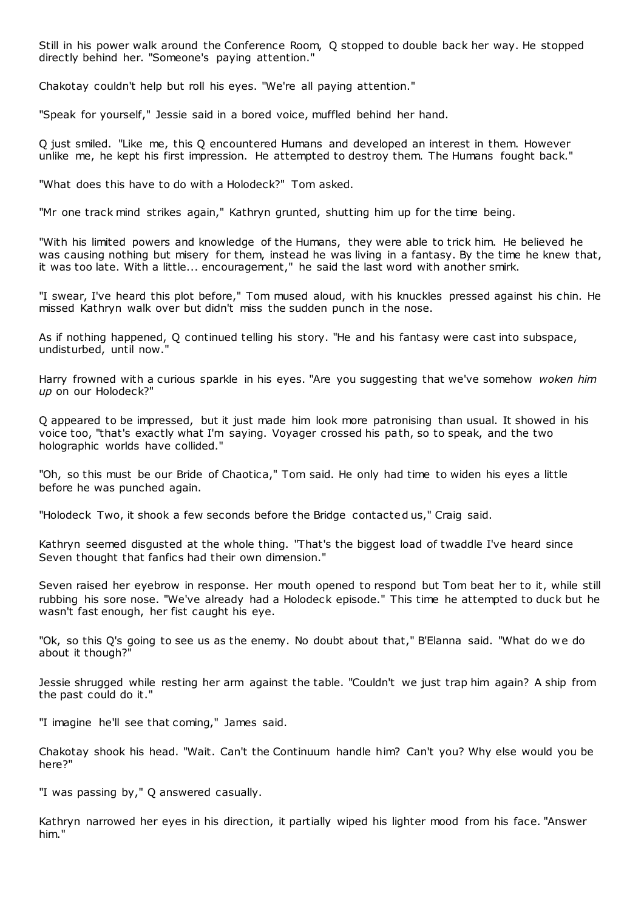Still in his power walk around the Conference Room, Q stopped to double back her way. He stopped directly behind her. "Someone's paying attention."

Chakotay couldn't help but roll his eyes. "We're all paying attention."

"Speak for yourself," Jessie said in a bored voice, muffled behind her hand.

Q just smiled. "Like me, this Q encountered Humans and developed an interest in them. However unlike me, he kept his first impression. He attempted to destroy them. The Humans fought back."

"What does this have to do with a Holodeck?" Tom asked.

"Mr one track mind strikes again," Kathryn grunted, shutting him up for the time being.

"With his limited powers and knowledge of the Humans, they were able to trick him. He believed he was causing nothing but misery for them, instead he was living in a fantasy. By the time he knew that, it was too late. With a little... encouragement," he said the last word with another smirk.

"I swear, I've heard this plot before," Tom mused aloud, with his knuckles pressed against his chin. He missed Kathryn walk over but didn't miss the sudden punch in the nose.

As if nothing happened, Q continued telling his story. "He and his fantasy were cast into subspace, undisturbed, until now."

Harry frowned with a curious sparkle in his eyes. "Are you suggesting that we've somehow *woken him up* on our Holodeck?"

Q appeared to be impressed, but it just made him look more patronising than usual. It showed in his voice too, "that's exactly what I'm saying. Voyager crossed his path, so to speak, and the two holographic worlds have collided."

"Oh, so this must be our Bride of Chaotica," Tom said. He only had time to widen his eyes a little before he was punched again.

"Holodeck Two, it shook a few seconds before the Bridge contacted us," Craig said.

Kathryn seemed disgusted at the whole thing. "That's the biggest load of twaddle I've heard since Seven thought that fanfics had their own dimension."

Seven raised her eyebrow in response. Her mouth opened to respond but Tom beat her to it, while still rubbing his sore nose. "We've already had a Holodeck episode." This time he attempted to duck but he wasn't fast enough, her fist caught his eye.

"Ok, so this Q's going to see us as the enemy. No doubt about that," B'Elanna said. "What do we do about it though?"

Jessie shrugged while resting her arm against the table. "Couldn't we just trap him again? A ship from the past could do it."

"I imagine he'll see that coming," James said.

Chakotay shook his head. "Wait. Can't the Continuum handle him? Can't you? Why else would you be here?"

"I was passing by," Q answered casually.

Kathryn narrowed her eyes in his direction, it partially wiped his lighter mood from his face. "Answer him."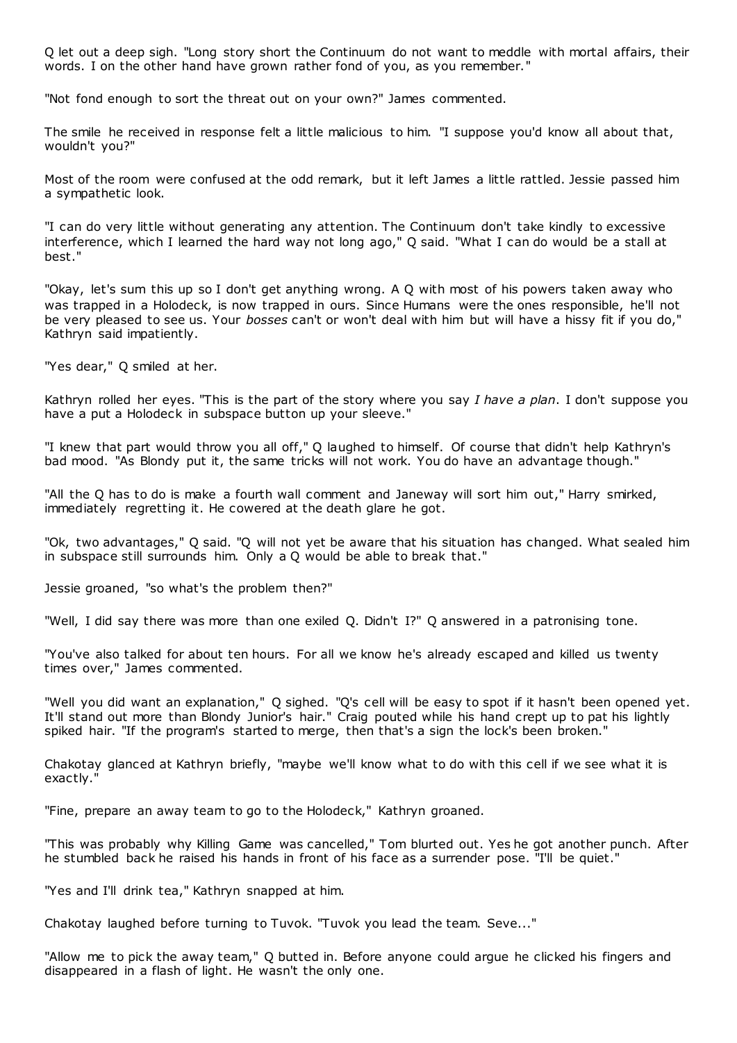Q let out a deep sigh. "Long story short the Continuum do not want to meddle with mortal affairs, their words. I on the other hand have grown rather fond of you, as you remember."

"Not fond enough to sort the threat out on your own?" James commented.

The smile he received in response felt a little malicious to him. "I suppose you'd know all about that, wouldn't you?"

Most of the room were confused at the odd remark, but it left James a little rattled. Jessie passed him a sympathetic look.

"I can do very little without generating any attention. The Continuum don't take kindly to excessive interference, which I learned the hard way not long ago," Q said. "What I can do would be a stall at best."

"Okay, let's sum this up so I don't get anything wrong. A Q with most of his powers taken away who was trapped in a Holodeck, is now trapped in ours. Since Humans were the ones responsible, he'll not be very pleased to see us. Your *bosses* can't or won't deal with him but will have a hissy fit if you do," Kathryn said impatiently.

"Yes dear," Q smiled at her.

Kathryn rolled her eyes. "This is the part of the story where you say *I have a plan*. I don't suppose you have a put a Holodeck in subspace button up your sleeve."

"I knew that part would throw you all off," Q laughed to himself. Of course that didn't help Kathryn's bad mood. "As Blondy put it, the same tricks will not work. You do have an advantage though."

"All the Q has to do is make a fourth wall comment and Janeway will sort him out," Harry smirked, immediately regretting it. He cowered at the death glare he got.

"Ok, two advantages," Q said. "Q will not yet be aware that his situation has changed. What sealed him in subspace still surrounds him. Only a Q would be able to break that."

Jessie groaned, "so what's the problem then?"

"Well, I did say there was more than one exiled Q. Didn't I?" Q answered in a patronising tone.

"You've also talked for about ten hours. For all we know he's already escaped and killed us twenty times over," James commented.

"Well you did want an explanation," Q sighed. "Q's cell will be easy to spot if it hasn't been opened yet. It'll stand out more than Blondy Junior's hair." Craig pouted while his hand crept up to pat his lightly spiked hair. "If the program's started to merge, then that's a sign the lock's been broken."

Chakotay glanced at Kathryn briefly, "maybe we'll know what to do with this cell if we see what it is exactly."

"Fine, prepare an away team to go to the Holodeck," Kathryn groaned.

"This was probably why Killing Game was cancelled," Tom blurted out. Yes he got another punch. After he stumbled back he raised his hands in front of his face as a surrender pose. "I'll be quiet."

"Yes and I'll drink tea," Kathryn snapped at him.

Chakotay laughed before turning to Tuvok. "Tuvok you lead the team. Seve..."

"Allow me to pick the away team," Q butted in. Before anyone could argue he clicked his fingers and disappeared in a flash of light. He wasn't the only one.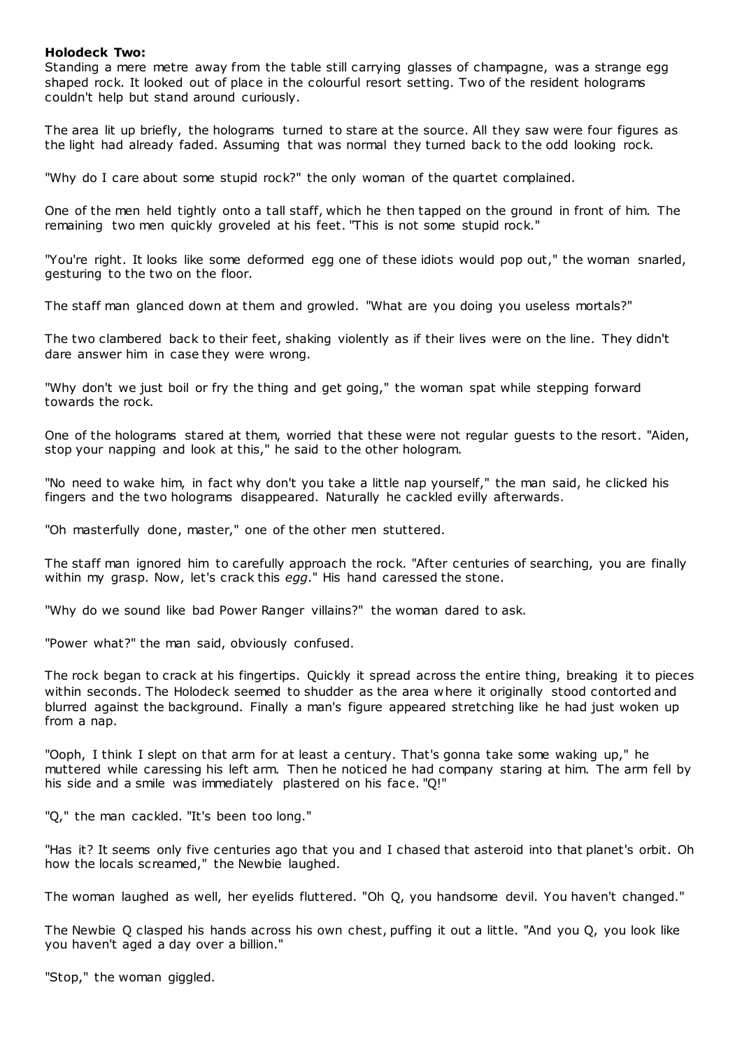**Holodeck Two:**

Standing a mere metre away from the table still carrying glasses of champagne, was a strange egg shaped rock. It looked out of place in the colourful resort setting. Two of the resident holograms couldn't help but stand around curiously.

The area lit up briefly, the holograms turned to stare at the source. All they saw were four figures as the light had already faded. Assuming that was normal they turned back to the odd looking rock.

"Why do I care about some stupid rock?" the only woman of the quartet complained.

One of the men held tightly onto a tall staff, which he then tapped on the ground in front of him. The remaining two men quickly groveled at his feet. "This is not some stupid rock."

"You're right. It looks like some deformed egg one of these idiots would pop out," the woman snarled, gesturing to the two on the floor.

The staff man glanced down at them and growled. "What are you doing you useless mortals?"

The two clambered back to their feet, shaking violently as if their lives were on the line. They didn't dare answer him in case they were wrong.

"Why don't we just boil or fry the thing and get going," the woman spat while stepping forward towards the rock.

One of the holograms stared at them, worried that these were not regular guests to the resort. "Aiden, stop your napping and look at this," he said to the other hologram.

"No need to wake him, in fact why don't you take a little nap yourself," the man said, he clicked his fingers and the two holograms disappeared. Naturally he cackled evilly afterwards.

"Oh masterfully done, master," one of the other men stuttered.

The staff man ignored him to carefully approach the rock. "After centuries of searching, you are finally within my grasp. Now, let's crack this *egg*." His hand caressed the stone.

"Why do we sound like bad Power Ranger villains?" the woman dared to ask.

"Power what?" the man said, obviously confused.

The rock began to crack at his fingertips. Quickly it spread across the entire thing, breaking it to pieces within seconds. The Holodeck seemed to shudder as the area where it originally stood contorted and blurred against the background. Finally a man's figure appeared stretching like he had just woken up from a nap.

"Ooph, I think I slept on that arm for at least a century. That's gonna take some waking up," he muttered while caressing his left arm. Then he noticed he had company staring at him. The arm fell by his side and a smile was immediately plastered on his face. "Q!"

"Q," the man cackled. "It's been too long."

"Has it? It seems only five centuries ago that you and I chased that asteroid into that planet's orbit. Oh how the locals screamed," the Newbie laughed.

The woman laughed as well, her eyelids fluttered. "Oh Q, you handsome devil. You haven't changed."

The Newbie Q clasped his hands across his own chest, puffing it out a little. "And you Q, you look like you haven't aged a day over a billion."

"Stop," the woman giggled.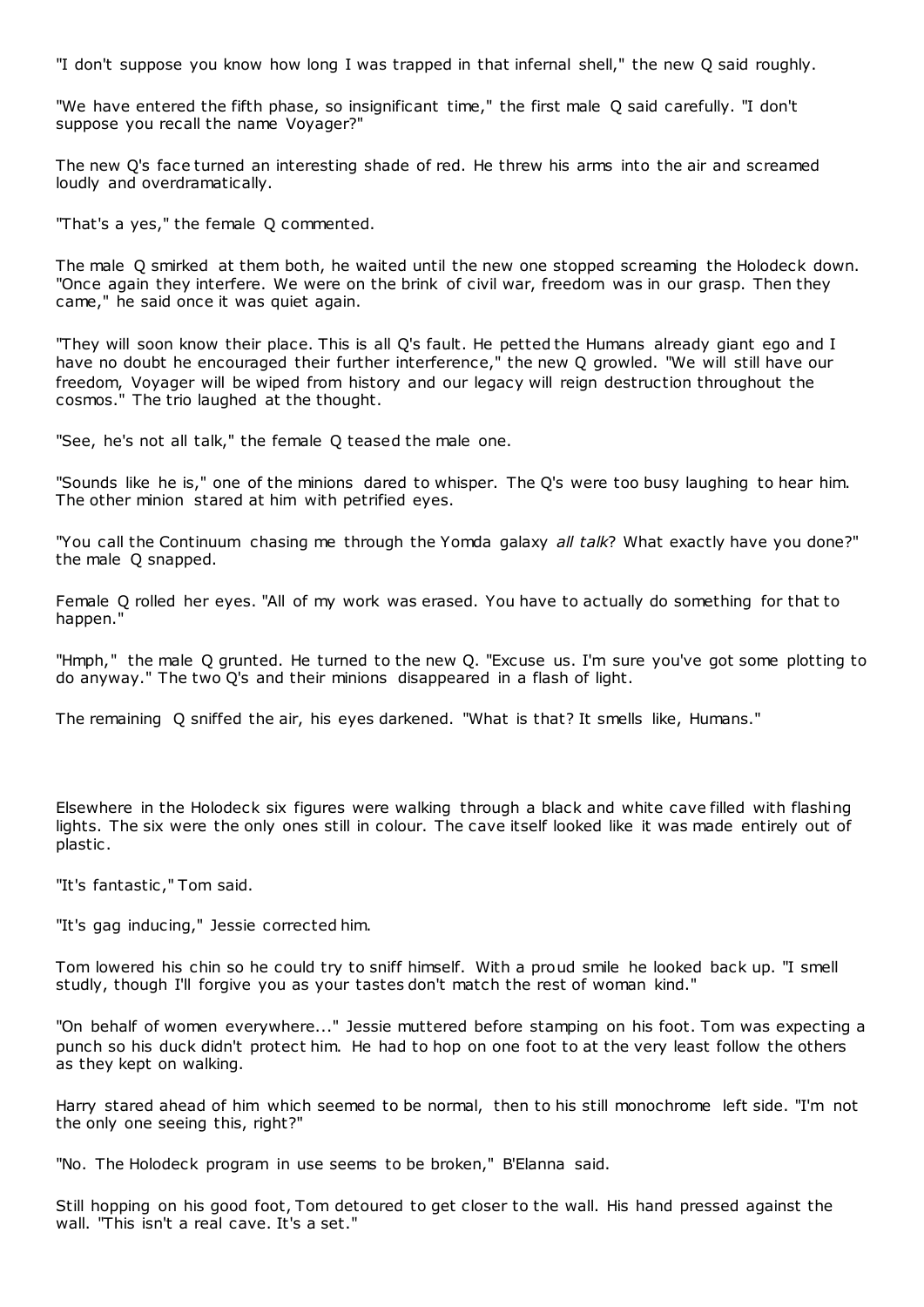"I don't suppose you know how long I was trapped in that infernal shell," the new Q said roughly.

"We have entered the fifth phase, so insignificant time," the first male Q said carefully. "I don't suppose you recall the name Voyager?"

The new Q's face turned an interesting shade of red. He threw his arms into the air and screamed loudly and overdramatically.

"That's a yes," the female Q commented.

The male Q smirked at them both, he waited until the new one stopped screaming the Holodeck down. "Once again they interfere. We were on the brink of civil war, freedom was in our grasp. Then they came," he said once it was quiet again.

"They will soon know their place. This is all Q's fault. He petted the Humans already giant ego and I have no doubt he encouraged their further interference," the new Q growled. "We will still have our freedom, Voyager will be wiped from history and our legacy will reign destruction throughout the cosmos." The trio laughed at the thought.

"See, he's not all talk," the female Q teased the male one.

"Sounds like he is," one of the minions dared to whisper. The Q's were too busy laughing to hear him. The other minion stared at him with petrified eyes.

"You call the Continuum chasing me through the Yomda galaxy *all talk*? What exactly have you done?" the male Q snapped.

Female Q rolled her eyes. "All of my work was erased. You have to actually do something for that to happen."

"Hmph," the male Q grunted. He turned to the new Q. "Excuse us. I'm sure you've got some plotting to do anyway." The two Q's and their minions disappeared in a flash of light.

The remaining Q sniffed the air, his eyes darkened. "What is that? It smells like, Humans."

Elsewhere in the Holodeck six figures were walking through a black and white cave filled with flashing lights. The six were the only ones still in colour. The cave itself looked like it was made entirely out of plastic.

"It's fantastic," Tom said.

"It's gag inducing," Jessie corrected him.

Tom lowered his chin so he could try to sniff himself. With a proud smile he looked back up. "I smell studly, though I'll forgive you as your tastes don't match the rest of woman kind."

"On behalf of women everywhere..." Jessie muttered before stamping on his foot. Tom was expecting a punch so his duck didn't protect him. He had to hop on one foot to at the very least follow the others as they kept on walking.

Harry stared ahead of him which seemed to be normal, then to his still monochrome left side. "I'm not the only one seeing this, right?"

"No. The Holodeck program in use seems to be broken," B'Elanna said.

Still hopping on his good foot, Tom detoured to get closer to the wall. His hand pressed against the wall. "This isn't a real cave. It's a set."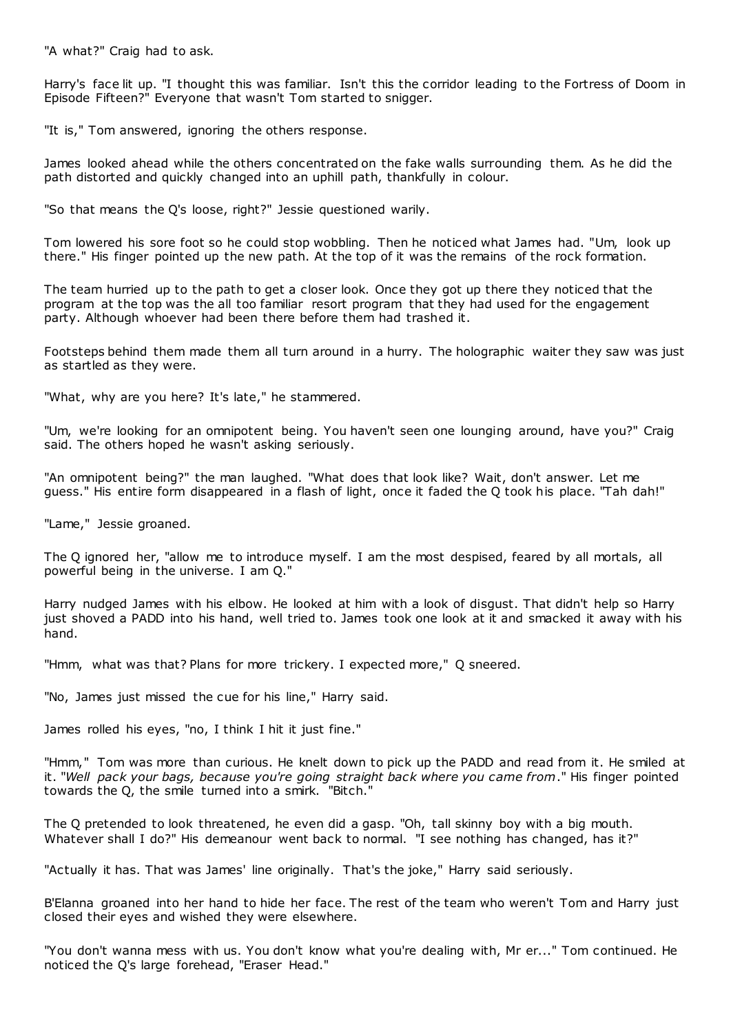"A what?" Craig had to ask.

Harry's face lit up. "I thought this was familiar. Isn't this the corridor leading to the Fortress of Doom in Episode Fifteen?" Everyone that wasn't Tom started to snigger.

"It is," Tom answered, ignoring the others response.

James looked ahead while the others concentrated on the fake walls surrounding them. As he did the path distorted and quickly changed into an uphill path, thankfully in colour.

"So that means the Q's loose, right?" Jessie questioned warily.

Tom lowered his sore foot so he could stop wobbling. Then he noticed what James had. "Um, look up there." His finger pointed up the new path. At the top of it was the remains of the rock formation.

The team hurried up to the path to get a closer look. Once they got up there they noticed that the program at the top was the all too familiar resort program that they had used for the engagement party. Although whoever had been there before them had trashed it.

Footsteps behind them made them all turn around in a hurry. The holographic waiter they saw was just as startled as they were.

"What, why are you here? It's late," he stammered.

"Um, we're looking for an omnipotent being. You haven't seen one lounging around, have you?" Craig said. The others hoped he wasn't asking seriously.

"An omnipotent being?" the man laughed. "What does that look like? Wait, don't answer. Let me guess." His entire form disappeared in a flash of light, once it faded the Q took his place. "Tah dah!"

"Lame," Jessie groaned.

The Q ignored her, "allow me to introduce myself. I am the most despised, feared by all mortals, all powerful being in the universe. I am Q."

Harry nudged James with his elbow. He looked at him with a look of disgust. That didn't help so Harry just shoved a PADD into his hand, well tried to. James took one look at it and smacked it away with his hand.

"Hmm, what was that? Plans for more trickery. I expected more," Q sneered.

"No, James just missed the cue for his line," Harry said.

James rolled his eyes, "no, I think I hit it just fine."

"Hmm," Tom was more than curious. He knelt down to pick up the PADD and read from it. He smiled at it. "*Well pack your bags, because you're going straight back where you came from*." His finger pointed towards the Q, the smile turned into a smirk. "Bitch."

The Q pretended to look threatened, he even did a gasp. "Oh, tall skinny boy with a big mouth. Whatever shall I do?" His demeanour went back to normal. "I see nothing has changed, has it?"

"Actually it has. That was James' line originally. That's the joke," Harry said seriously.

B'Elanna groaned into her hand to hide her face. The rest of the team who weren't Tom and Harry just closed their eyes and wished they were elsewhere.

"You don't wanna mess with us. You don't know what you're dealing with, Mr er..." Tom continued. He noticed the Q's large forehead, "Eraser Head."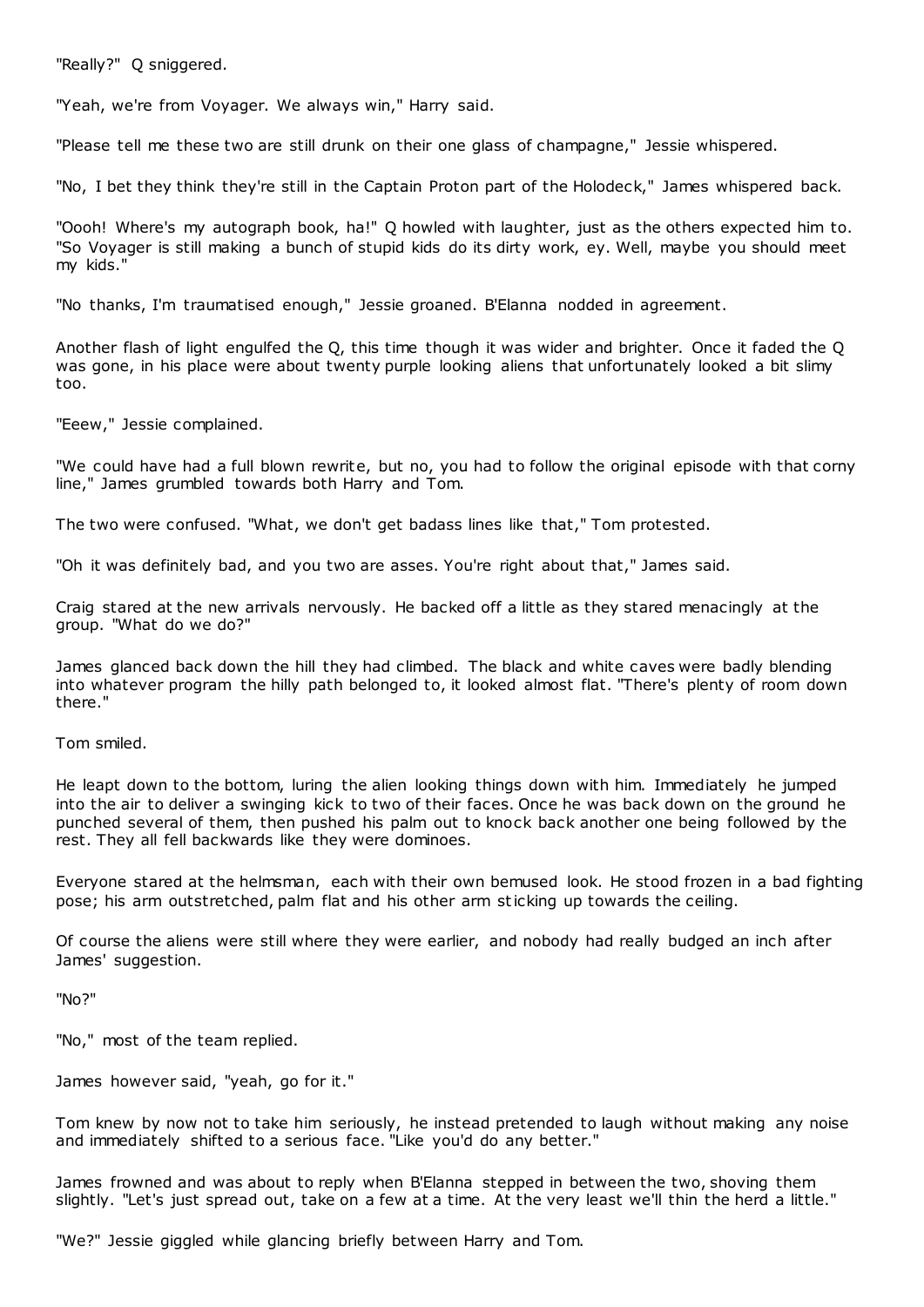"Really?" Q sniggered.

"Yeah, we're from Voyager. We always win," Harry said.

"Please tell me these two are still drunk on their one glass of champagne," Jessie whispered.

"No, I bet they think they're still in the Captain Proton part of the Holodeck," James whispered back.

"Oooh! Where's my autograph book, ha!" Q howled with laughter, just as the others expected him to. "So Voyager is still making a bunch of stupid kids do its dirty work, ey. Well, maybe you should meet my kids."

"No thanks, I'm traumatised enough," Jessie groaned. B'Elanna nodded in agreement.

Another flash of light engulfed the Q, this time though it was wider and brighter. Once it faded the Q was gone, in his place were about twenty purple looking aliens that unfortunately looked a bit slimy too.

"Eeew," Jessie complained.

"We could have had a full blown rewrite, but no, you had to follow the original episode with that corny line," James grumbled towards both Harry and Tom.

The two were confused. "What, we don't get badass lines like that," Tom protested.

"Oh it was definitely bad, and you two are asses. You're right about that," James said.

Craig stared at the new arrivals nervously. He backed off a little as they stared menacingly at the group. "What do we do?"

James glanced back down the hill they had climbed. The black and white caves were badly blending into whatever program the hilly path belonged to, it looked almost flat. "There's plenty of room down there."

Tom smiled.

He leapt down to the bottom, luring the alien looking things down with him. Immediately he jumped into the air to deliver a swinging kick to two of their faces. Once he was back down on the ground he punched several of them, then pushed his palm out to knock back another one being followed by the rest. They all fell backwards like they were dominoes.

Everyone stared at the helmsman, each with their own bemused look. He stood frozen in a bad fighting pose; his arm outstretched, palm flat and his other arm sticking up towards the ceiling.

Of course the aliens were still where they were earlier, and nobody had really budged an inch after James' suggestion.

"No?"

"No," most of the team replied.

James however said, "yeah, go for it."

Tom knew by now not to take him seriously, he instead pretended to laugh without making any noise and immediately shifted to a serious face. "Like you'd do any better."

James frowned and was about to reply when B'Elanna stepped in between the two, shoving them slightly. "Let's just spread out, take on a few at a time. At the very least we'll thin the herd a little."

"We?" Jessie giggled while glancing briefly between Harry and Tom.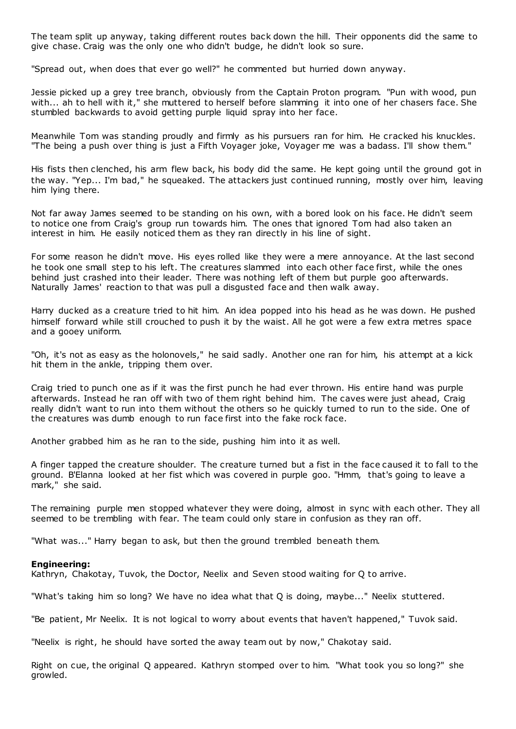The team split up anyway, taking different routes back down the hill. Their opponents did the same to give chase. Craig was the only one who didn't budge, he didn't look so sure.

"Spread out, when does that ever go well?" he commented but hurried down anyway.

Jessie picked up a grey tree branch, obviously from the Captain Proton program. "Pun with wood, pun with... ah to hell with it," she muttered to herself before slamming it into one of her chasers face. She stumbled backwards to avoid getting purple liquid spray into her face.

Meanwhile Tom was standing proudly and firmly as his pursuers ran for him. He cracked his knuckles. "The being a push over thing is just a Fifth Voyager joke, Voyager me was a badass. I'll show them."

His fists then clenched, his arm flew back, his body did the same. He kept going until the ground got in the way. "Yep... I'm bad," he squeaked. The attackers just continued running, mostly over him, leaving him lying there.

Not far away James seemed to be standing on his own, with a bored look on his face. He didn't seem to notice one from Craig's group run towards him. The ones that ignored Tom had also taken an interest in him. He easily noticed them as they ran directly in his line of sight.

For some reason he didn't move. His eyes rolled like they were a mere annoyance. At the last second he took one small step to his left. The creatures slammed into each other face first, while the ones behind just crashed into their leader. There was nothing left of them but purple goo afterwards. Naturally James' reaction to that was pull a disgusted face and then walk away.

Harry ducked as a creature tried to hit him. An idea popped into his head as he was down. He pushed himself forward while still crouched to push it by the waist. All he got were a few extra metres space and a gooey uniform.

"Oh, it's not as easy as the holonovels," he said sadly. Another one ran for him, his attempt at a kick hit them in the ankle, tripping them over.

Craig tried to punch one as if it was the first punch he had ever thrown. His entire hand was purple afterwards. Instead he ran off with two of them right behind him. The caves were just ahead, Craig really didn't want to run into them without the others so he quickly turned to run to the side. One of the creatures was dumb enough to run face first into the fake rock face.

Another grabbed him as he ran to the side, pushing him into it as well.

A finger tapped the creature shoulder. The creature turned but a fist in the face caused it to fall to the ground. B'Elanna looked at her fist which was covered in purple goo. "Hmm, that's going to leave a mark," she said.

The remaining purple men stopped whatever they were doing, almost in sync with each other. They all seemed to be trembling with fear. The team could only stare in confusion as they ran off.

"What was..." Harry began to ask, but then the ground trembled beneath them.

**Engineering:**
Kathryn, Chakotay, Tuvok, the Doctor, Neelix and Seven stood waiting for Q to arrive.

"What's taking him so long? We have no idea what that Q is doing, maybe..." Neelix stuttered.

"Be patient, Mr Neelix. It is not logical to worry about events that haven't happened," Tuvok said.

"Neelix is right, he should have sorted the away team out by now," Chakotay said.

Right on cue, the original Q appeared. Kathryn stomped over to him. "What took you so long?" she growled.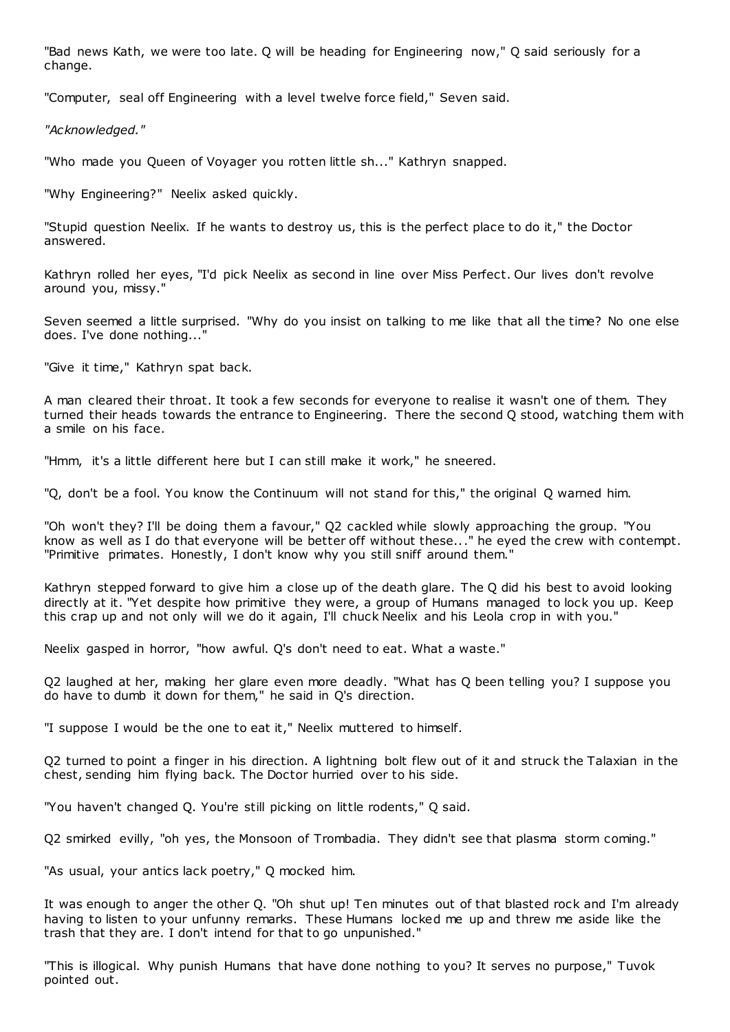"Bad news Kath, we were too late. Q will be heading for Engineering now," Q said seriously for a change.

"Computer, seal off Engineering with a level twelve force field," Seven said.

*"Acknowledged."*

"Who made you Queen of Voyager you rotten little sh..." Kathryn snapped.

"Why Engineering?" Neelix asked quickly.

"Stupid question Neelix. If he wants to destroy us, this is the perfect place to do it," the Doctor answered.

Kathryn rolled her eyes, "I'd pick Neelix as second in line over Miss Perfect. Our lives don't revolve around you, missy."

Seven seemed a little surprised. "Why do you insist on talking to me like that all the time? No one else does. I've done nothing..."

"Give it time," Kathryn spat back.

A man cleared their throat. It took a few seconds for everyone to realise it wasn't one of them. They turned their heads towards the entrance to Engineering. There the second Q stood, watching them with a smile on his face.

"Hmm, it's a little different here but I can still make it work," he sneered.

"Q, don't be a fool. You know the Continuum will not stand for this," the original Q warned him.

"Oh won't they? I'll be doing them a favour," Q2 cackled while slowly approaching the group. "You know as well as I do that everyone will be better off without these..." he eyed the crew with contempt. "Primitive primates. Honestly, I don't know why you still sniff around them."

Kathryn stepped forward to give him a close up of the death glare. The Q did his best to avoid looking directly at it. "Yet despite how primitive they were, a group of Humans managed to lock you up. Keep this crap up and not only will we do it again, I'll chuck Neelix and his Leola crop in with you."

Neelix gasped in horror, "how awful. Q's don't need to eat. What a waste."

Q2 laughed at her, making her glare even more deadly. "What has Q been telling you? I suppose you do have to dumb it down for them," he said in Q's direction.

"I suppose I would be the one to eat it," Neelix muttered to himself.

Q2 turned to point a finger in his direction. A lightning bolt flew out of it and struck the Talaxian in the chest, sending him flying back. The Doctor hurried over to his side.

"You haven't changed Q. You're still picking on little rodents," Q said.

Q2 smirked evilly, "oh yes, the Monsoon of Trombadia. They didn't see that plasma storm coming."

"As usual, your antics lack poetry," Q mocked him.

It was enough to anger the other Q. "Oh shut up! Ten minutes out of that blasted rock and I'm already having to listen to your unfunny remarks. These Humans locked me up and threw me aside like the trash that they are. I don't intend for that to go unpunished."

"This is illogical. Why punish Humans that have done nothing to you? It serves no purpose," Tuvok pointed out.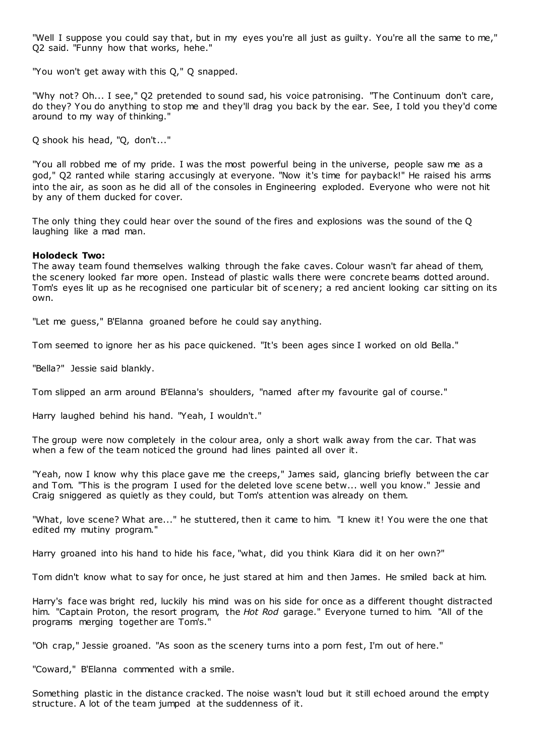"Well I suppose you could say that, but in my eyes you're all just as guilty. You're all the same to me," Q2 said. "Funny how that works, hehe."

"You won't get away with this Q," Q snapped.

"Why not? Oh... I see," Q2 pretended to sound sad, his voice patronising. "The Continuum don't care, do they? You do anything to stop me and they'll drag you back by the ear. See, I told you they'd come around to my way of thinking."

Q shook his head, "Q, don't..."

"You all robbed me of my pride. I was the most powerful being in the universe, people saw me as a god," Q2 ranted while staring accusingly at everyone. "Now it's time for payback!" He raised his arms into the air, as soon as he did all of the consoles in Engineering exploded. Everyone who were not hit by any of them ducked for cover.

The only thing they could hear over the sound of the fires and explosions was the sound of the Q laughing like a mad man.

**Holodeck Two:**
The away team found themselves walking through the fake caves. Colour wasn't far ahead of them, the scenery looked far more open. Instead of plastic walls there were concrete beams dotted around. Tom's eyes lit up as he recognised one particular bit of scenery; a red ancient looking car sitting on its own.

"Let me guess," B'Elanna groaned before he could say anything.

Tom seemed to ignore her as his pace quickened. "It's been ages since I worked on old Bella."

"Bella?" Jessie said blankly.

Tom slipped an arm around B'Elanna's shoulders, "named after my favourite gal of course."

Harry laughed behind his hand. "Yeah, I wouldn't."

The group were now completely in the colour area, only a short walk away from the car. That was when a few of the team noticed the ground had lines painted all over it.

"Yeah, now I know why this place gave me the creeps," James said, glancing briefly between the car and Tom. "This is the program I used for the deleted love scene betw... well you know." Jessie and Craig sniggered as quietly as they could, but Tom's attention was already on them.

"What, love scene? What are..." he stuttered, then it came to him. "I knew it! You were the one that edited my mutiny program."

Harry groaned into his hand to hide his face, "what, did you think Kiara did it on her own?"

Tom didn't know what to say for once, he just stared at him and then James. He smiled back at him.

Harry's face was bright red, luckily his mind was on his side for once as a different thought distracted him. "Captain Proton, the resort program, the *Hot Rod* garage." Everyone turned to him. "All of the programs merging together are Tom's."

"Oh crap," Jessie groaned. "As soon as the scenery turns into a porn fest, I'm out of here."

"Coward," B'Elanna commented with a smile.

Something plastic in the distance cracked. The noise wasn't loud but it still echoed around the empty structure. A lot of the team jumped at the suddenness of it.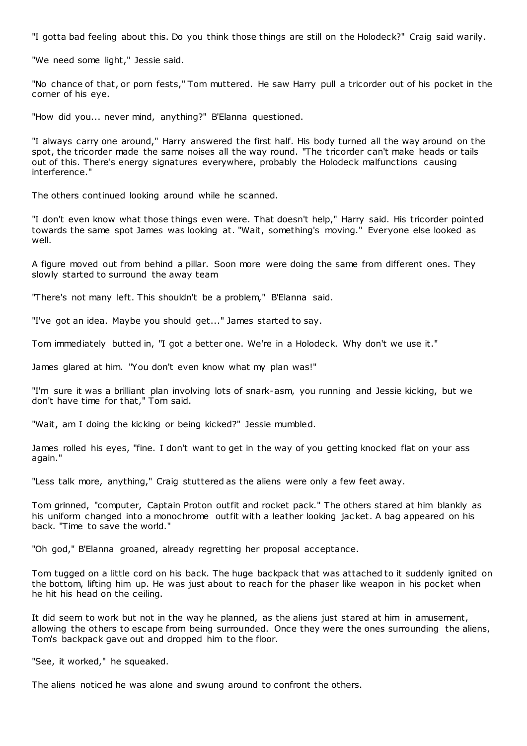"I gotta bad feeling about this. Do you think those things are still on the Holodeck?" Craig said warily.

"We need some light," Jessie said.

"No chance of that, or porn fests," Tom muttered. He saw Harry pull a tricorder out of his pocket in the corner of his eye.

"How did you... never mind, anything?" B'Elanna questioned.

"I always carry one around," Harry answered the first half. His body turned all the way around on the spot, the tricorder made the same noises all the way round. "The tricorder can't make heads or tails out of this. There's energy signatures everywhere, probably the Holodeck malfunctions causing interference."

The others continued looking around while he scanned.

"I don't even know what those things even were. That doesn't help," Harry said. His tricorder pointed towards the same spot James was looking at. "Wait, something's moving." Everyone else looked as well.

A figure moved out from behind a pillar. Soon more were doing the same from different ones. They slowly started to surround the away team

"There's not many left. This shouldn't be a problem," B'Elanna said.

"I've got an idea. Maybe you should get..." James started to say.

Tom immediately butted in, "I got a better one. We're in a Holodeck. Why don't we use it."

James glared at him. "You don't even know what my plan was!"

"I'm sure it was a brilliant plan involving lots of snark-asm, you running and Jessie kicking, but we don't have time for that," Tom said.

"Wait, am I doing the kicking or being kicked?" Jessie mumbled.

James rolled his eyes, "fine. I don't want to get in the way of you getting knocked flat on your ass again."

"Less talk more, anything," Craig stuttered as the aliens were only a few feet away.

Tom grinned, "computer, Captain Proton outfit and rocket pack." The others stared at him blankly as his uniform changed into a monochrome outfit with a leather looking jacket. A bag appeared on his back. "Time to save the world."

"Oh god," B'Elanna groaned, already regretting her proposal acceptance.

Tom tugged on a little cord on his back. The huge backpack that was attached to it suddenly ignited on the bottom, lifting him up. He was just about to reach for the phaser like weapon in his pocket when he hit his head on the ceiling.

It did seem to work but not in the way he planned, as the aliens just stared at him in amusement, allowing the others to escape from being surrounded. Once they were the ones surrounding the aliens, Tom's backpack gave out and dropped him to the floor.

"See, it worked," he squeaked.

The aliens noticed he was alone and swung around to confront the others.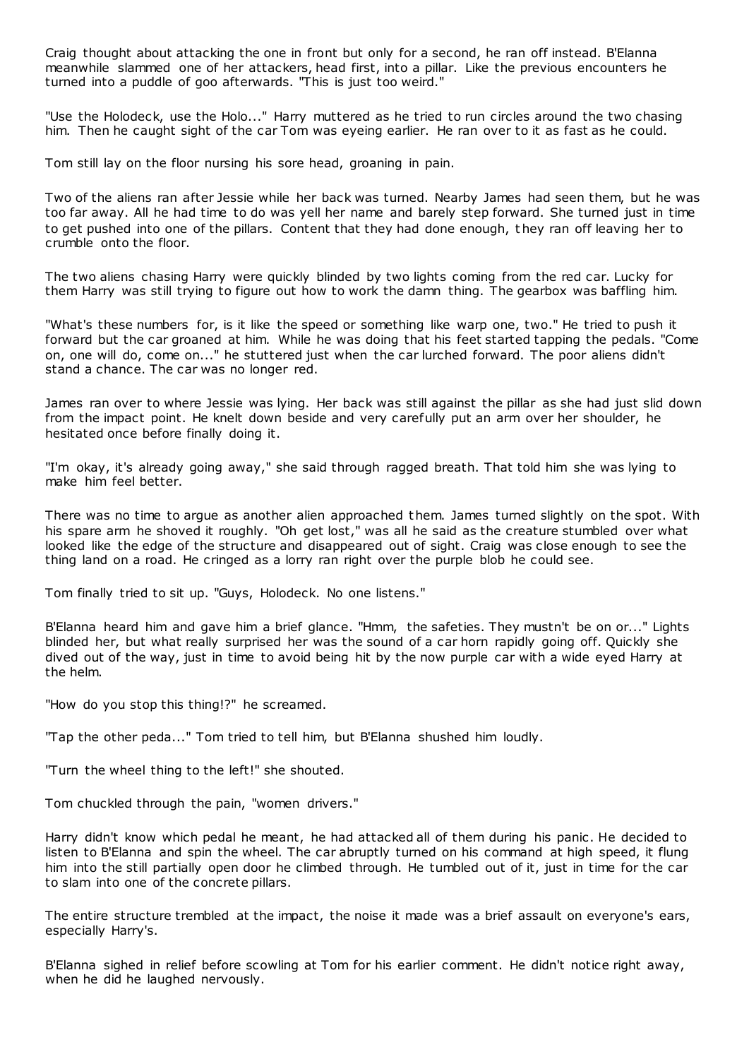Craig thought about attacking the one in front but only for a second, he ran off instead. B'Elanna meanwhile slammed one of her attackers, head first, into a pillar. Like the previous encounters he turned into a puddle of goo afterwards. "This is just too weird."

"Use the Holodeck, use the Holo..." Harry muttered as he tried to run circles around the two chasing him. Then he caught sight of the car Tom was eyeing earlier. He ran over to it as fast as he could.

Tom still lay on the floor nursing his sore head, groaning in pain.

Two of the aliens ran after Jessie while her back was turned. Nearby James had seen them, but he was too far away. All he had time to do was yell her name and barely step forward. She turned just in time to get pushed into one of the pillars. Content that they had done enough, they ran off leaving her to crumble onto the floor.

The two aliens chasing Harry were quickly blinded by two lights coming from the red car. Lucky for them Harry was still trying to figure out how to work the damn thing. The gearbox was baffling him.

"What's these numbers for, is it like the speed or something like warp one, two." He tried to push it forward but the car groaned at him. While he was doing that his feet started tapping the pedals. "Come on, one will do, come on..." he stuttered just when the car lurched forward. The poor aliens didn't stand a chance. The car was no longer red.

James ran over to where Jessie was lying. Her back was still against the pillar as she had just slid down from the impact point. He knelt down beside and very carefully put an arm over her shoulder, he hesitated once before finally doing it.

"I'm okay, it's already going away," she said through ragged breath. That told him she was lying to make him feel better.

There was no time to argue as another alien approached them. James turned slightly on the spot. With his spare arm he shoved it roughly. "Oh get lost," was all he said as the creature stumbled over what looked like the edge of the structure and disappeared out of sight. Craig was close enough to see the thing land on a road. He cringed as a lorry ran right over the purple blob he could see.

Tom finally tried to sit up. "Guys, Holodeck. No one listens."

B'Elanna heard him and gave him a brief glance. "Hmm, the safeties. They mustn't be on or..." Lights blinded her, but what really surprised her was the sound of a car horn rapidly going off. Quickly she dived out of the way, just in time to avoid being hit by the now purple car with a wide eyed Harry at the helm.

"How do you stop this thing!?" he screamed.

"Tap the other peda..." Tom tried to tell him, but B'Elanna shushed him loudly.

"Turn the wheel thing to the left!" she shouted.

Tom chuckled through the pain, "women drivers."

Harry didn't know which pedal he meant, he had attacked all of them during his panic. He decided to listen to B'Elanna and spin the wheel. The car abruptly turned on his command at high speed, it flung him into the still partially open door he climbed through. He tumbled out of it, just in time for the car to slam into one of the concrete pillars.

The entire structure trembled at the impact, the noise it made was a brief assault on everyone's ears, especially Harry's.

B'Elanna sighed in relief before scowling at Tom for his earlier comment. He didn't notice right away, when he did he laughed nervously.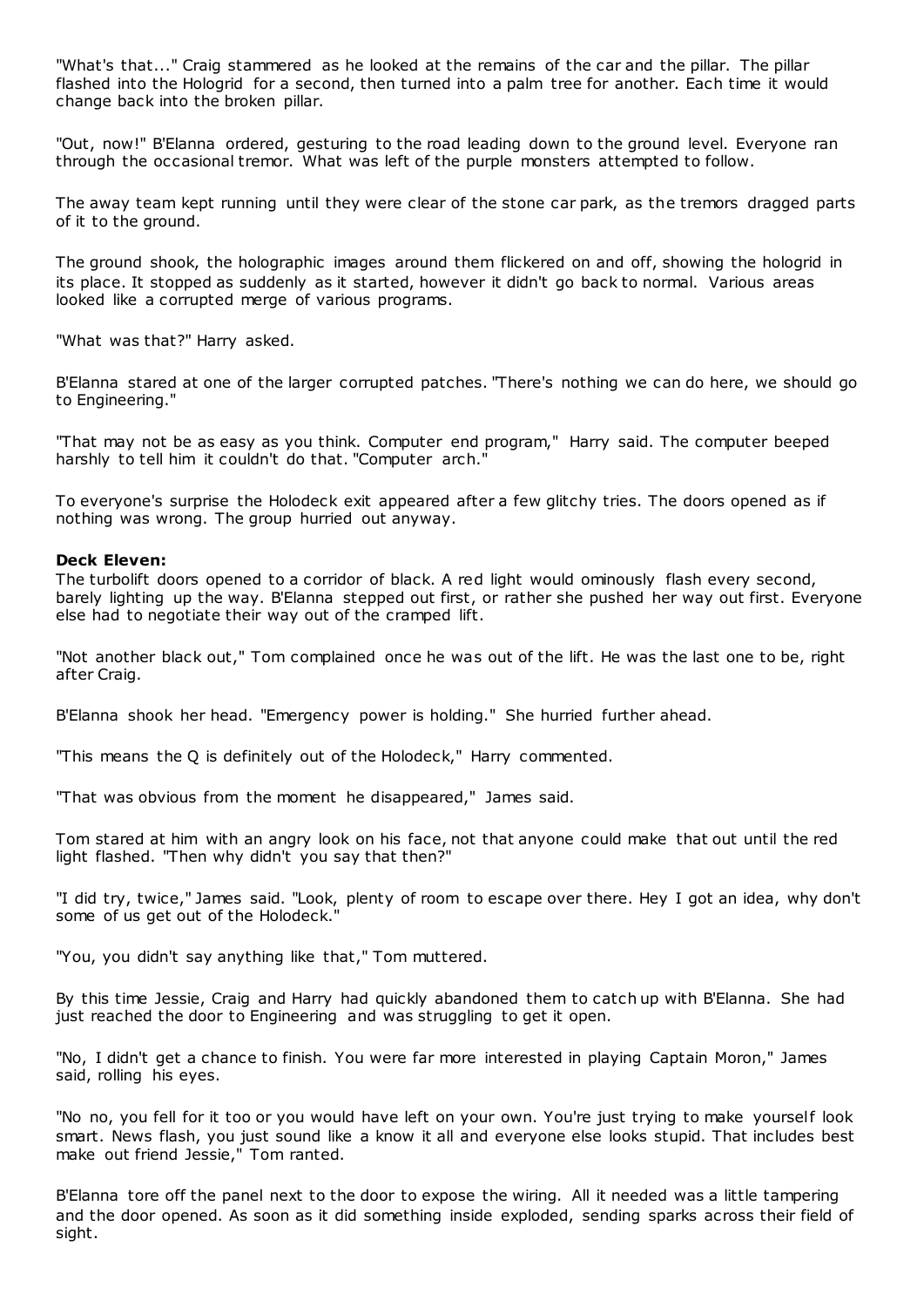"What's that..." Craig stammered as he looked at the remains of the car and the pillar. The pillar flashed into the Hologrid for a second, then turned into a palm tree for another. Each time it would change back into the broken pillar.

"Out, now!" B'Elanna ordered, gesturing to the road leading down to the ground level. Everyone ran through the occasional tremor. What was left of the purple monsters attempted to follow.

The away team kept running until they were clear of the stone car park, as the tremors dragged parts of it to the ground.

The ground shook, the holographic images around them flickered on and off, showing the hologrid in its place. It stopped as suddenly as it started, however it didn't go back to normal. Various areas looked like a corrupted merge of various programs.

"What was that?" Harry asked.

B'Elanna stared at one of the larger corrupted patches. "There's nothing we can do here, we should go to Engineering."

"That may not be as easy as you think. Computer end program," Harry said. The computer beeped harshly to tell him it couldn't do that. "Computer arch."

To everyone's surprise the Holodeck exit appeared after a few glitchy tries. The doors opened as if nothing was wrong. The group hurried out anyway.

**Deck Eleven:**
The turbolift doors opened to a corridor of black. A red light would ominously flash every second, barely lighting up the way. B'Elanna stepped out first, or rather she pushed her way out first. Everyone else had to negotiate their way out of the cramped lift.

"Not another black out," Tom complained once he was out of the lift. He was the last one to be, right after Craig.

B'Elanna shook her head. "Emergency power is holding." She hurried further ahead.

"This means the Q is definitely out of the Holodeck," Harry commented.

"That was obvious from the moment he disappeared," James said.

Tom stared at him with an angry look on his face, not that anyone could make that out until the red light flashed. "Then why didn't you say that then?"

"I did try, twice," James said. "Look, plenty of room to escape over there. Hey I got an idea, why don't some of us get out of the Holodeck."

"You, you didn't say anything like that," Tom muttered.

By this time Jessie, Craig and Harry had quickly abandoned them to catch up with B'Elanna. She had just reached the door to Engineering and was struggling to get it open.

"No, I didn't get a chance to finish. You were far more interested in playing Captain Moron," James said, rolling his eyes.

"No no, you fell for it too or you would have left on your own. You're just trying to make yourself look smart. News flash, you just sound like a know it all and everyone else looks stupid. That includes best make out friend Jessie," Tom ranted.

B'Elanna tore off the panel next to the door to expose the wiring. All it needed was a little tampering and the door opened. As soon as it did something inside exploded, sending sparks across their field of sight.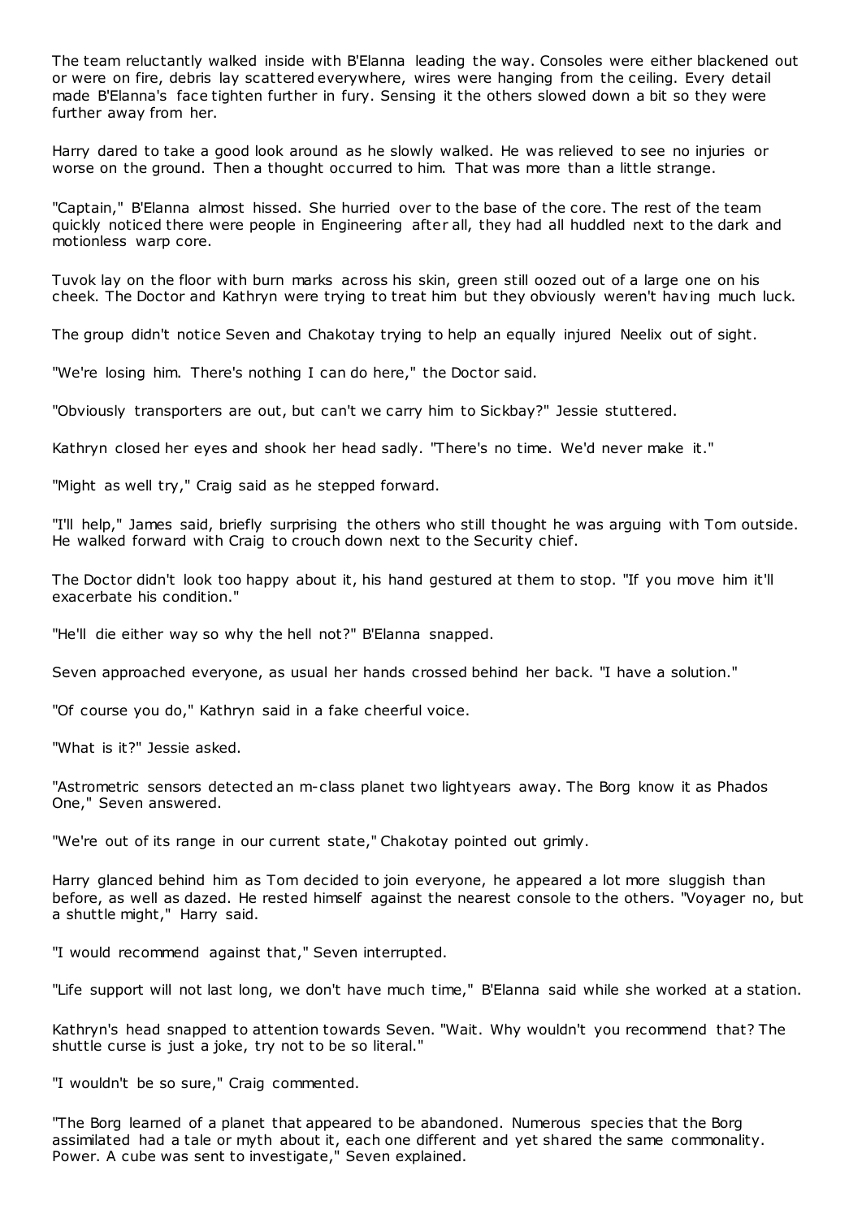The team reluctantly walked inside with B'Elanna leading the way. Consoles were either blackened out or were on fire, debris lay scattered everywhere, wires were hanging from the ceiling. Every detail made B'Elanna's face tighten further in fury. Sensing it the others slowed down a bit so they were further away from her.

Harry dared to take a good look around as he slowly walked. He was relieved to see no injuries or worse on the ground. Then a thought occurred to him. That was more than a little strange.

"Captain," B'Elanna almost hissed. She hurried over to the base of the core. The rest of the team quickly noticed there were people in Engineering after all, they had all huddled next to the dark and motionless warp core.

Tuvok lay on the floor with burn marks across his skin, green still oozed out of a large one on his cheek. The Doctor and Kathryn were trying to treat him but they obviously weren't having much luck.

The group didn't notice Seven and Chakotay trying to help an equally injured Neelix out of sight.

"We're losing him. There's nothing I can do here," the Doctor said.

"Obviously transporters are out, but can't we carry him to Sickbay?" Jessie stuttered.

Kathryn closed her eyes and shook her head sadly. "There's no time. We'd never make it."

"Might as well try," Craig said as he stepped forward.

"I'll help," James said, briefly surprising the others who still thought he was arguing with Tom outside. He walked forward with Craig to crouch down next to the Security chief.

The Doctor didn't look too happy about it, his hand gestured at them to stop. "If you move him it'll exacerbate his condition."

"He'll die either way so why the hell not?" B'Elanna snapped.

Seven approached everyone, as usual her hands crossed behind her back. "I have a solution."

"Of course you do," Kathryn said in a fake cheerful voice.

"What is it?" Jessie asked.

"Astrometric sensors detected an m-class planet two lightyears away. The Borg know it as Phados One," Seven answered.

"We're out of its range in our current state," Chakotay pointed out grimly.

Harry glanced behind him as Tom decided to join everyone, he appeared a lot more sluggish than before, as well as dazed. He rested himself against the nearest console to the others. "Voyager no, but a shuttle might," Harry said.

"I would recommend against that," Seven interrupted.

"Life support will not last long, we don't have much time," B'Elanna said while she worked at a station.

Kathryn's head snapped to attention towards Seven. "Wait. Why wouldn't you recommend that? The shuttle curse is just a joke, try not to be so literal."

"I wouldn't be so sure," Craig commented.

"The Borg learned of a planet that appeared to be abandoned. Numerous species that the Borg assimilated had a tale or myth about it, each one different and yet shared the same commonality. Power. A cube was sent to investigate," Seven explained.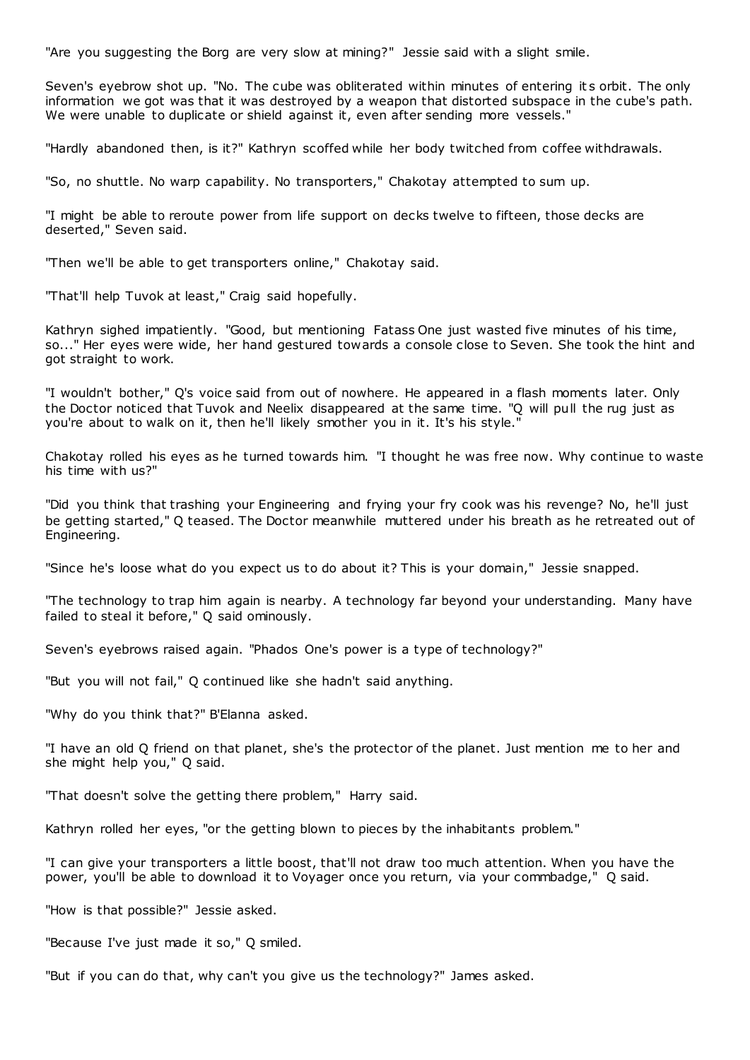"Are you suggesting the Borg are very slow at mining?" Jessie said with a slight smile.

Seven's eyebrow shot up. "No. The cube was obliterated within minutes of entering its orbit. The only information we got was that it was destroyed by a weapon that distorted subspace in the cube's path. We were unable to duplicate or shield against it, even after sending more vessels."

"Hardly abandoned then, is it?" Kathryn scoffed while her body twitched from coffee withdrawals.

"So, no shuttle. No warp capability. No transporters," Chakotay attempted to sum up.

"I might be able to reroute power from life support on decks twelve to fifteen, those decks are deserted," Seven said.

"Then we'll be able to get transporters online," Chakotay said.

"That'll help Tuvok at least," Craig said hopefully.

Kathryn sighed impatiently. "Good, but mentioning Fatass One just wasted five minutes of his time, so..." Her eyes were wide, her hand gestured towards a console close to Seven. She took the hint and got straight to work.

"I wouldn't bother," Q's voice said from out of nowhere. He appeared in a flash moments later. Only the Doctor noticed that Tuvok and Neelix disappeared at the same time. "Q will pull the rug just as you're about to walk on it, then he'll likely smother you in it. It's his style."

Chakotay rolled his eyes as he turned towards him. "I thought he was free now. Why continue to waste his time with us?"

"Did you think that trashing your Engineering and frying your fry cook was his revenge? No, he'll just be getting started," Q teased. The Doctor meanwhile muttered under his breath as he retreated out of Engineering.

"Since he's loose what do you expect us to do about it? This is your domain," Jessie snapped.

"The technology to trap him again is nearby. A technology far beyond your understanding. Many have failed to steal it before," Q said ominously.

Seven's eyebrows raised again. "Phados One's power is a type of technology?"

"But you will not fail," Q continued like she hadn't said anything.

"Why do you think that?" B'Elanna asked.

"I have an old Q friend on that planet, she's the protector of the planet. Just mention me to her and she might help you," Q said.

"That doesn't solve the getting there problem," Harry said.

Kathryn rolled her eyes, "or the getting blown to pieces by the inhabitants problem."

"I can give your transporters a little boost, that'll not draw too much attention. When you have the power, you'll be able to download it to Voyager once you return, via your commbadge," Q said.

"How is that possible?" Jessie asked.

"Because I've just made it so," Q smiled.

"But if you can do that, why can't you give us the technology?" James asked.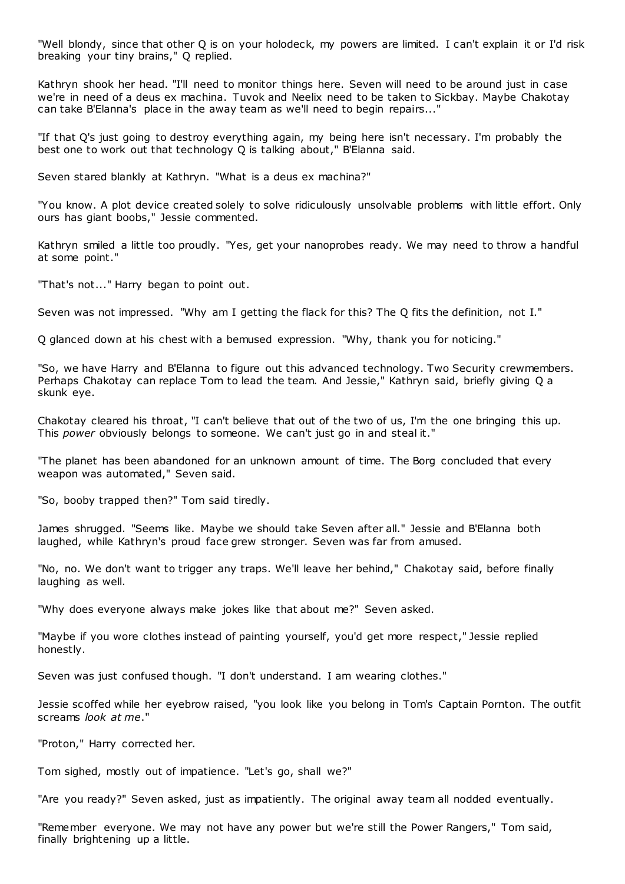"Well blondy, since that other Q is on your holodeck, my powers are limited. I can't explain it or I'd risk breaking your tiny brains," Q replied.

Kathryn shook her head. "I'll need to monitor things here. Seven will need to be around just in case we're in need of a deus ex machina. Tuvok and Neelix need to be taken to Sickbay. Maybe Chakotay can take B'Elanna's place in the away team as we'll need to begin repairs..."

"If that Q's just going to destroy everything again, my being here isn't necessary. I'm probably the best one to work out that technology Q is talking about," B'Elanna said.

Seven stared blankly at Kathryn. "What is a deus ex machina?"

"You know. A plot device created solely to solve ridiculously unsolvable problems with little effort. Only ours has giant boobs," Jessie commented.

Kathryn smiled a little too proudly. "Yes, get your nanoprobes ready. We may need to throw a handful at some point."

"That's not..." Harry began to point out.

Seven was not impressed. "Why am I getting the flack for this? The Q fits the definition, not I."

Q glanced down at his chest with a bemused expression. "Why, thank you for noticing."

"So, we have Harry and B'Elanna to figure out this advanced technology. Two Security crewmembers. Perhaps Chakotay can replace Tom to lead the team. And Jessie," Kathryn said, briefly giving Q a skunk eye.

Chakotay cleared his throat, "I can't believe that out of the two of us, I'm the one bringing this up. This *power* obviously belongs to someone. We can't just go in and steal it."

"The planet has been abandoned for an unknown amount of time. The Borg concluded that every weapon was automated," Seven said.

"So, booby trapped then?" Tom said tiredly.

James shrugged. "Seems like. Maybe we should take Seven after all." Jessie and B'Elanna both laughed, while Kathryn's proud face grew stronger. Seven was far from amused.

"No, no. We don't want to trigger any traps. We'll leave her behind," Chakotay said, before finally laughing as well.

"Why does everyone always make jokes like that about me?" Seven asked.

"Maybe if you wore clothes instead of painting yourself, you'd get more respect," Jessie replied honestly.

Seven was just confused though. "I don't understand. I am wearing clothes."

Jessie scoffed while her eyebrow raised, "you look like you belong in Tom's Captain Pornton. The outfit screams *look at me*."

"Proton," Harry corrected her.

Tom sighed, mostly out of impatience. "Let's go, shall we?"

"Are you ready?" Seven asked, just as impatiently. The original away team all nodded eventually.

"Remember everyone. We may not have any power but we're still the Power Rangers," Tom said, finally brightening up a little.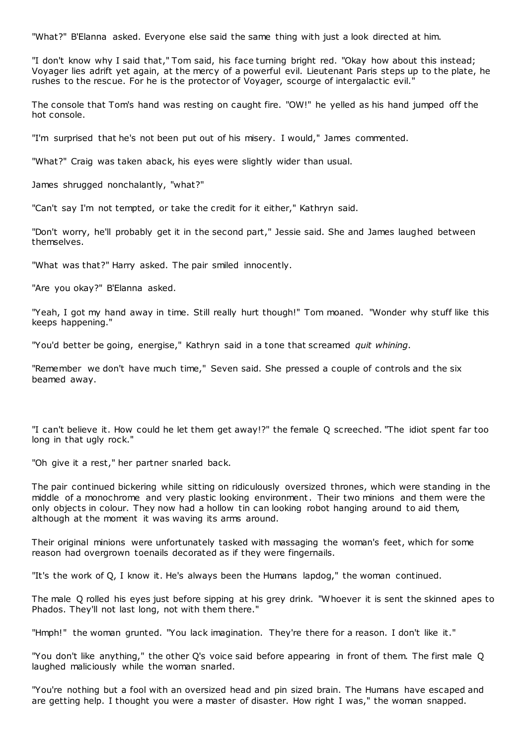"What?" B'Elanna asked. Everyone else said the same thing with just a look directed at him.

"I don't know why I said that," Tom said, his face turning bright red. "Okay how about this instead; Voyager lies adrift yet again, at the mercy of a powerful evil. Lieutenant Paris steps up to the plate, he rushes to the rescue. For he is the protector of Voyager, scourge of intergalactic evil."

The console that Tom's hand was resting on caught fire. "OW!" he yelled as his hand jumped off the hot console.

"I'm surprised that he's not been put out of his misery. I would," James commented.

"What?" Craig was taken aback, his eyes were slightly wider than usual.

James shrugged nonchalantly, "what?"

"Can't say I'm not tempted, or take the credit for it either," Kathryn said.

"Don't worry, he'll probably get it in the second part," Jessie said. She and James laughed between themselves.

"What was that?" Harry asked. The pair smiled innocently.

"Are you okay?" B'Elanna asked.

"Yeah, I got my hand away in time. Still really hurt though!" Tom moaned. "Wonder why stuff like this keeps happening."

"You'd better be going, energise," Kathryn said in a tone that screamed *quit whining*.

"Remember we don't have much time," Seven said. She pressed a couple of controls and the six beamed away.

"I can't believe it. How could he let them get away!?" the female Q screeched. "The idiot spent far too long in that ugly rock."

"Oh give it a rest," her partner snarled back.

The pair continued bickering while sitting on ridiculously oversized thrones, which were standing in the middle of a monochrome and very plastic looking environment. Their two minions and them were the only objects in colour. They now had a hollow tin can looking robot hanging around to aid them, although at the moment it was waving its arms around.

Their original minions were unfortunately tasked with massaging the woman's feet, which for some reason had overgrown toenails decorated as if they were fingernails.

"It's the work of Q, I know it. He's always been the Humans lapdog," the woman continued.

The male Q rolled his eyes just before sipping at his grey drink. "Whoever it is sent the skinned apes to Phados. They'll not last long, not with them there."

"Hmph!" the woman grunted. "You lack imagination. They're there for a reason. I don't like it."

"You don't like anything," the other Q's voice said before appearing in front of them. The first male Q laughed maliciously while the woman snarled.

"You're nothing but a fool with an oversized head and pin sized brain. The Humans have escaped and are getting help. I thought you were a master of disaster. How right I was," the woman snapped.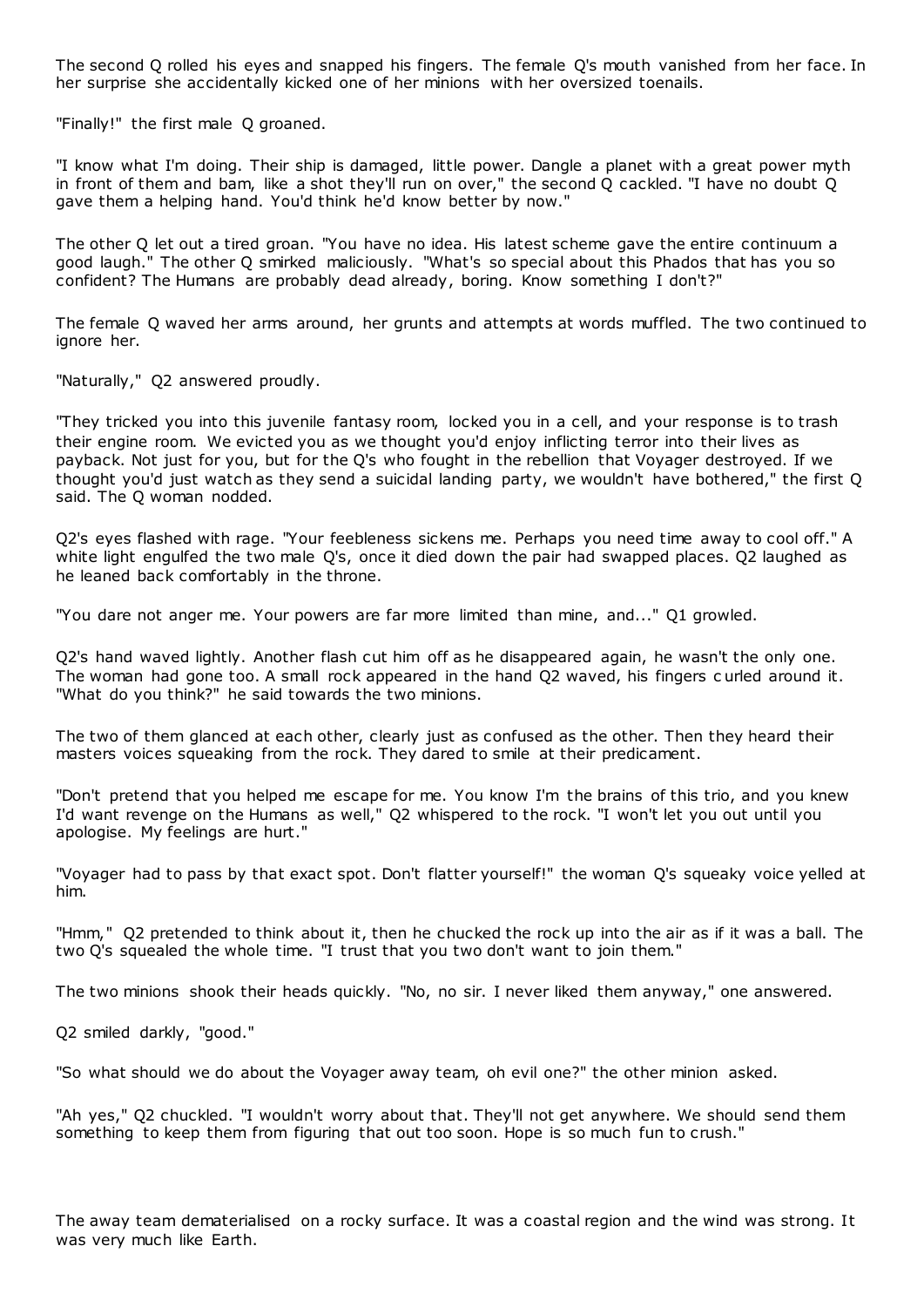The second Q rolled his eyes and snapped his fingers. The female Q's mouth vanished from her face. In her surprise she accidentally kicked one of her minions with her oversized toenails.

"Finally!" the first male Q groaned.

"I know what I'm doing. Their ship is damaged, little power. Dangle a planet with a great power myth in front of them and bam, like a shot they'll run on over," the second Q cackled. "I have no doubt Q gave them a helping hand. You'd think he'd know better by now."

The other Q let out a tired groan. "You have no idea. His latest scheme gave the entire continuum a good laugh." The other Q smirked maliciously. "What's so special about this Phados that has you so confident? The Humans are probably dead already, boring. Know something I don't?"

The female Q waved her arms around, her grunts and attempts at words muffled. The two continued to ignore her.

"Naturally," Q2 answered proudly.

"They tricked you into this juvenile fantasy room, locked you in a cell, and your response is to trash their engine room. We evicted you as we thought you'd enjoy inflicting terror into their lives as payback. Not just for you, but for the Q's who fought in the rebellion that Voyager destroyed. If we thought you'd just watch as they send a suicidal landing party, we wouldn't have bothered," the first Q said. The Q woman nodded.

Q2's eyes flashed with rage. "Your feebleness sickens me. Perhaps you need time away to cool off." A white light engulfed the two male Q's, once it died down the pair had swapped places. Q2 laughed as he leaned back comfortably in the throne.

"You dare not anger me. Your powers are far more limited than mine, and..." Q1 growled.

Q2's hand waved lightly. Another flash cut him off as he disappeared again, he wasn't the only one. The woman had gone too. A small rock appeared in the hand Q2 waved, his fingers curled around it. "What do you think?" he said towards the two minions.

The two of them glanced at each other, clearly just as confused as the other. Then they heard their masters voices squeaking from the rock. They dared to smile at their predicament.

"Don't pretend that you helped me escape for me. You know I'm the brains of this trio, and you knew I'd want revenge on the Humans as well," Q2 whispered to the rock. "I won't let you out until you apologise. My feelings are hurt."

"Voyager had to pass by that exact spot. Don't flatter yourself!" the woman Q's squeaky voice yelled at him.

"Hmm," Q2 pretended to think about it, then he chucked the rock up into the air as if it was a ball. The two Q's squealed the whole time. "I trust that you two don't want to join them."

The two minions shook their heads quickly. "No, no sir. I never liked them anyway," one answered.

Q2 smiled darkly, "good."

"So what should we do about the Voyager away team, oh evil one?" the other minion asked.

"Ah yes," Q2 chuckled. "I wouldn't worry about that. They'll not get anywhere. We should send them something to keep them from figuring that out too soon. Hope is so much fun to crush."

The away team dematerialised on a rocky surface. It was a coastal region and the wind was strong. It was very much like Earth.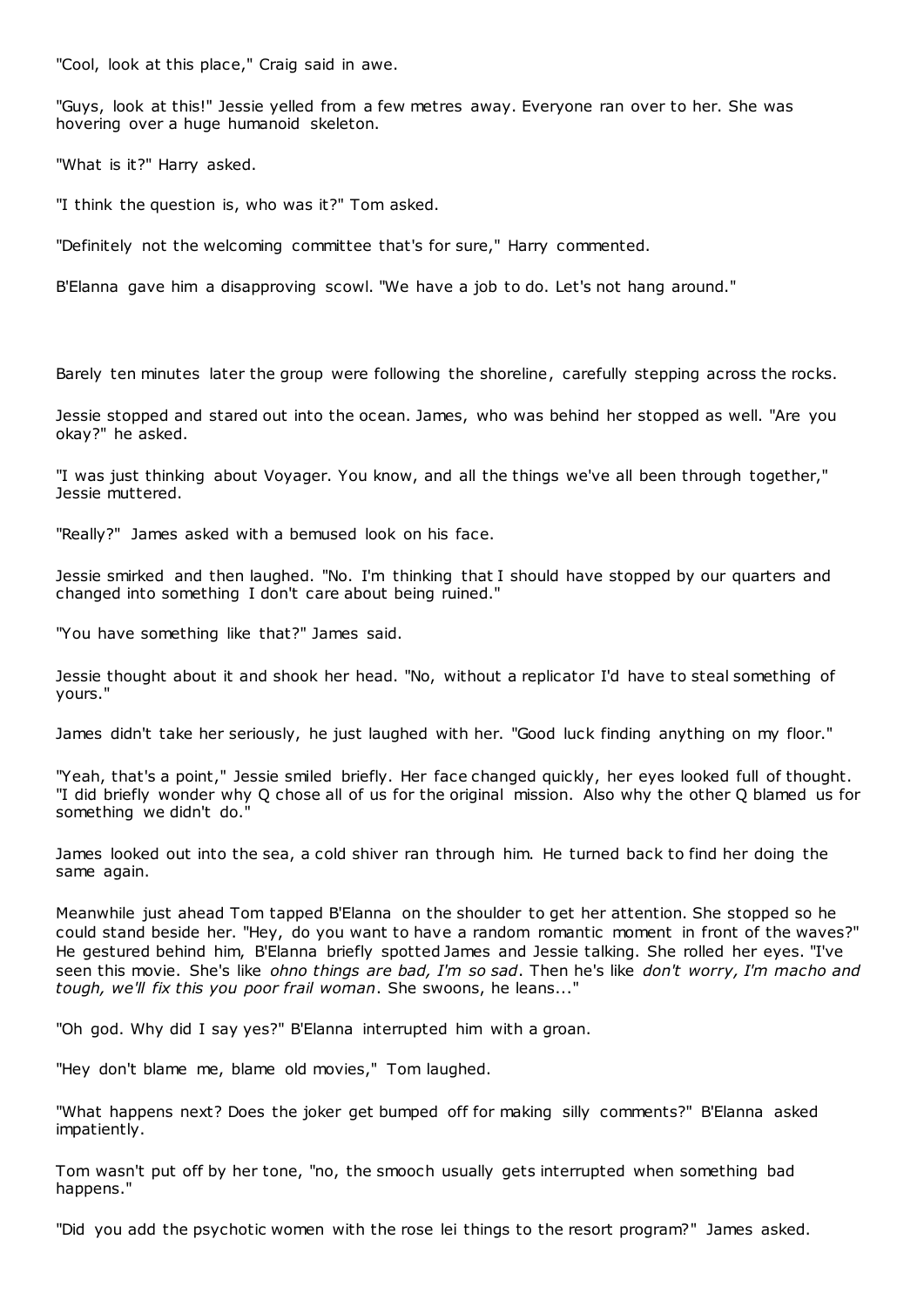"Cool, look at this place," Craig said in awe.

"Guys, look at this!" Jessie yelled from a few metres away. Everyone ran over to her. She was hovering over a huge humanoid skeleton.

"What is it?" Harry asked.

"I think the question is, who was it?" Tom asked.

"Definitely not the welcoming committee that's for sure," Harry commented.

B'Elanna gave him a disapproving scowl. "We have a job to do. Let's not hang around."

Barely ten minutes later the group were following the shoreline, carefully stepping across the rocks.

Jessie stopped and stared out into the ocean. James, who was behind her stopped as well. "Are you okay?" he asked.

"I was just thinking about Voyager. You know, and all the things we've all been through together," Jessie muttered.

"Really?" James asked with a bemused look on his face.

Jessie smirked and then laughed. "No. I'm thinking that I should have stopped by our quarters and changed into something I don't care about being ruined."

"You have something like that?" James said.

Jessie thought about it and shook her head. "No, without a replicator I'd have to steal something of yours."

James didn't take her seriously, he just laughed with her. "Good luck finding anything on my floor."

"Yeah, that's a point," Jessie smiled briefly. Her face changed quickly, her eyes looked full of thought. "I did briefly wonder why Q chose all of us for the original mission. Also why the other Q blamed us for something we didn't do."

James looked out into the sea, a cold shiver ran through him. He turned back to find her doing the same again.

Meanwhile just ahead Tom tapped B'Elanna on the shoulder to get her attention. She stopped so he could stand beside her. "Hey, do you want to have a random romantic moment in front of the waves?" He gestured behind him, B'Elanna briefly spotted James and Jessie talking. She rolled her eyes. "I've seen this movie. She's like *ohno things are bad, I'm so sad*. Then he's like *don't worry, I'm macho and tough, we'll fix this you poor frail woman*. She swoons, he leans..."

"Oh god. Why did I say yes?" B'Elanna interrupted him with a groan.

"Hey don't blame me, blame old movies," Tom laughed.

"What happens next? Does the joker get bumped off for making silly comments?" B'Elanna asked impatiently.

Tom wasn't put off by her tone, "no, the smooch usually gets interrupted when something bad happens."

"Did you add the psychotic women with the rose lei things to the resort program?" James asked.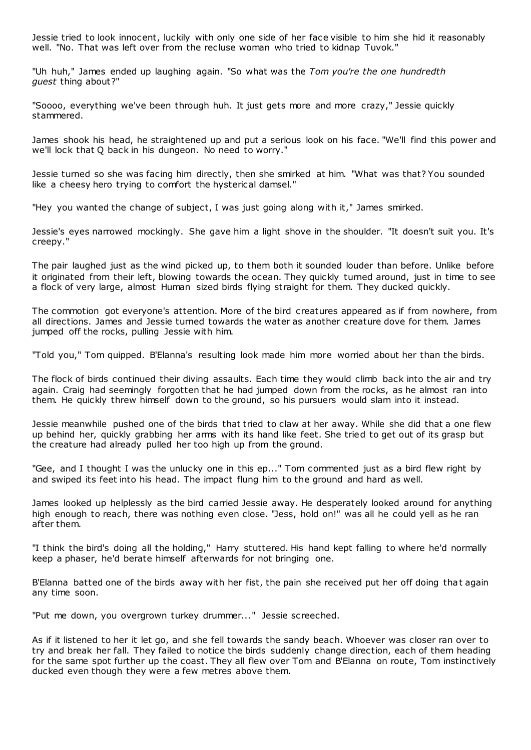Jessie tried to look innocent, luckily with only one side of her face visible to him she hid it reasonably well. "No. That was left over from the recluse woman who tried to kidnap Tuvok."

"Uh huh," James ended up laughing again. "So what was the *Tom you're the one hundredth guest* thing about?"

"Soooo, everything we've been through huh. It just gets more and more crazy," Jessie quickly stammered.

James shook his head, he straightened up and put a serious look on his face. "We'll find this power and we'll lock that Q back in his dungeon. No need to worry."

Jessie turned so she was facing him directly, then she smirked at him. "What was that? You sounded like a cheesy hero trying to comfort the hysterical damsel."

"Hey you wanted the change of subject, I was just going along with it," James smirked.

Jessie's eyes narrowed mockingly. She gave him a light shove in the shoulder. "It doesn't suit you. It's creepy."

The pair laughed just as the wind picked up, to them both it sounded louder than before. Unlike before it originated from their left, blowing towards the ocean. They quickly turned around, just in time to see a flock of very large, almost Human sized birds flying straight for them. They ducked quickly.

The commotion got everyone's attention. More of the bird creatures appeared as if from nowhere, from all directions. James and Jessie turned towards the water as another creature dove for them. James jumped off the rocks, pulling Jessie with him.

"Told you," Tom quipped. B'Elanna's resulting look made him more worried about her than the birds.

The flock of birds continued their diving assaults. Each time they would climb back into the air and try again. Craig had seemingly forgotten that he had jumped down from the rocks, as he almost ran into them. He quickly threw himself down to the ground, so his pursuers would slam into it instead.

Jessie meanwhile pushed one of the birds that tried to claw at her away. While she did that a one flew up behind her, quickly grabbing her arms with its hand like feet. She tried to get out of its grasp but the creature had already pulled her too high up from the ground.

"Gee, and I thought I was the unlucky one in this ep..." Tom commented just as a bird flew right by and swiped its feet into his head. The impact flung him to the ground and hard as well.

James looked up helplessly as the bird carried Jessie away. He desperately looked around for anything high enough to reach, there was nothing even close. "Jess, hold on!" was all he could yell as he ran after them.

"I think the bird's doing all the holding," Harry stuttered. His hand kept falling to where he'd normally keep a phaser, he'd berate himself afterwards for not bringing one.

B'Elanna batted one of the birds away with her fist, the pain she received put her off doing that again any time soon.

"Put me down, you overgrown turkey drummer..." Jessie screeched.

As if it listened to her it let go, and she fell towards the sandy beach. Whoever was closer ran over to try and break her fall. They failed to notice the birds suddenly change direction, each of them heading for the same spot further up the coast. They all flew over Tom and B'Elanna on route, Tom instinctively ducked even though they were a few metres above them.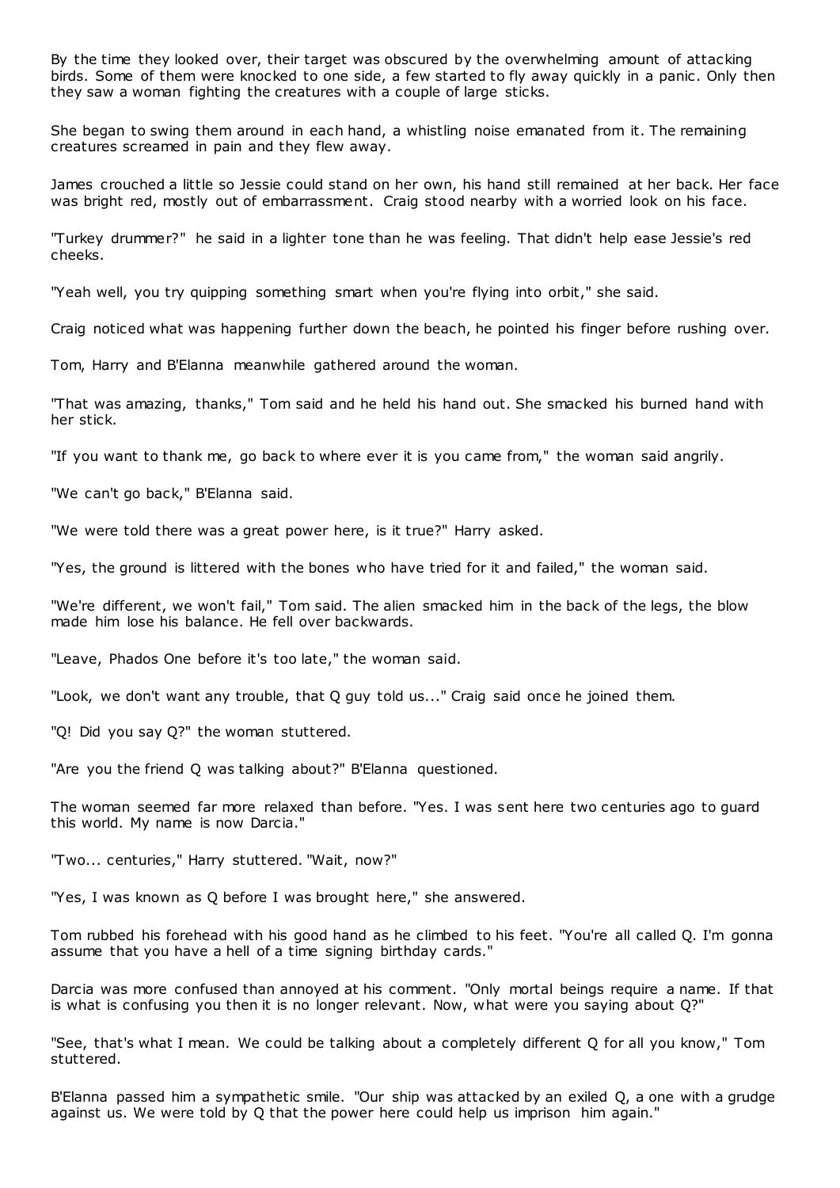By the time they looked over, their target was obscured by the overwhelming amount of attacking birds. Some of them were knocked to one side, a few started to fly away quickly in a panic. Only then they saw a woman fighting the creatures with a couple of large sticks.

She began to swing them around in each hand, a whistling noise emanated from it. The remaining creatures screamed in pain and they flew away.

James crouched a little so Jessie could stand on her own, his hand still remained at her back. Her face was bright red, mostly out of embarrassment. Craig stood nearby with a worried look on his face.

"Turkey drummer?" he said in a lighter tone than he was feeling. That didn't help ease Jessie's red cheeks.

"Yeah well, you try quipping something smart when you're flying into orbit," she said.

Craig noticed what was happening further down the beach, he pointed his finger before rushing over.

Tom, Harry and B'Elanna meanwhile gathered around the woman.

"That was amazing, thanks," Tom said and he held his hand out. She smacked his burned hand with her stick.

"If you want to thank me, go back to where ever it is you came from," the woman said angrily.

"We can't go back," B'Elanna said.

"We were told there was a great power here, is it true?" Harry asked.

"Yes, the ground is littered with the bones who have tried for it and failed," the woman said.

"We're different, we won't fail," Tom said. The alien smacked him in the back of the legs, the blow made him lose his balance. He fell over backwards.

"Leave, Phados One before it's too late," the woman said.

"Look, we don't want any trouble, that Q guy told us..." Craig said once he joined them.

"Q! Did you say Q?" the woman stuttered.

"Are you the friend Q was talking about?" B'Elanna questioned.

The woman seemed far more relaxed than before. "Yes. I was sent here two centuries ago to guard this world. My name is now Darcia."

"Two... centuries," Harry stuttered. "Wait, now?"

"Yes, I was known as Q before I was brought here," she answered.

Tom rubbed his forehead with his good hand as he climbed to his feet. "You're all called Q. I'm gonna assume that you have a hell of a time signing birthday cards."

Darcia was more confused than annoyed at his comment. "Only mortal beings require a name. If that is what is confusing you then it is no longer relevant. Now, what were you saying about Q?"

"See, that's what I mean. We could be talking about a completely different Q for all you know," Tom stuttered.

B'Elanna passed him a sympathetic smile. "Our ship was attacked by an exiled Q, a one with a grudge against us. We were told by Q that the power here could help us imprison him again."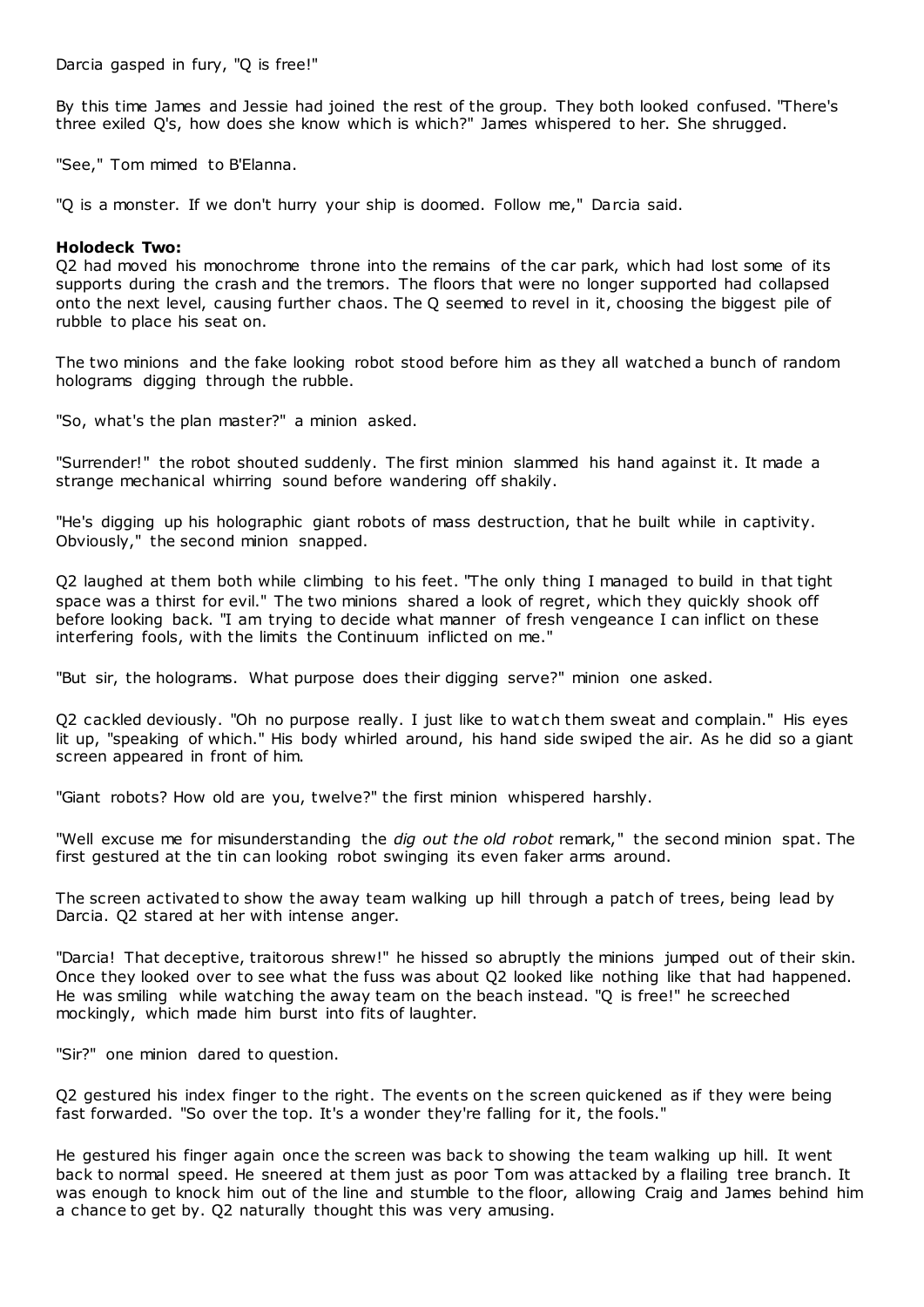Darcia gasped in fury, "Q is free!"

By this time James and Jessie had joined the rest of the group. They both looked confused. "There's three exiled Q's, how does she know which is which?" James whispered to her. She shrugged.

"See," Tom mimed to B'Elanna.

"Q is a monster. If we don't hurry your ship is doomed. Follow me," Darcia said.

**Holodeck Two:**

Q2 had moved his monochrome throne into the remains of the car park, which had lost some of its supports during the crash and the tremors. The floors that were no longer supported had collapsed onto the next level, causing further chaos. The Q seemed to revel in it, choosing the biggest pile of rubble to place his seat on.

The two minions and the fake looking robot stood before him as they all watched a bunch of random holograms digging through the rubble.

"So, what's the plan master?" a minion asked.

"Surrender!" the robot shouted suddenly. The first minion slammed his hand against it. It made a strange mechanical whirring sound before wandering off shakily.

"He's digging up his holographic giant robots of mass destruction, that he built while in captivity. Obviously," the second minion snapped.

Q2 laughed at them both while climbing to his feet. "The only thing I managed to build in that tight space was a thirst for evil." The two minions shared a look of regret, which they quickly shook off before looking back. "I am trying to decide what manner of fresh vengeance I can inflict on these interfering fools, with the limits the Continuum inflicted on me."

"But sir, the holograms. What purpose does their digging serve?" minion one asked.

Q2 cackled deviously. "Oh no purpose really. I just like to watch them sweat and complain." His eyes lit up, "speaking of which." His body whirled around, his hand side swiped the air. As he did so a giant screen appeared in front of him.

"Giant robots? How old are you, twelve?" the first minion whispered harshly.

"Well excuse me for misunderstanding the *dig out the old robot* remark," the second minion spat. The first gestured at the tin can looking robot swinging its even faker arms around.

The screen activated to show the away team walking up hill through a patch of trees, being lead by Darcia. Q2 stared at her with intense anger.

"Darcia! That deceptive, traitorous shrew!" he hissed so abruptly the minions jumped out of their skin. Once they looked over to see what the fuss was about Q2 looked like nothing like that had happened. He was smiling while watching the away team on the beach instead. "Q is free!" he screeched mockingly, which made him burst into fits of laughter.

"Sir?" one minion dared to question.

Q2 gestured his index finger to the right. The events on the screen quickened as if they were being fast forwarded. "So over the top. It's a wonder they're falling for it, the fools."

He gestured his finger again once the screen was back to showing the team walking up hill. It went back to normal speed. He sneered at them just as poor Tom was attacked by a flailing tree branch. It was enough to knock him out of the line and stumble to the floor, allowing Craig and James behind him a chance to get by. Q2 naturally thought this was very amusing.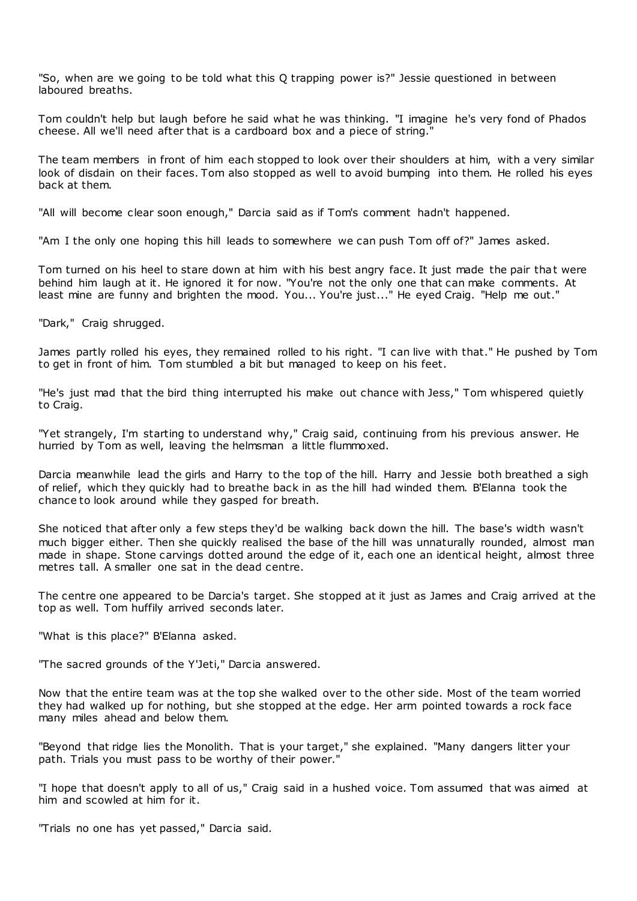"So, when are we going to be told what this Q trapping power is?" Jessie questioned in between laboured breaths.

Tom couldn't help but laugh before he said what he was thinking. "I imagine he's very fond of Phados cheese. All we'll need after that is a cardboard box and a piece of string."

The team members in front of him each stopped to look over their shoulders at him, with a very similar look of disdain on their faces. Tom also stopped as well to avoid bumping into them. He rolled his eyes back at them.

"All will become clear soon enough," Darcia said as if Tom's comment hadn't happened.

"Am I the only one hoping this hill leads to somewhere we can push Tom off of?" James asked.

Tom turned on his heel to stare down at him with his best angry face. It just made the pair that were behind him laugh at it. He ignored it for now. "You're not the only one that can make comments. At least mine are funny and brighten the mood. You... You're just..." He eyed Craig. "Help me out."

"Dark," Craig shrugged.

James partly rolled his eyes, they remained rolled to his right. "I can live with that." He pushed by Tom to get in front of him. Tom stumbled a bit but managed to keep on his feet.

"He's just mad that the bird thing interrupted his make out chance with Jess," Tom whispered quietly to Craig.

"Yet strangely, I'm starting to understand why," Craig said, continuing from his previous answer. He hurried by Tom as well, leaving the helmsman a little flummoxed.

Darcia meanwhile lead the girls and Harry to the top of the hill. Harry and Jessie both breathed a sigh of relief, which they quickly had to breathe back in as the hill had winded them. B'Elanna took the chance to look around while they gasped for breath.

She noticed that after only a few steps they'd be walking back down the hill. The base's width wasn't much bigger either. Then she quickly realised the base of the hill was unnaturally rounded, almost man made in shape. Stone carvings dotted around the edge of it, each one an identical height, almost three metres tall. A smaller one sat in the dead centre.

The centre one appeared to be Darcia's target. She stopped at it just as James and Craig arrived at the top as well. Tom huffily arrived seconds later.

"What is this place?" B'Elanna asked.

"The sacred grounds of the Y'Jeti," Darcia answered.

Now that the entire team was at the top she walked over to the other side. Most of the team worried they had walked up for nothing, but she stopped at the edge. Her arm pointed towards a rock face many miles ahead and below them.

"Beyond that ridge lies the Monolith. That is your target," she explained. "Many dangers litter your path. Trials you must pass to be worthy of their power."

"I hope that doesn't apply to all of us," Craig said in a hushed voice. Tom assumed that was aimed at him and scowled at him for it.

"Trials no one has yet passed," Darcia said.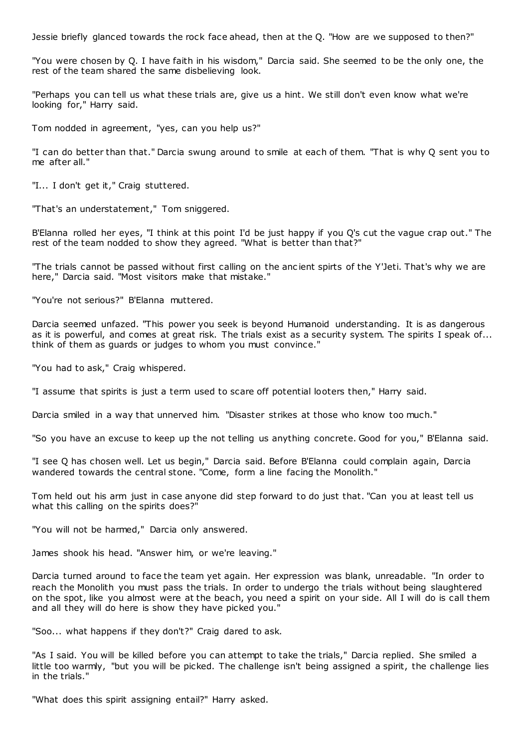Jessie briefly glanced towards the rock face ahead, then at the Q. "How are we supposed to then?"

"You were chosen by Q. I have faith in his wisdom," Darcia said. She seemed to be the only one, the rest of the team shared the same disbelieving look.

"Perhaps you can tell us what these trials are, give us a hint. We still don't even know what we're looking for," Harry said.

Tom nodded in agreement, "yes, can you help us?"

"I can do better than that." Darcia swung around to smile at each of them. "That is why Q sent you to me after all."

"I... I don't get it," Craig stuttered.

"That's an understatement," Tom sniggered.

B'Elanna rolled her eyes, "I think at this point I'd be just happy if you Q's cut the vague crap out." The rest of the team nodded to show they agreed. "What is better than that?"

"The trials cannot be passed without first calling on the ancient spirts of the Y'Jeti. That's why we are here," Darcia said. "Most visitors make that mistake."

"You're not serious?" B'Elanna muttered.

Darcia seemed unfazed. "This power you seek is beyond Humanoid understanding. It is as dangerous as it is powerful, and comes at great risk. The trials exist as a security system. The spirits I speak of... think of them as guards or judges to whom you must convince."

"You had to ask," Craig whispered.

"I assume that spirits is just a term used to scare off potential looters then," Harry said.

Darcia smiled in a way that unnerved him. "Disaster strikes at those who know too much."

"So you have an excuse to keep up the not telling us anything concrete. Good for you," B'Elanna said.

"I see Q has chosen well. Let us begin," Darcia said. Before B'Elanna could complain again, Darcia wandered towards the central stone. "Come, form a line facing the Monolith."

Tom held out his arm just in case anyone did step forward to do just that. "Can you at least tell us what this calling on the spirits does?"

"You will not be harmed," Darcia only answered.

James shook his head. "Answer him, or we're leaving."

Darcia turned around to face the team yet again. Her expression was blank, unreadable. "In order to reach the Monolith you must pass the trials. In order to undergo the trials without being slaughtered on the spot, like you almost were at the beach, you need a spirit on your side. All I will do is call them and all they will do here is show they have picked you."

"Soo... what happens if they don't?" Craig dared to ask.

"As I said. You will be killed before you can attempt to take the trials," Darcia replied. She smiled a little too warmly, "but you will be picked. The challenge isn't being assigned a spirit, the challenge lies in the trials."

"What does this spirit assigning entail?" Harry asked.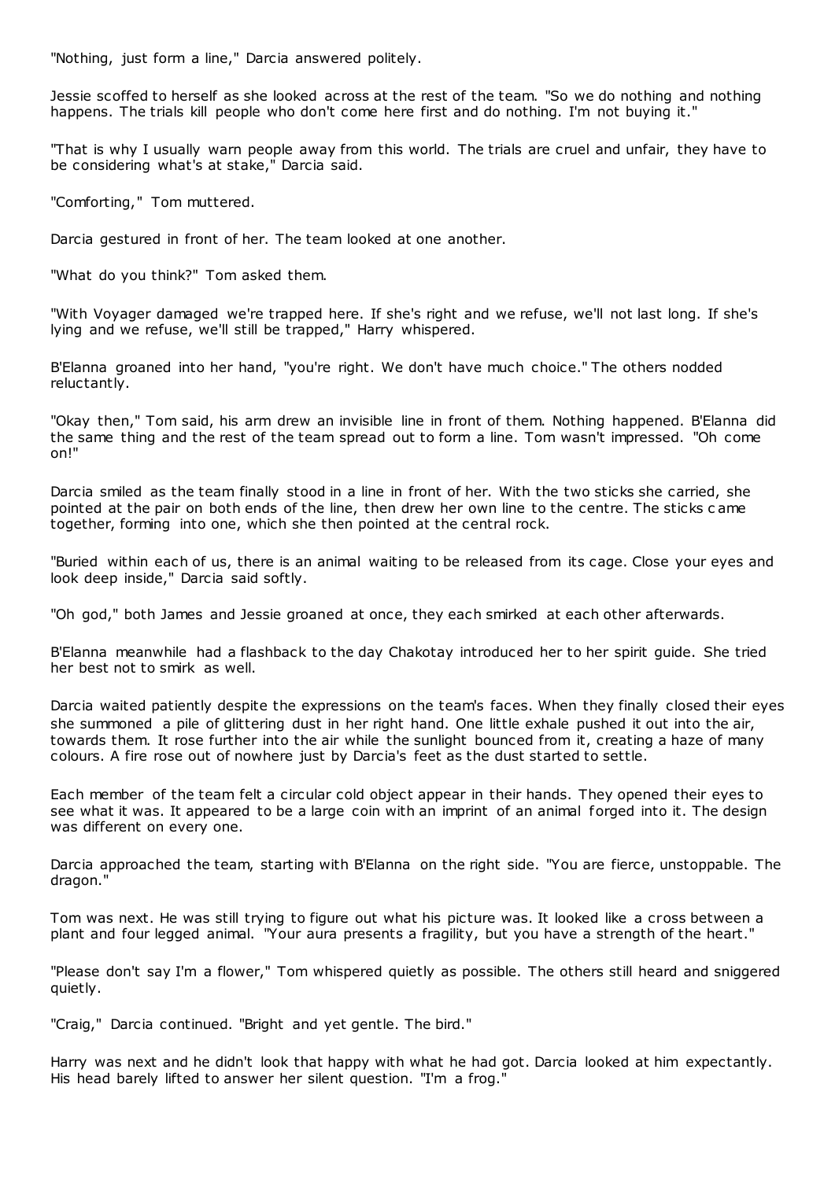"Nothing, just form a line," Darcia answered politely.

Jessie scoffed to herself as she looked across at the rest of the team. "So we do nothing and nothing happens. The trials kill people who don't come here first and do nothing. I'm not buying it."

"That is why I usually warn people away from this world. The trials are cruel and unfair, they have to be considering what's at stake," Darcia said.

"Comforting," Tom muttered.

Darcia gestured in front of her. The team looked at one another.

"What do you think?" Tom asked them.

"With Voyager damaged we're trapped here. If she's right and we refuse, we'll not last long. If she's lying and we refuse, we'll still be trapped," Harry whispered.

B'Elanna groaned into her hand, "you're right. We don't have much choice." The others nodded reluctantly.

"Okay then," Tom said, his arm drew an invisible line in front of them. Nothing happened. B'Elanna did the same thing and the rest of the team spread out to form a line. Tom wasn't impressed. "Oh come on!"

Darcia smiled as the team finally stood in a line in front of her. With the two sticks she carried, she pointed at the pair on both ends of the line, then drew her own line to the centre. The sticks came together, forming into one, which she then pointed at the central rock.

"Buried within each of us, there is an animal waiting to be released from its cage. Close your eyes and look deep inside," Darcia said softly.

"Oh god," both James and Jessie groaned at once, they each smirked at each other afterwards.

B'Elanna meanwhile had a flashback to the day Chakotay introduced her to her spirit guide. She tried her best not to smirk as well.

Darcia waited patiently despite the expressions on the team's faces. When they finally closed their eyes she summoned a pile of glittering dust in her right hand. One little exhale pushed it out into the air, towards them. It rose further into the air while the sunlight bounced from it, creating a haze of many colours. A fire rose out of nowhere just by Darcia's feet as the dust started to settle.

Each member of the team felt a circular cold object appear in their hands. They opened their eyes to see what it was. It appeared to be a large coin with an imprint of an animal forged into it. The design was different on every one.

Darcia approached the team, starting with B'Elanna on the right side. "You are fierce, unstoppable. The dragon."

Tom was next. He was still trying to figure out what his picture was. It looked like a cross between a plant and four legged animal. "Your aura presents a fragility, but you have a strength of the heart."

"Please don't say I'm a flower," Tom whispered quietly as possible. The others still heard and sniggered quietly.

"Craig," Darcia continued. "Bright and yet gentle. The bird."

Harry was next and he didn't look that happy with what he had got. Darcia looked at him expectantly. His head barely lifted to answer her silent question. "I'm a frog."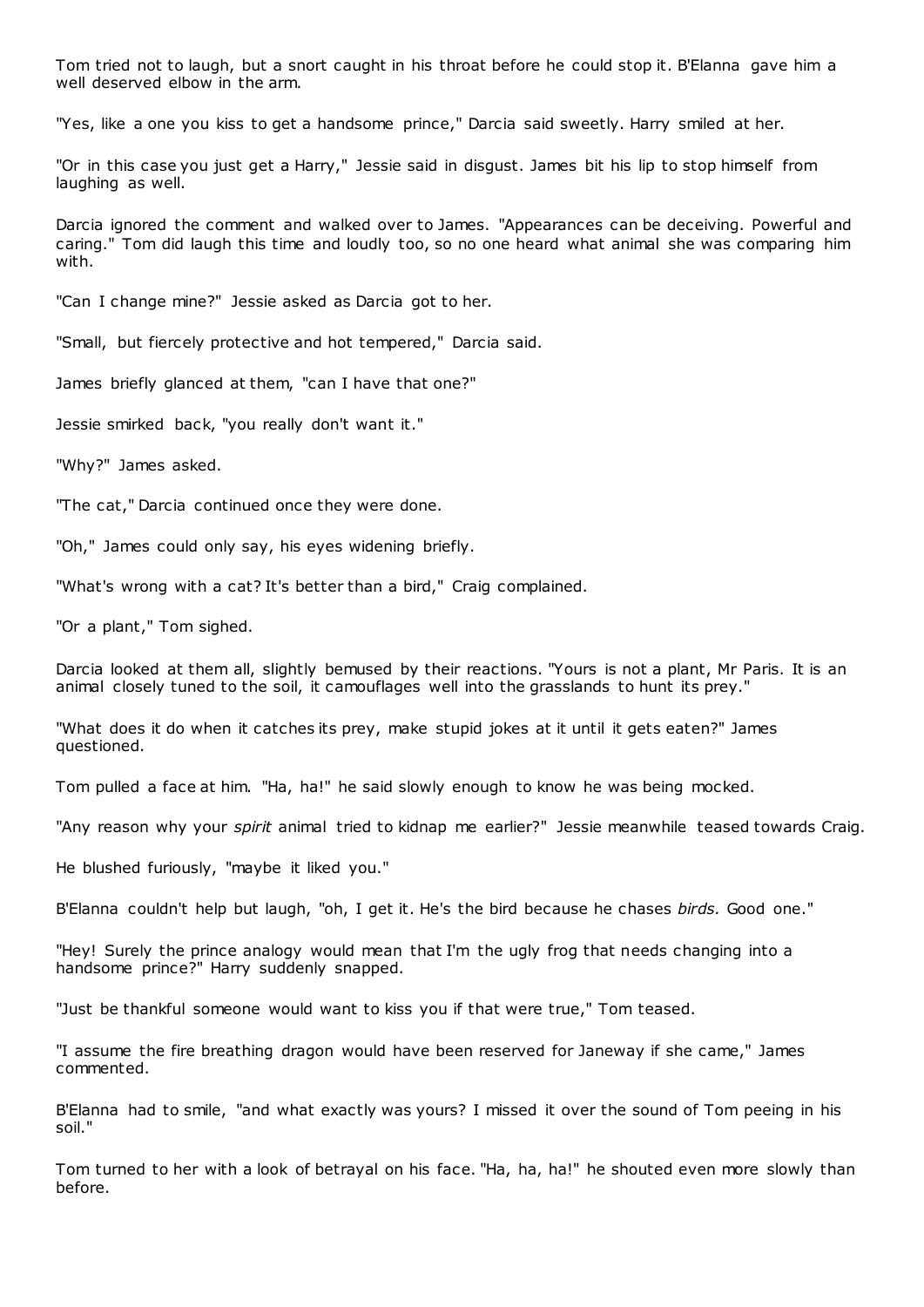Tom tried not to laugh, but a snort caught in his throat before he could stop it. B'Elanna gave him a well deserved elbow in the arm.

"Yes, like a one you kiss to get a handsome prince," Darcia said sweetly. Harry smiled at her.

"Or in this case you just get a Harry," Jessie said in disgust. James bit his lip to stop himself from laughing as well.

Darcia ignored the comment and walked over to James. "Appearances can be deceiving. Powerful and caring." Tom did laugh this time and loudly too, so no one heard what animal she was comparing him with.

"Can I change mine?" Jessie asked as Darcia got to her.

"Small, but fiercely protective and hot tempered," Darcia said.

James briefly glanced at them, "can I have that one?"

Jessie smirked back, "you really don't want it."

"Why?" James asked.

"The cat," Darcia continued once they were done.

"Oh," James could only say, his eyes widening briefly.

"What's wrong with a cat? It's better than a bird," Craig complained.

"Or a plant," Tom sighed.

Darcia looked at them all, slightly bemused by their reactions. "Yours is not a plant, Mr Paris. It is an animal closely tuned to the soil, it camouflages well into the grasslands to hunt its prey."

"What does it do when it catches its prey, make stupid jokes at it until it gets eaten?" James questioned.

Tom pulled a face at him. "Ha, ha!" he said slowly enough to know he was being mocked.

"Any reason why your *spirit* animal tried to kidnap me earlier?" Jessie meanwhile teased towards Craig.

He blushed furiously, "maybe it liked you."

B'Elanna couldn't help but laugh, "oh, I get it. He's the bird because he chases *birds.* Good one."

"Hey! Surely the prince analogy would mean that I'm the ugly frog that needs changing into a handsome prince?" Harry suddenly snapped.

"Just be thankful someone would want to kiss you if that were true," Tom teased.

"I assume the fire breathing dragon would have been reserved for Janeway if she came," James commented.

B'Elanna had to smile, "and what exactly was yours? I missed it over the sound of Tom peeing in his soil."

Tom turned to her with a look of betrayal on his face. "Ha, ha, ha!" he shouted even more slowly than before.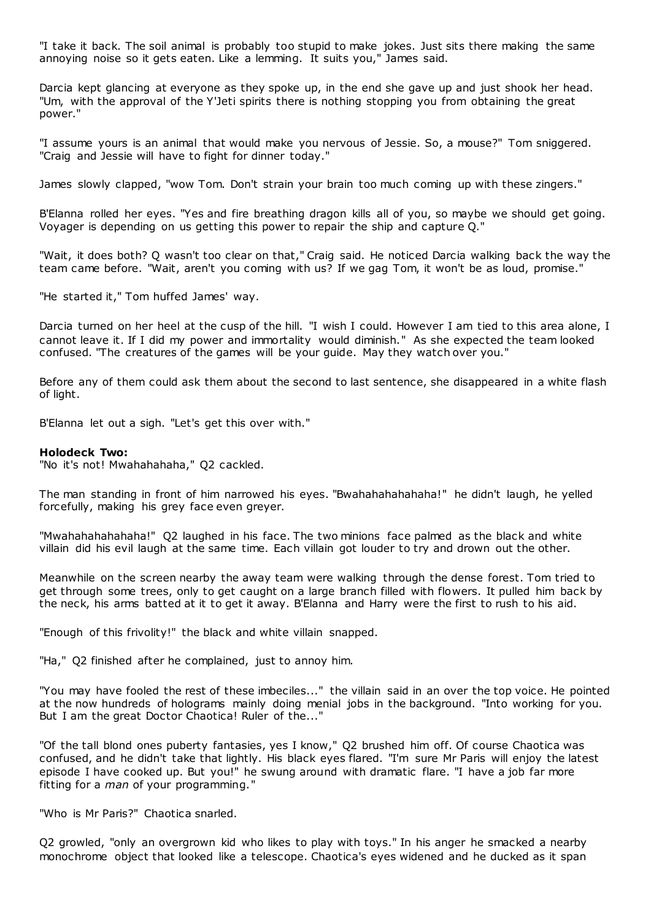"I take it back. The soil animal is probably too stupid to make jokes. Just sits there making the same annoying noise so it gets eaten. Like a lemming. It suits you," James said.

Darcia kept glancing at everyone as they spoke up, in the end she gave up and just shook her head. "Um, with the approval of the Y'Jeti spirits there is nothing stopping you from obtaining the great power."

"I assume yours is an animal that would make you nervous of Jessie. So, a mouse?" Tom sniggered. "Craig and Jessie will have to fight for dinner today."

James slowly clapped, "wow Tom. Don't strain your brain too much coming up with these zingers."

B'Elanna rolled her eyes. "Yes and fire breathing dragon kills all of you, so maybe we should get going. Voyager is depending on us getting this power to repair the ship and capture Q."

"Wait, it does both? Q wasn't too clear on that," Craig said. He noticed Darcia walking back the way the team came before. "Wait, aren't you coming with us? If we gag Tom, it won't be as loud, promise."

"He started it," Tom huffed James' way.

Darcia turned on her heel at the cusp of the hill. "I wish I could. However I am tied to this area alone, I cannot leave it. If I did my power and immortality would diminish." As she expected the team looked confused. "The creatures of the games will be your guide. May they watch over you."

Before any of them could ask them about the second to last sentence, she disappeared in a white flash of light.

B'Elanna let out a sigh. "Let's get this over with."

**Holodeck Two:**
"No it's not! Mwahahahaha," Q2 cackled.

The man standing in front of him narrowed his eyes. "Bwahahahahahaha!" he didn't laugh, he yelled forcefully, making his grey face even greyer.

"Mwahahahahahaha!" Q2 laughed in his face. The two minions face palmed as the black and white villain did his evil laugh at the same time. Each villain got louder to try and drown out the other.

Meanwhile on the screen nearby the away team were walking through the dense forest. Tom tried to get through some trees, only to get caught on a large branch filled with flowers. It pulled him back by the neck, his arms batted at it to get it away. B'Elanna and Harry were the first to rush to his aid.

"Enough of this frivolity!" the black and white villain snapped.

"Ha," Q2 finished after he complained, just to annoy him.

"You may have fooled the rest of these imbeciles..." the villain said in an over the top voice. He pointed at the now hundreds of holograms mainly doing menial jobs in the background. "Into working for you. But I am the great Doctor Chaotica! Ruler of the..."

"Of the tall blond ones puberty fantasies, yes I know," Q2 brushed him off. Of course Chaotica was confused, and he didn't take that lightly. His black eyes flared. "I'm sure Mr Paris will enjoy the latest episode I have cooked up. But you!" he swung around with dramatic flare. "I have a job far more fitting for a *man* of your programming."

"Who is Mr Paris?" Chaotica snarled.

Q2 growled, "only an overgrown kid who likes to play with toys." In his anger he smacked a nearby monochrome object that looked like a telescope. Chaotica's eyes widened and he ducked as it span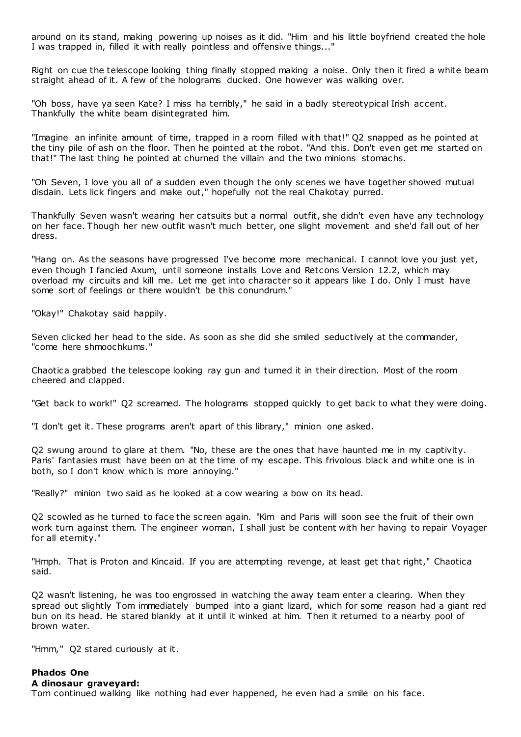around on its stand, making powering up noises as it did. "Him and his little boyfriend created the hole I was trapped in, filled it with really pointless and offensive things..."

Right on cue the telescope looking thing finally stopped making a noise. Only then it fired a white beam straight ahead of it. A few of the holograms ducked. One however was walking over.

"Oh boss, have ya seen Kate? I miss ha terribly," he said in a badly stereotypical Irish accent. Thankfully the white beam disintegrated him.

"Imagine an infinite amount of time, trapped in a room filled with that!" Q2 snapped as he pointed at the tiny pile of ash on the floor. Then he pointed at the robot. "And this. Don't even get me started on that!" The last thing he pointed at churned the villain and the two minions stomachs.

"Oh Seven, I love you all of a sudden even though the only scenes we have together showed mutual disdain. Lets lick fingers and make out," hopefully not the real Chakotay purred.

Thankfully Seven wasn't wearing her catsuits but a normal outfit, she didn't even have any technology on her face. Though her new outfit wasn't much better, one slight movement and she'd fall out of her dress.

"Hang on. As the seasons have progressed I've become more mechanical. I cannot love you just yet, even though I fancied Axum, until someone installs Love and Retcons Version 12.2, which may overload my circuits and kill me. Let me get into character so it appears like I do. Only I must have some sort of feelings or there wouldn't be this conundrum."

"Okay!" Chakotay said happily.

Seven clicked her head to the side. As soon as she did she smiled seductively at the commander, "come here shmoochkums."

Chaotica grabbed the telescope looking ray gun and turned it in their direction. Most of the room cheered and clapped.

"Get back to work!" Q2 screamed. The holograms stopped quickly to get back to what they were doing.

"I don't get it. These programs aren't apart of this library," minion one asked.

Q2 swung around to glare at them. "No, these are the ones that have haunted me in my captivity. Paris' fantasies must have been on at the time of my escape. This frivolous black and white one is in both, so I don't know which is more annoying."

"Really?" minion two said as he looked at a cow wearing a bow on its head.

Q2 scowled as he turned to face the screen again. "Kim and Paris will soon see the fruit of their own work turn against them. The engineer woman, I shall just be content with her having to repair Voyager for all eternity."

"Hmph. That is Proton and Kincaid. If you are attempting revenge, at least get that right," Chaotica said.

Q2 wasn't listening, he was too engrossed in watching the away team enter a clearing. When they spread out slightly Tom immediately bumped into a giant lizard, which for some reason had a giant red bun on its head. He stared blankly at it until it winked at him. Then it returned to a nearby pool of brown water.

"Hmm," Q2 stared curiously at it.

**Phados One**
**A dinosaur graveyard:**
Tom continued walking like nothing had ever happened, he even had a smile on his face.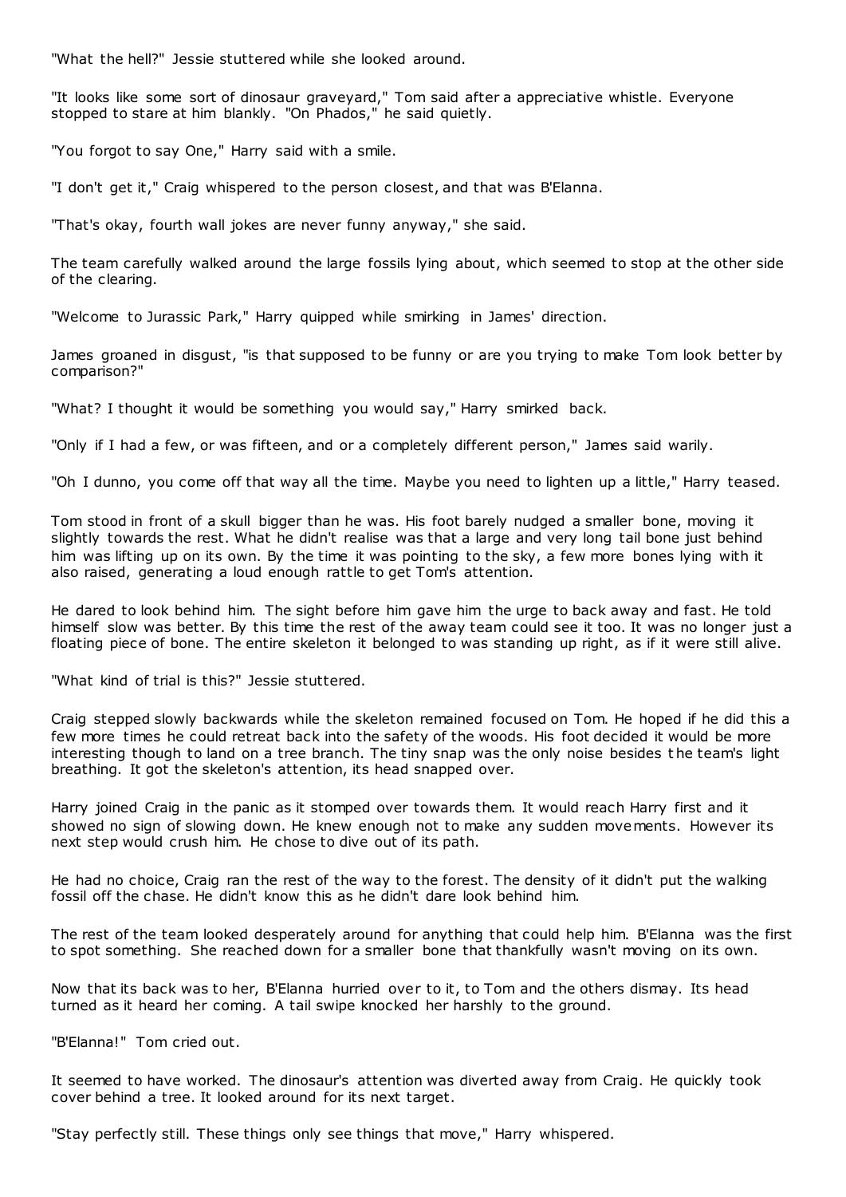"What the hell?" Jessie stuttered while she looked around.

"It looks like some sort of dinosaur graveyard," Tom said after a appreciative whistle. Everyone stopped to stare at him blankly. "On Phados," he said quietly.

"You forgot to say One," Harry said with a smile.

"I don't get it," Craig whispered to the person closest, and that was B'Elanna.

"That's okay, fourth wall jokes are never funny anyway," she said.

The team carefully walked around the large fossils lying about, which seemed to stop at the other side of the clearing.

"Welcome to Jurassic Park," Harry quipped while smirking in James' direction.

James groaned in disgust, "is that supposed to be funny or are you trying to make Tom look better by comparison?"

"What? I thought it would be something you would say," Harry smirked back.

"Only if I had a few, or was fifteen, and or a completely different person," James said warily.

"Oh I dunno, you come off that way all the time. Maybe you need to lighten up a little," Harry teased.

Tom stood in front of a skull bigger than he was. His foot barely nudged a smaller bone, moving it slightly towards the rest. What he didn't realise was that a large and very long tail bone just behind him was lifting up on its own. By the time it was pointing to the sky, a few more bones lying with it also raised, generating a loud enough rattle to get Tom's attention.

He dared to look behind him. The sight before him gave him the urge to back away and fast. He told himself slow was better. By this time the rest of the away team could see it too. It was no longer just a floating piece of bone. The entire skeleton it belonged to was standing up right, as if it were still alive.

"What kind of trial is this?" Jessie stuttered.

Craig stepped slowly backwards while the skeleton remained focused on Tom. He hoped if he did this a few more times he could retreat back into the safety of the woods. His foot decided it would be more interesting though to land on a tree branch. The tiny snap was the only noise besides the team's light breathing. It got the skeleton's attention, its head snapped over.

Harry joined Craig in the panic as it stomped over towards them. It would reach Harry first and it showed no sign of slowing down. He knew enough not to make any sudden movements. However its next step would crush him. He chose to dive out of its path.

He had no choice, Craig ran the rest of the way to the forest. The density of it didn't put the walking fossil off the chase. He didn't know this as he didn't dare look behind him.

The rest of the team looked desperately around for anything that could help him. B'Elanna was the first to spot something. She reached down for a smaller bone that thankfully wasn't moving on its own.

Now that its back was to her, B'Elanna hurried over to it, to Tom and the others dismay. Its head turned as it heard her coming. A tail swipe knocked her harshly to the ground.

"B'Elanna!" Tom cried out.

It seemed to have worked. The dinosaur's attention was diverted away from Craig. He quickly took cover behind a tree. It looked around for its next target.

"Stay perfectly still. These things only see things that move," Harry whispered.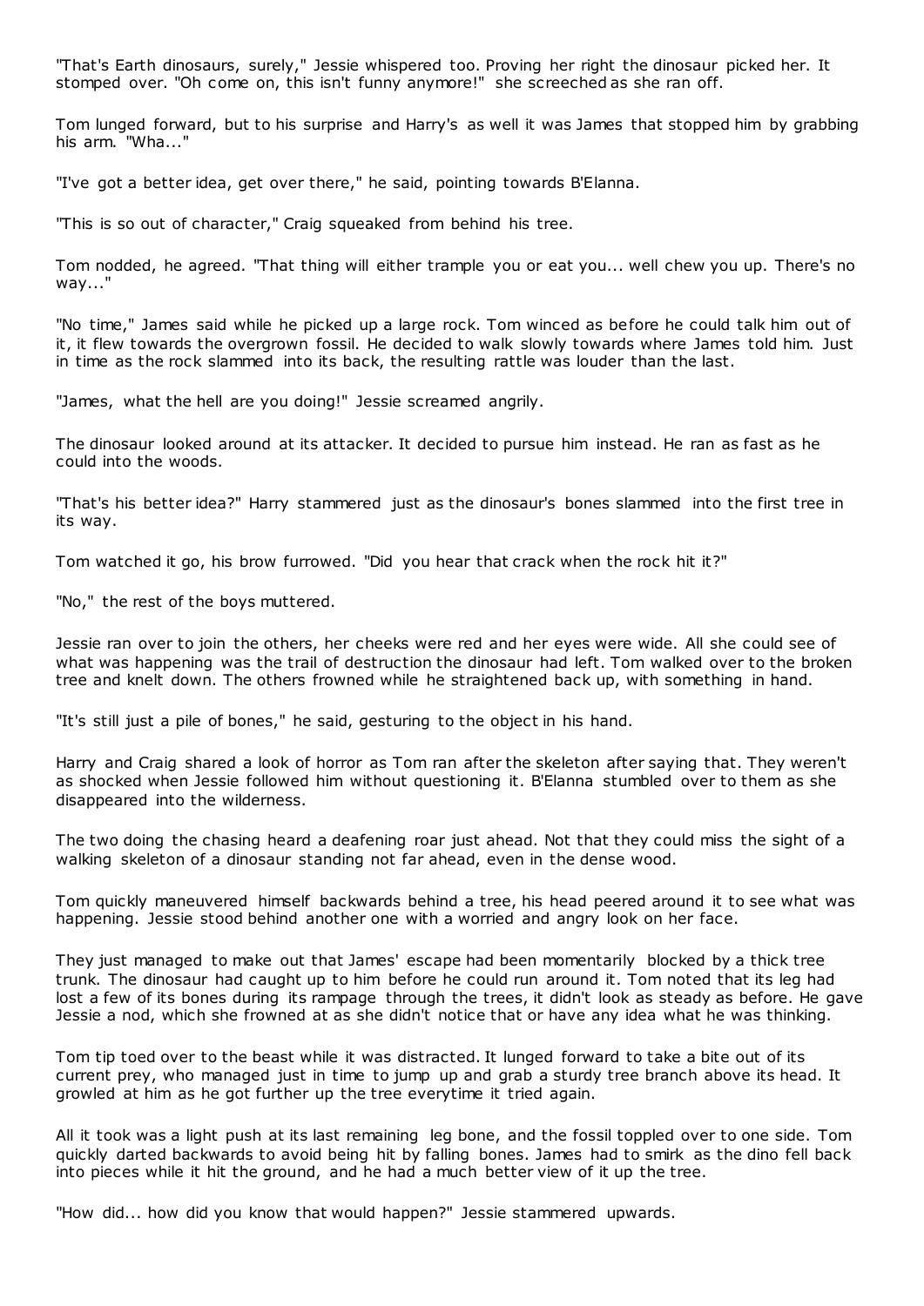"That's Earth dinosaurs, surely," Jessie whispered too. Proving her right the dinosaur picked her. It stomped over. "Oh come on, this isn't funny anymore!" she screeched as she ran off.

Tom lunged forward, but to his surprise and Harry's as well it was James that stopped him by grabbing his arm. "Wha..."

"I've got a better idea, get over there," he said, pointing towards B'Elanna.

"This is so out of character," Craig squeaked from behind his tree.

Tom nodded, he agreed. "That thing will either trample you or eat you... well chew you up. There's no way..."

"No time," James said while he picked up a large rock. Tom winced as before he could talk him out of it, it flew towards the overgrown fossil. He decided to walk slowly towards where James told him. Just in time as the rock slammed into its back, the resulting rattle was louder than the last.

"James, what the hell are you doing!" Jessie screamed angrily.

The dinosaur looked around at its attacker. It decided to pursue him instead. He ran as fast as he could into the woods.

"That's his better idea?" Harry stammered just as the dinosaur's bones slammed into the first tree in its way.

Tom watched it go, his brow furrowed. "Did you hear that crack when the rock hit it?"

"No," the rest of the boys muttered.

Jessie ran over to join the others, her cheeks were red and her eyes were wide. All she could see of what was happening was the trail of destruction the dinosaur had left. Tom walked over to the broken tree and knelt down. The others frowned while he straightened back up, with something in hand.

"It's still just a pile of bones," he said, gesturing to the object in his hand.

Harry and Craig shared a look of horror as Tom ran after the skeleton after saying that. They weren't as shocked when Jessie followed him without questioning it. B'Elanna stumbled over to them as she disappeared into the wilderness.

The two doing the chasing heard a deafening roar just ahead. Not that they could miss the sight of a walking skeleton of a dinosaur standing not far ahead, even in the dense wood.

Tom quickly maneuvered himself backwards behind a tree, his head peered around it to see what was happening. Jessie stood behind another one with a worried and angry look on her face.

They just managed to make out that James' escape had been momentarily blocked by a thick tree trunk. The dinosaur had caught up to him before he could run around it. Tom noted that its leg had lost a few of its bones during its rampage through the trees, it didn't look as steady as before. He gave Jessie a nod, which she frowned at as she didn't notice that or have any idea what he was thinking.

Tom tip toed over to the beast while it was distracted. It lunged forward to take a bite out of its current prey, who managed just in time to jump up and grab a sturdy tree branch above its head. It growled at him as he got further up the tree everytime it tried again.

All it took was a light push at its last remaining leg bone, and the fossil toppled over to one side. Tom quickly darted backwards to avoid being hit by falling bones. James had to smirk as the dino fell back into pieces while it hit the ground, and he had a much better view of it up the tree.

"How did... how did you know that would happen?" Jessie stammered upwards.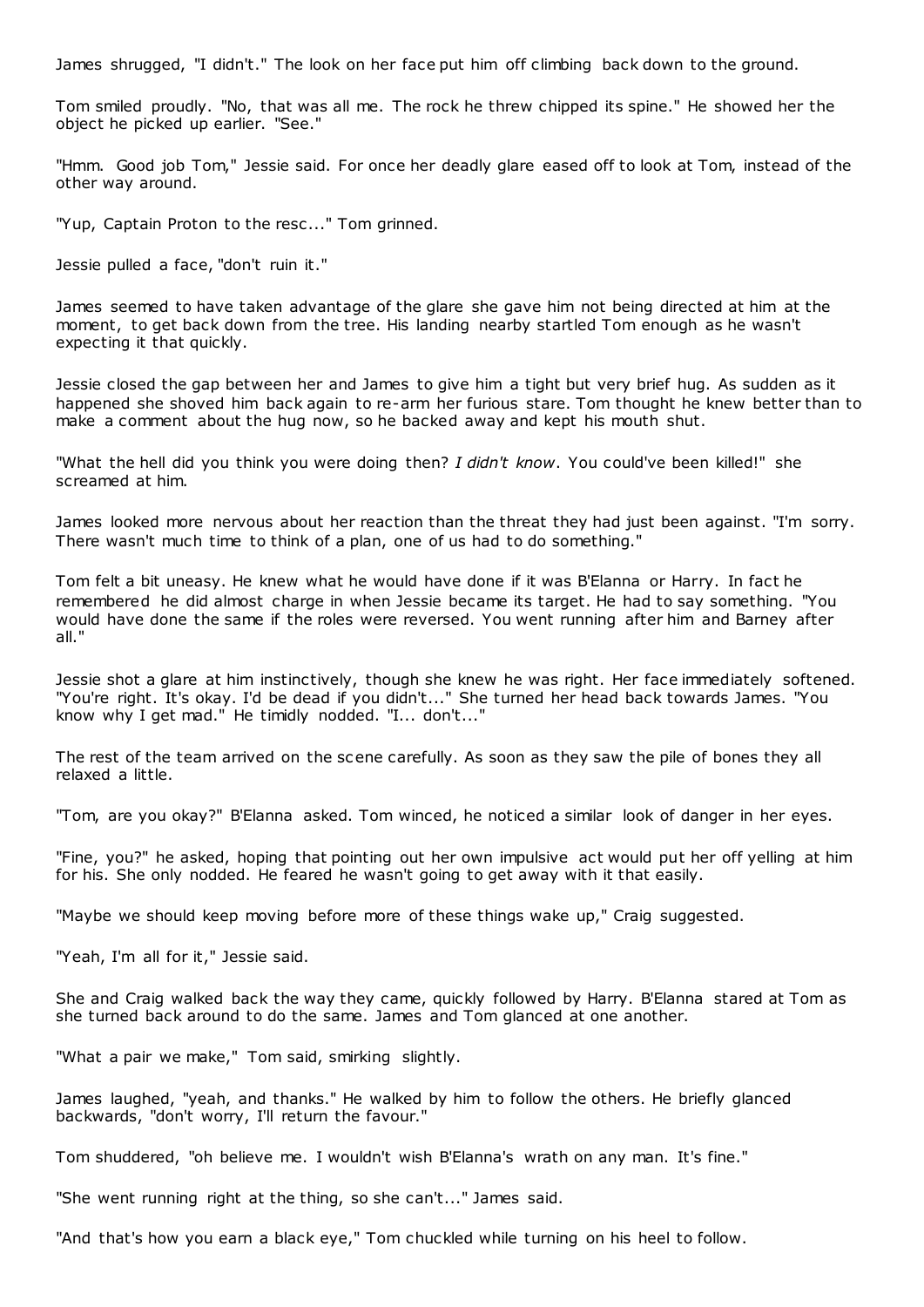James shrugged, "I didn't." The look on her face put him off climbing back down to the ground.

Tom smiled proudly. "No, that was all me. The rock he threw chipped its spine." He showed her the object he picked up earlier. "See."

"Hmm. Good job Tom," Jessie said. For once her deadly glare eased off to look at Tom, instead of the other way around.

"Yup, Captain Proton to the resc..." Tom grinned.

Jessie pulled a face, "don't ruin it."

James seemed to have taken advantage of the glare she gave him not being directed at him at the moment, to get back down from the tree. His landing nearby startled Tom enough as he wasn't expecting it that quickly.

Jessie closed the gap between her and James to give him a tight but very brief hug. As sudden as it happened she shoved him back again to re-arm her furious stare. Tom thought he knew better than to make a comment about the hug now, so he backed away and kept his mouth shut.

"What the hell did you think you were doing then? *I didn't know*. You could've been killed!" she screamed at him.

James looked more nervous about her reaction than the threat they had just been against. "I'm sorry. There wasn't much time to think of a plan, one of us had to do something."

Tom felt a bit uneasy. He knew what he would have done if it was B'Elanna or Harry. In fact he remembered he did almost charge in when Jessie became its target. He had to say something. "You would have done the same if the roles were reversed. You went running after him and Barney after all."

Jessie shot a glare at him instinctively, though she knew he was right. Her face immediately softened. "You're right. It's okay. I'd be dead if you didn't..." She turned her head back towards James. "You know why I get mad." He timidly nodded. "I... don't..."

The rest of the team arrived on the scene carefully. As soon as they saw the pile of bones they all relaxed a little.

"Tom, are you okay?" B'Elanna asked. Tom winced, he noticed a similar look of danger in her eyes.

"Fine, you?" he asked, hoping that pointing out her own impulsive act would put her off yelling at him for his. She only nodded. He feared he wasn't going to get away with it that easily.

"Maybe we should keep moving before more of these things wake up," Craig suggested.

"Yeah, I'm all for it," Jessie said.

She and Craig walked back the way they came, quickly followed by Harry. B'Elanna stared at Tom as she turned back around to do the same. James and Tom glanced at one another.

"What a pair we make," Tom said, smirking slightly.

James laughed, "yeah, and thanks." He walked by him to follow the others. He briefly glanced backwards, "don't worry, I'll return the favour."

Tom shuddered, "oh believe me. I wouldn't wish B'Elanna's wrath on any man. It's fine."

"She went running right at the thing, so she can't..." James said.

"And that's how you earn a black eye," Tom chuckled while turning on his heel to follow.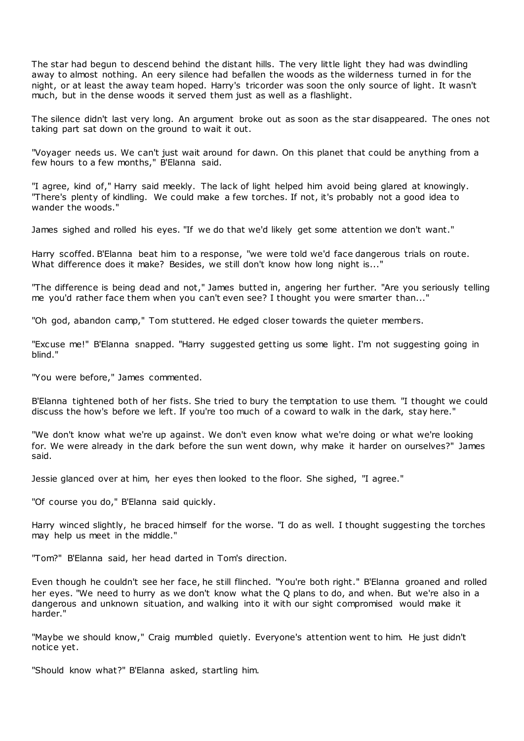The star had begun to descend behind the distant hills. The very little light they had was dwindling away to almost nothing. An eery silence had befallen the woods as the wilderness turned in for the night, or at least the away team hoped. Harry's tricorder was soon the only source of light. It wasn't much, but in the dense woods it served them just as well as a flashlight.

The silence didn't last very long. An argument broke out as soon as the star disappeared. The ones not taking part sat down on the ground to wait it out.

"Voyager needs us. We can't just wait around for dawn. On this planet that could be anything from a few hours to a few months," B'Elanna said.

"I agree, kind of," Harry said meekly. The lack of light helped him avoid being glared at knowingly. "There's plenty of kindling. We could make a few torches. If not, it's probably not a good idea to wander the woods."

James sighed and rolled his eyes. "If we do that we'd likely get some attention we don't want."

Harry scoffed. B'Elanna beat him to a response, "we were told we'd face dangerous trials on route. What difference does it make? Besides, we still don't know how long night is..."

"The difference is being dead and not," James butted in, angering her further. "Are you seriously telling me you'd rather face them when you can't even see? I thought you were smarter than..."

"Oh god, abandon camp," Tom stuttered. He edged closer towards the quieter members.

"Excuse me!" B'Elanna snapped. "Harry suggested getting us some light. I'm not suggesting going in blind."

"You were before," James commented.

B'Elanna tightened both of her fists. She tried to bury the temptation to use them. "I thought we could discuss the how's before we left. If you're too much of a coward to walk in the dark, stay here."

"We don't know what we're up against. We don't even know what we're doing or what we're looking for. We were already in the dark before the sun went down, why make it harder on ourselves?" James said.

Jessie glanced over at him, her eyes then looked to the floor. She sighed, "I agree."

"Of course you do," B'Elanna said quickly.

Harry winced slightly, he braced himself for the worse. "I do as well. I thought suggesting the torches may help us meet in the middle."

"Tom?" B'Elanna said, her head darted in Tom's direction.

Even though he couldn't see her face, he still flinched. "You're both right." B'Elanna groaned and rolled her eyes. "We need to hurry as we don't know what the Q plans to do, and when. But we're also in a dangerous and unknown situation, and walking into it with our sight compromised would make it harder."

"Maybe we should know," Craig mumbled quietly. Everyone's attention went to him. He just didn't notice yet.

"Should know what?" B'Elanna asked, startling him.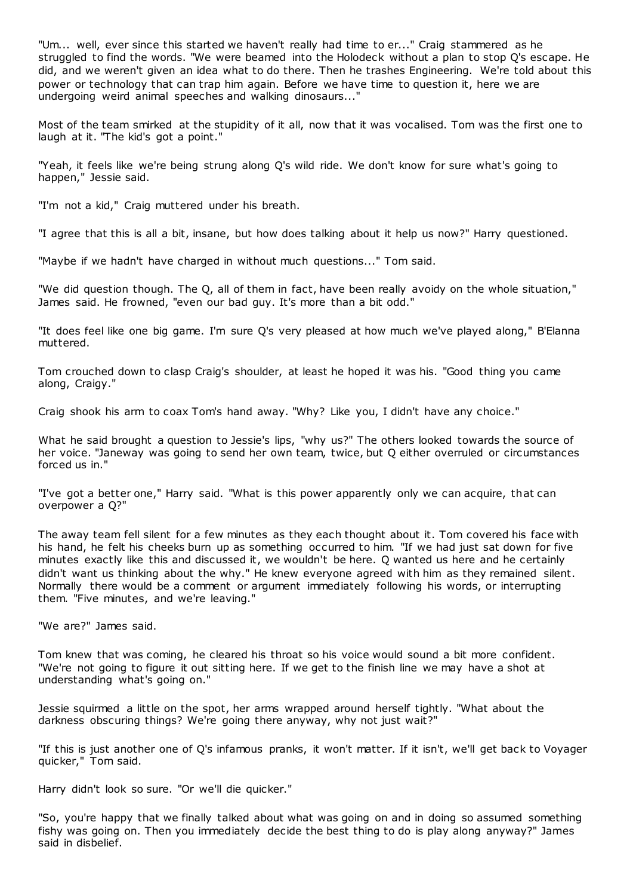"Um... well, ever since this started we haven't really had time to er..." Craig stammered as he struggled to find the words. "We were beamed into the Holodeck without a plan to stop Q's escape. He did, and we weren't given an idea what to do there. Then he trashes Engineering. We're told about this power or technology that can trap him again. Before we have time to question it, here we are undergoing weird animal speeches and walking dinosaurs..."

Most of the team smirked at the stupidity of it all, now that it was vocalised. Tom was the first one to laugh at it. "The kid's got a point."

"Yeah, it feels like we're being strung along Q's wild ride. We don't know for sure what's going to happen," Jessie said.

"I'm not a kid," Craig muttered under his breath.

"I agree that this is all a bit, insane, but how does talking about it help us now?" Harry questioned.

"Maybe if we hadn't have charged in without much questions..." Tom said.

"We did question though. The Q, all of them in fact, have been really avoidy on the whole situation," James said. He frowned, "even our bad guy. It's more than a bit odd."

"It does feel like one big game. I'm sure Q's very pleased at how much we've played along," B'Elanna muttered.

Tom crouched down to clasp Craig's shoulder, at least he hoped it was his. "Good thing you came along, Craigy."

Craig shook his arm to coax Tom's hand away. "Why? Like you, I didn't have any choice."

What he said brought a question to Jessie's lips, "why us?" The others looked towards the source of her voice. "Janeway was going to send her own team, twice, but Q either overruled or circumstances forced us in."

"I've got a better one," Harry said. "What is this power apparently only we can acquire, that can overpower a Q?"

The away team fell silent for a few minutes as they each thought about it. Tom covered his face with his hand, he felt his cheeks burn up as something occurred to him. "If we had just sat down for five minutes exactly like this and discussed it, we wouldn't be here. Q wanted us here and he certainly didn't want us thinking about the why." He knew everyone agreed with him as they remained silent. Normally there would be a comment or argument immediately following his words, or interrupting them. "Five minutes, and we're leaving."

"We are?" James said.

Tom knew that was coming, he cleared his throat so his voice would sound a bit more confident. "We're not going to figure it out sitting here. If we get to the finish line we may have a shot at understanding what's going on."

Jessie squirmed a little on the spot, her arms wrapped around herself tightly. "What about the darkness obscuring things? We're going there anyway, why not just wait?"

"If this is just another one of Q's infamous pranks, it won't matter. If it isn't, we'll get back to Voyager quicker," Tom said.

Harry didn't look so sure. "Or we'll die quicker."

"So, you're happy that we finally talked about what was going on and in doing so assumed something fishy was going on. Then you immediately decide the best thing to do is play along anyway?" James said in disbelief.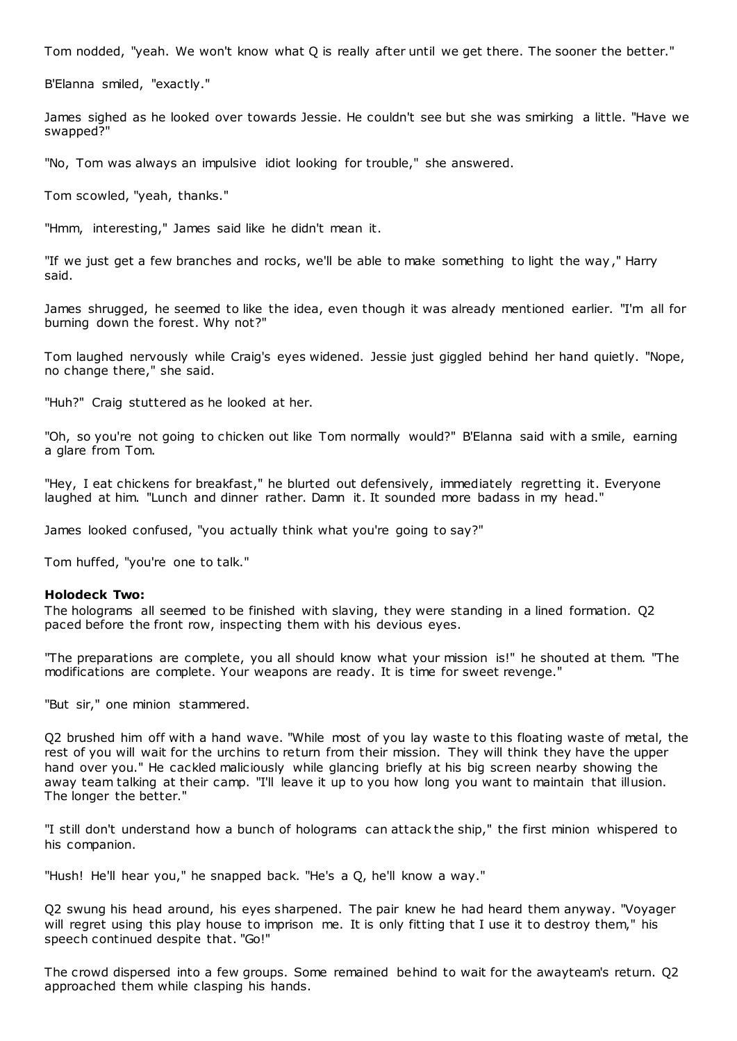Tom nodded, "yeah. We won't know what Q is really after until we get there. The sooner the better."

B'Elanna smiled, "exactly."

James sighed as he looked over towards Jessie. He couldn't see but she was smirking a little. "Have we swapped?"

"No, Tom was always an impulsive idiot looking for trouble," she answered.

Tom scowled, "yeah, thanks."

"Hmm, interesting," James said like he didn't mean it.

"If we just get a few branches and rocks, we'll be able to make something to light the way," Harry said.

James shrugged, he seemed to like the idea, even though it was already mentioned earlier. "I'm all for burning down the forest. Why not?"

Tom laughed nervously while Craig's eyes widened. Jessie just giggled behind her hand quietly. "Nope, no change there," she said.

"Huh?" Craig stuttered as he looked at her.

"Oh, so you're not going to chicken out like Tom normally would?" B'Elanna said with a smile, earning a glare from Tom.

"Hey, I eat chickens for breakfast," he blurted out defensively, immediately regretting it. Everyone laughed at him. "Lunch and dinner rather. Damn it. It sounded more badass in my head."

James looked confused, "you actually think what you're going to say?"

Tom huffed, "you're one to talk."

**Holodeck Two:**
The holograms all seemed to be finished with slaving, they were standing in a lined formation. Q2 paced before the front row, inspecting them with his devious eyes.

"The preparations are complete, you all should know what your mission is!" he shouted at them. "The modifications are complete. Your weapons are ready. It is time for sweet revenge."

"But sir," one minion stammered.

Q2 brushed him off with a hand wave. "While most of you lay waste to this floating waste of metal, the rest of you will wait for the urchins to return from their mission. They will think they have the upper hand over you." He cackled maliciously while glancing briefly at his big screen nearby showing the away team talking at their camp. "I'll leave it up to you how long you want to maintain that illusion. The longer the better."

"I still don't understand how a bunch of holograms can attack the ship," the first minion whispered to his companion.

"Hush! He'll hear you," he snapped back. "He's a Q, he'll know a way."

Q2 swung his head around, his eyes sharpened. The pair knew he had heard them anyway. "Voyager will regret using this play house to imprison me. It is only fitting that I use it to destroy them," his speech continued despite that. "Go!"

The crowd dispersed into a few groups. Some remained behind to wait for the awayteam's return. Q2 approached them while clasping his hands.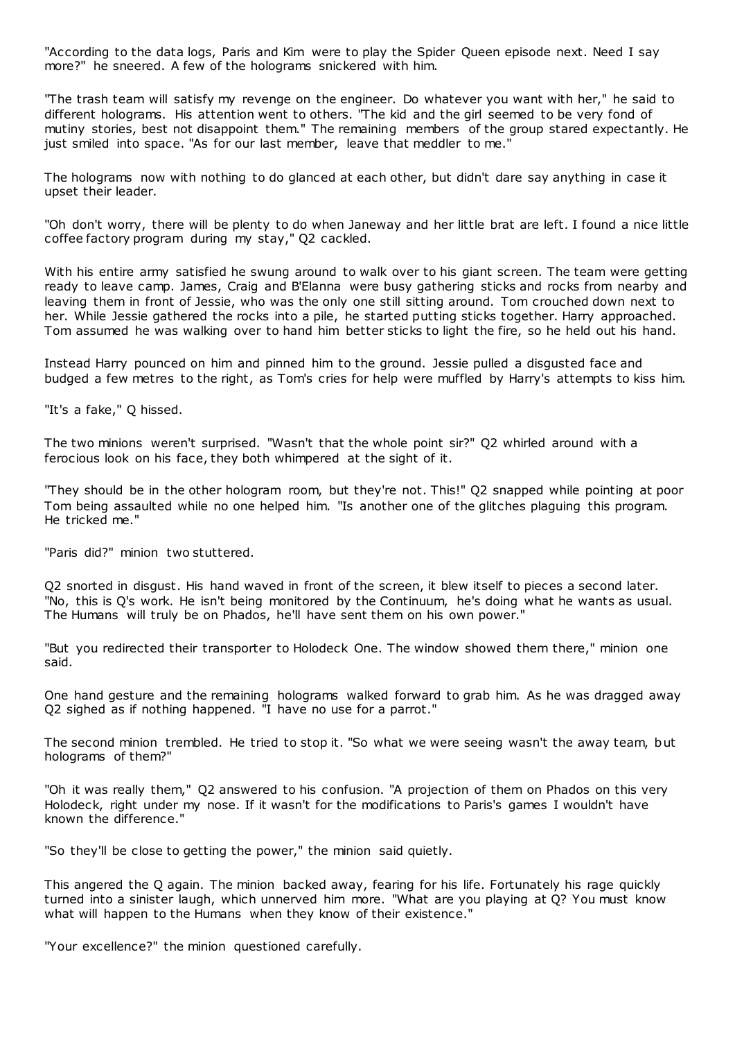"According to the data logs, Paris and Kim were to play the Spider Queen episode next. Need I say more?" he sneered. A few of the holograms snickered with him.

"The trash team will satisfy my revenge on the engineer. Do whatever you want with her," he said to different holograms. His attention went to others. "The kid and the girl seemed to be very fond of mutiny stories, best not disappoint them." The remaining members of the group stared expectantly. He just smiled into space. "As for our last member, leave that meddler to me."

The holograms now with nothing to do glanced at each other, but didn't dare say anything in case it upset their leader.

"Oh don't worry, there will be plenty to do when Janeway and her little brat are left. I found a nice little coffee factory program during my stay," Q2 cackled.

With his entire army satisfied he swung around to walk over to his giant screen. The team were getting ready to leave camp. James, Craig and B'Elanna were busy gathering sticks and rocks from nearby and leaving them in front of Jessie, who was the only one still sitting around. Tom crouched down next to her. While Jessie gathered the rocks into a pile, he started putting sticks together. Harry approached. Tom assumed he was walking over to hand him better sticks to light the fire, so he held out his hand.

Instead Harry pounced on him and pinned him to the ground. Jessie pulled a disgusted face and budged a few metres to the right, as Tom's cries for help were muffled by Harry's attempts to kiss him.

"It's a fake," Q hissed.

The two minions weren't surprised. "Wasn't that the whole point sir?" Q2 whirled around with a ferocious look on his face, they both whimpered at the sight of it.

"They should be in the other hologram room, but they're not. This!" Q2 snapped while pointing at poor Tom being assaulted while no one helped him. "Is another one of the glitches plaguing this program. He tricked me."

"Paris did?" minion two stuttered.

Q2 snorted in disgust. His hand waved in front of the screen, it blew itself to pieces a second later. "No, this is Q's work. He isn't being monitored by the Continuum, he's doing what he wants as usual. The Humans will truly be on Phados, he'll have sent them on his own power."

"But you redirected their transporter to Holodeck One. The window showed them there," minion one said.

One hand gesture and the remaining holograms walked forward to grab him. As he was dragged away Q2 sighed as if nothing happened. "I have no use for a parrot."

The second minion trembled. He tried to stop it. "So what we were seeing wasn't the away team, but holograms of them?"

"Oh it was really them," Q2 answered to his confusion. "A projection of them on Phados on this very Holodeck, right under my nose. If it wasn't for the modifications to Paris's games I wouldn't have known the difference."

"So they'll be close to getting the power," the minion said quietly.

This angered the Q again. The minion backed away, fearing for his life. Fortunately his rage quickly turned into a sinister laugh, which unnerved him more. "What are you playing at Q? You must know what will happen to the Humans when they know of their existence."

"Your excellence?" the minion questioned carefully.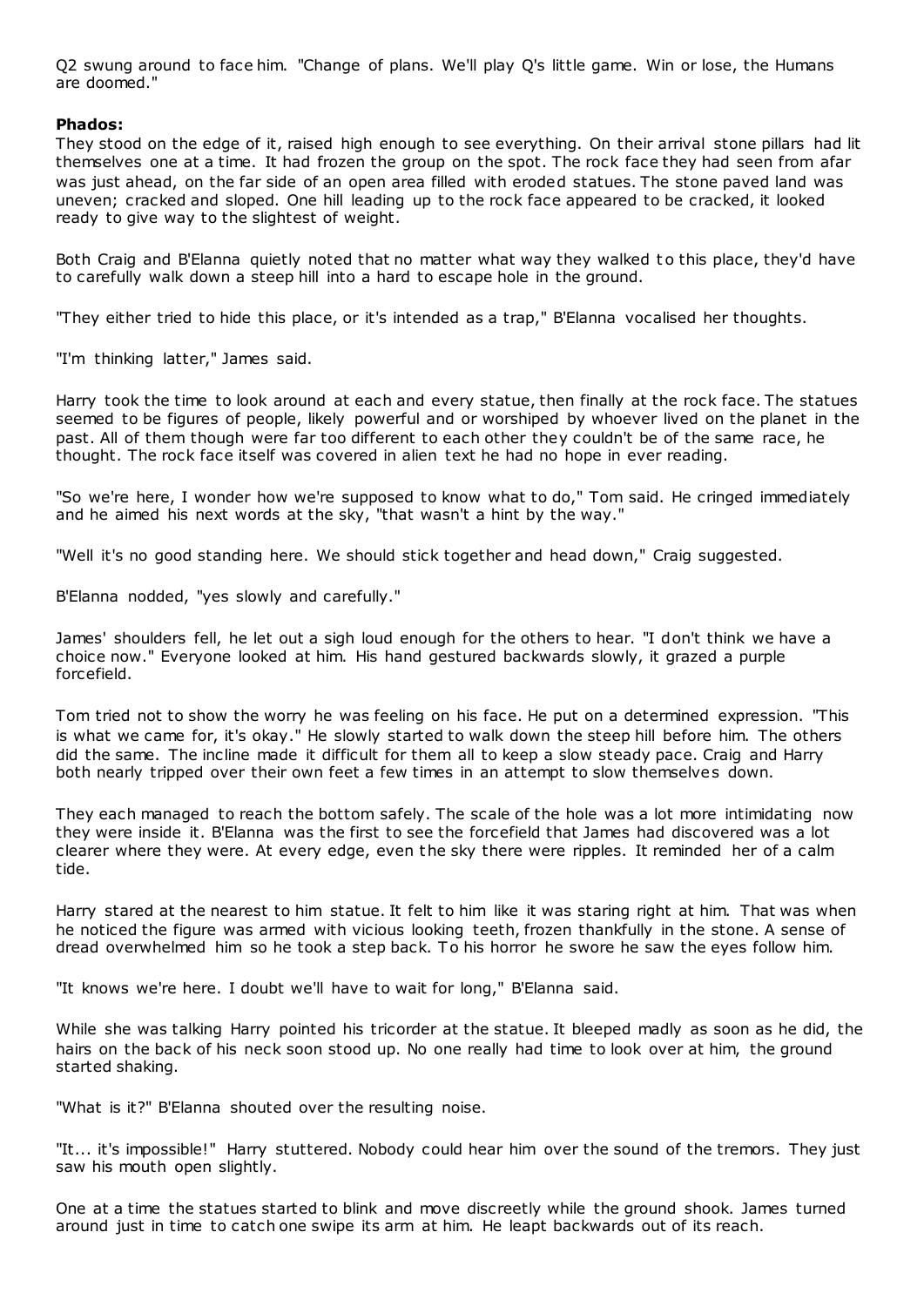Q2 swung around to face him. "Change of plans. We'll play Q's little game. Win or lose, the Humans are doomed."

**Phados:**

They stood on the edge of it, raised high enough to see everything. On their arrival stone pillars had lit themselves one at a time. It had frozen the group on the spot. The rock face they had seen from afar was just ahead, on the far side of an open area filled with eroded statues. The stone paved land was uneven; cracked and sloped. One hill leading up to the rock face appeared to be cracked, it looked ready to give way to the slightest of weight.

Both Craig and B'Elanna quietly noted that no matter what way they walked to this place, they'd have to carefully walk down a steep hill into a hard to escape hole in the ground.

"They either tried to hide this place, or it's intended as a trap," B'Elanna vocalised her thoughts.

"I'm thinking latter," James said.

Harry took the time to look around at each and every statue, then finally at the rock face. The statues seemed to be figures of people, likely powerful and or worshiped by whoever lived on the planet in the past. All of them though were far too different to each other they couldn't be of the same race, he thought. The rock face itself was covered in alien text he had no hope in ever reading.

"So we're here, I wonder how we're supposed to know what to do," Tom said. He cringed immediately and he aimed his next words at the sky, "that wasn't a hint by the way."

"Well it's no good standing here. We should stick together and head down," Craig suggested.

B'Elanna nodded, "yes slowly and carefully."

James' shoulders fell, he let out a sigh loud enough for the others to hear. "I don't think we have a choice now." Everyone looked at him. His hand gestured backwards slowly, it grazed a purple forcefield.

Tom tried not to show the worry he was feeling on his face. He put on a determined expression. "This is what we came for, it's okay." He slowly started to walk down the steep hill before him. The others did the same. The incline made it difficult for them all to keep a slow steady pace. Craig and Harry both nearly tripped over their own feet a few times in an attempt to slow themselves down.

They each managed to reach the bottom safely. The scale of the hole was a lot more intimidating now they were inside it. B'Elanna was the first to see the forcefield that James had discovered was a lot clearer where they were. At every edge, even the sky there were ripples. It reminded her of a calm tide.

Harry stared at the nearest to him statue. It felt to him like it was staring right at him. That was when he noticed the figure was armed with vicious looking teeth, frozen thankfully in the stone. A sense of dread overwhelmed him so he took a step back. To his horror he swore he saw the eyes follow him.

"It knows we're here. I doubt we'll have to wait for long," B'Elanna said.

While she was talking Harry pointed his tricorder at the statue. It bleeped madly as soon as he did, the hairs on the back of his neck soon stood up. No one really had time to look over at him, the ground started shaking.

"What is it?" B'Elanna shouted over the resulting noise.

"It... it's impossible!" Harry stuttered. Nobody could hear him over the sound of the tremors. They just saw his mouth open slightly.

One at a time the statues started to blink and move discreetly while the ground shook. James turned around just in time to catch one swipe its arm at him. He leapt backwards out of its reach.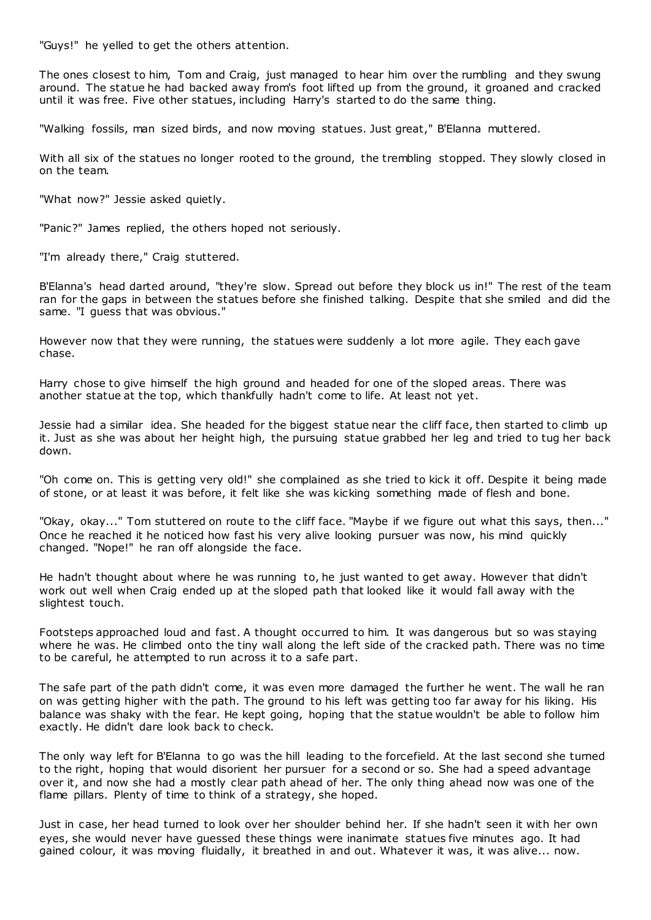"Guys!" he yelled to get the others attention.

The ones closest to him, Tom and Craig, just managed to hear him over the rumbling and they swung around. The statue he had backed away from's foot lifted up from the ground, it groaned and cracked until it was free. Five other statues, including Harry's started to do the same thing.

"Walking fossils, man sized birds, and now moving statues. Just great," B'Elanna muttered.

With all six of the statues no longer rooted to the ground, the trembling stopped. They slowly closed in on the team.

"What now?" Jessie asked quietly.

"Panic?" James replied, the others hoped not seriously.

"I'm already there," Craig stuttered.

B'Elanna's head darted around, "they're slow. Spread out before they block us in!" The rest of the team ran for the gaps in between the statues before she finished talking. Despite that she smiled and did the same. "I guess that was obvious."

However now that they were running, the statues were suddenly a lot more agile. They each gave chase.

Harry chose to give himself the high ground and headed for one of the sloped areas. There was another statue at the top, which thankfully hadn't come to life. At least not yet.

Jessie had a similar idea. She headed for the biggest statue near the cliff face, then started to climb up it. Just as she was about her height high, the pursuing statue grabbed her leg and tried to tug her back down.

"Oh come on. This is getting very old!" she complained as she tried to kick it off. Despite it being made of stone, or at least it was before, it felt like she was kicking something made of flesh and bone.

"Okay, okay..." Tom stuttered on route to the cliff face. "Maybe if we figure out what this says, then..." Once he reached it he noticed how fast his very alive looking pursuer was now, his mind quickly changed. "Nope!" he ran off alongside the face.

He hadn't thought about where he was running to, he just wanted to get away. However that didn't work out well when Craig ended up at the sloped path that looked like it would fall away with the slightest touch.

Footsteps approached loud and fast. A thought occurred to him. It was dangerous but so was staying where he was. He climbed onto the tiny wall along the left side of the cracked path. There was no time to be careful, he attempted to run across it to a safe part.

The safe part of the path didn't come, it was even more damaged the further he went. The wall he ran on was getting higher with the path. The ground to his left was getting too far away for his liking. His balance was shaky with the fear. He kept going, hoping that the statue wouldn't be able to follow him exactly. He didn't dare look back to check.

The only way left for B'Elanna to go was the hill leading to the forcefield. At the last second she turned to the right, hoping that would disorient her pursuer for a second or so. She had a speed advantage over it, and now she had a mostly clear path ahead of her. The only thing ahead now was one of the flame pillars. Plenty of time to think of a strategy, she hoped.

Just in case, her head turned to look over her shoulder behind her. If she hadn't seen it with her own eyes, she would never have guessed these things were inanimate statues five minutes ago. It had gained colour, it was moving fluidally, it breathed in and out. Whatever it was, it was alive... now.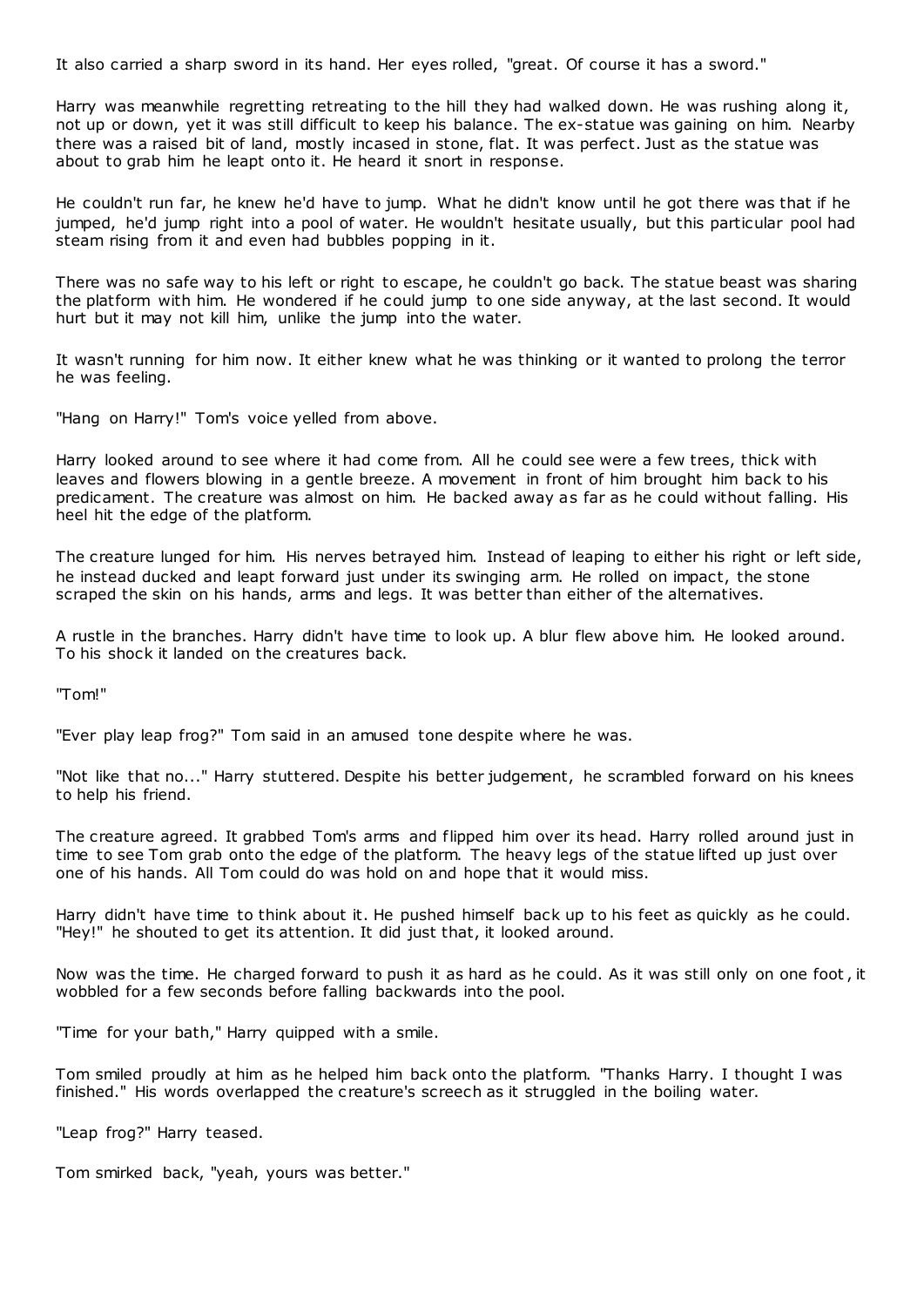It also carried a sharp sword in its hand. Her eyes rolled, "great. Of course it has a sword."

Harry was meanwhile regretting retreating to the hill they had walked down. He was rushing along it, not up or down, yet it was still difficult to keep his balance. The ex-statue was gaining on him. Nearby there was a raised bit of land, mostly incased in stone, flat. It was perfect. Just as the statue was about to grab him he leapt onto it. He heard it snort in response.

He couldn't run far, he knew he'd have to jump. What he didn't know until he got there was that if he jumped, he'd jump right into a pool of water. He wouldn't hesitate usually, but this particular pool had steam rising from it and even had bubbles popping in it.

There was no safe way to his left or right to escape, he couldn't go back. The statue beast was sharing the platform with him. He wondered if he could jump to one side anyway, at the last second. It would hurt but it may not kill him, unlike the jump into the water.

It wasn't running for him now. It either knew what he was thinking or it wanted to prolong the terror he was feeling.

"Hang on Harry!" Tom's voice yelled from above.

Harry looked around to see where it had come from. All he could see were a few trees, thick with leaves and flowers blowing in a gentle breeze. A movement in front of him brought him back to his predicament. The creature was almost on him. He backed away as far as he could without falling. His heel hit the edge of the platform.

The creature lunged for him. His nerves betrayed him. Instead of leaping to either his right or left side, he instead ducked and leapt forward just under its swinging arm. He rolled on impact, the stone scraped the skin on his hands, arms and legs. It was better than either of the alternatives.

A rustle in the branches. Harry didn't have time to look up. A blur flew above him. He looked around. To his shock it landed on the creatures back.

"Tom!"

"Ever play leap frog?" Tom said in an amused tone despite where he was.

"Not like that no..." Harry stuttered. Despite his better judgement, he scrambled forward on his knees to help his friend.

The creature agreed. It grabbed Tom's arms and flipped him over its head. Harry rolled around just in time to see Tom grab onto the edge of the platform. The heavy legs of the statue lifted up just over one of his hands. All Tom could do was hold on and hope that it would miss.

Harry didn't have time to think about it. He pushed himself back up to his feet as quickly as he could. "Hey!" he shouted to get its attention. It did just that, it looked around.

Now was the time. He charged forward to push it as hard as he could. As it was still only on one foot, it wobbled for a few seconds before falling backwards into the pool.

"Time for your bath," Harry quipped with a smile.

Tom smiled proudly at him as he helped him back onto the platform. "Thanks Harry. I thought I was finished." His words overlapped the creature's screech as it struggled in the boiling water.

"Leap frog?" Harry teased.

Tom smirked back, "yeah, yours was better."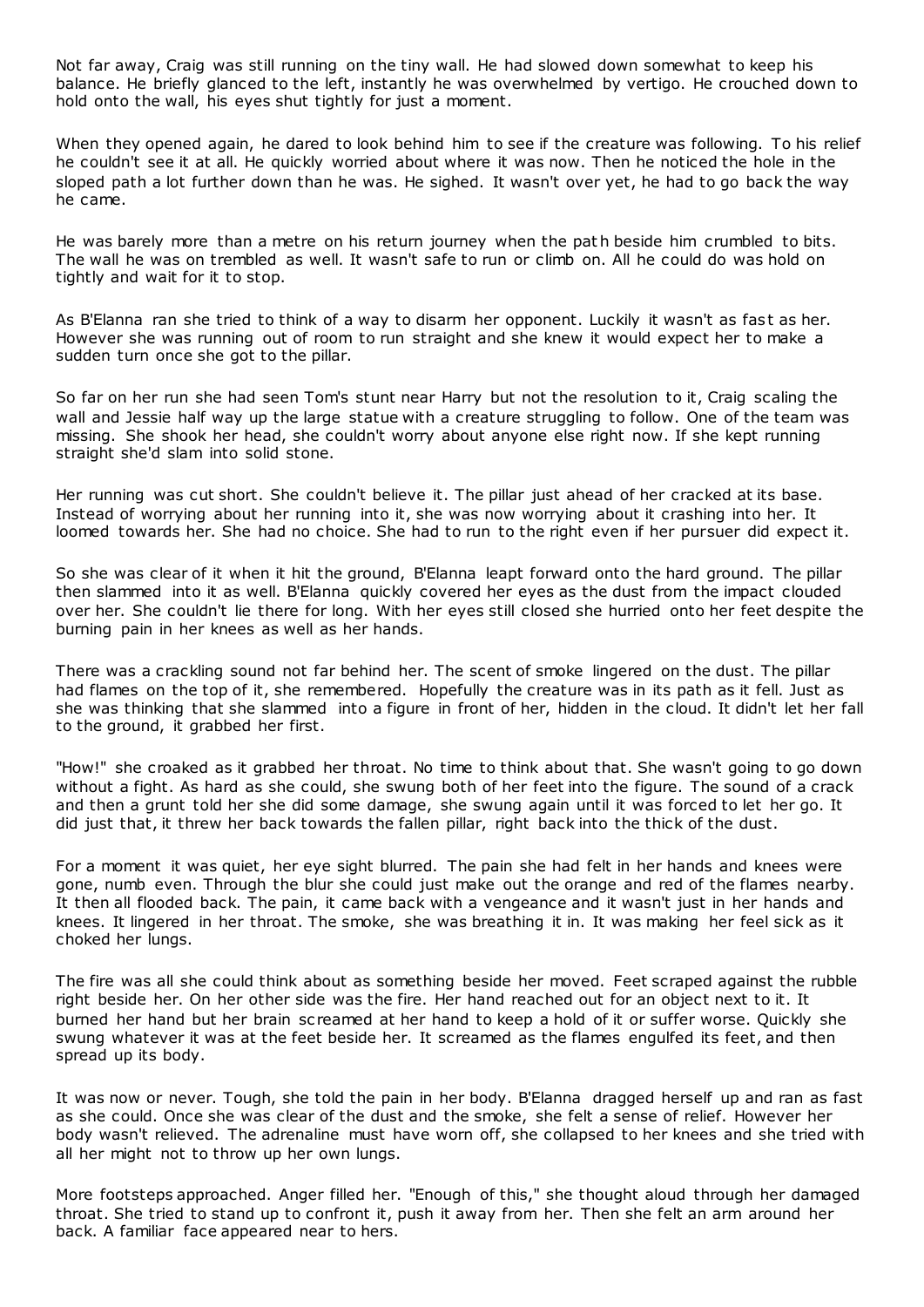Not far away, Craig was still running on the tiny wall. He had slowed down somewhat to keep his balance. He briefly glanced to the left, instantly he was overwhelmed by vertigo. He crouched down to hold onto the wall, his eyes shut tightly for just a moment.

When they opened again, he dared to look behind him to see if the creature was following. To his relief he couldn't see it at all. He quickly worried about where it was now. Then he noticed the hole in the sloped path a lot further down than he was. He sighed. It wasn't over yet, he had to go back the way he came.

He was barely more than a metre on his return journey when the path beside him crumbled to bits. The wall he was on trembled as well. It wasn't safe to run or climb on. All he could do was hold on tightly and wait for it to stop.

As B'Elanna ran she tried to think of a way to disarm her opponent. Luckily it wasn't as fast as her. However she was running out of room to run straight and she knew it would expect her to make a sudden turn once she got to the pillar.

So far on her run she had seen Tom's stunt near Harry but not the resolution to it, Craig scaling the wall and Jessie half way up the large statue with a creature struggling to follow. One of the team was missing. She shook her head, she couldn't worry about anyone else right now. If she kept running straight she'd slam into solid stone.

Her running was cut short. She couldn't believe it. The pillar just ahead of her cracked at its base. Instead of worrying about her running into it, she was now worrying about it crashing into her. It loomed towards her. She had no choice. She had to run to the right even if her pursuer did expect it.

So she was clear of it when it hit the ground, B'Elanna leapt forward onto the hard ground. The pillar then slammed into it as well. B'Elanna quickly covered her eyes as the dust from the impact clouded over her. She couldn't lie there for long. With her eyes still closed she hurried onto her feet despite the burning pain in her knees as well as her hands.

There was a crackling sound not far behind her. The scent of smoke lingered on the dust. The pillar had flames on the top of it, she remembered. Hopefully the creature was in its path as it fell. Just as she was thinking that she slammed into a figure in front of her, hidden in the cloud. It didn't let her fall to the ground, it grabbed her first.

"How!" she croaked as it grabbed her throat. No time to think about that. She wasn't going to go down without a fight. As hard as she could, she swung both of her feet into the figure. The sound of a crack and then a grunt told her she did some damage, she swung again until it was forced to let her go. It did just that, it threw her back towards the fallen pillar, right back into the thick of the dust.

For a moment it was quiet, her eye sight blurred. The pain she had felt in her hands and knees were gone, numb even. Through the blur she could just make out the orange and red of the flames nearby. It then all flooded back. The pain, it came back with a vengeance and it wasn't just in her hands and knees. It lingered in her throat. The smoke, she was breathing it in. It was making her feel sick as it choked her lungs.

The fire was all she could think about as something beside her moved. Feet scraped against the rubble right beside her. On her other side was the fire. Her hand reached out for an object next to it. It burned her hand but her brain screamed at her hand to keep a hold of it or suffer worse. Quickly she swung whatever it was at the feet beside her. It screamed as the flames engulfed its feet, and then spread up its body.

It was now or never. Tough, she told the pain in her body. B'Elanna dragged herself up and ran as fast as she could. Once she was clear of the dust and the smoke, she felt a sense of relief. However her body wasn't relieved. The adrenaline must have worn off, she collapsed to her knees and she tried with all her might not to throw up her own lungs.

More footsteps approached. Anger filled her. "Enough of this," she thought aloud through her damaged throat. She tried to stand up to confront it, push it away from her. Then she felt an arm around her back. A familiar face appeared near to hers.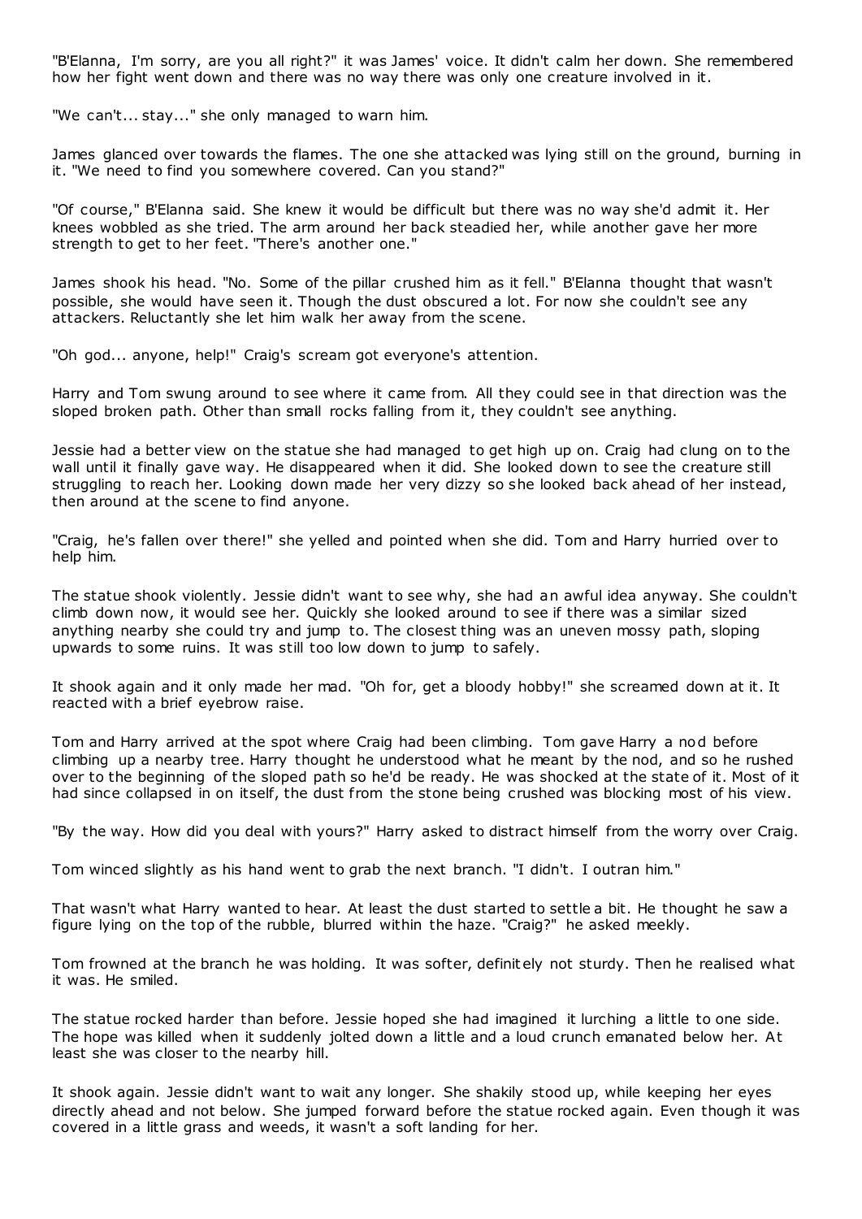"B'Elanna, I'm sorry, are you all right?" it was James' voice. It didn't calm her down. She remembered how her fight went down and there was no way there was only one creature involved in it.

"We can't... stay..." she only managed to warn him.

James glanced over towards the flames. The one she attacked was lying still on the ground, burning in it. "We need to find you somewhere covered. Can you stand?"

"Of course," B'Elanna said. She knew it would be difficult but there was no way she'd admit it. Her knees wobbled as she tried. The arm around her back steadied her, while another gave her more strength to get to her feet. "There's another one."

James shook his head. "No. Some of the pillar crushed him as it fell." B'Elanna thought that wasn't possible, she would have seen it. Though the dust obscured a lot. For now she couldn't see any attackers. Reluctantly she let him walk her away from the scene.

"Oh god... anyone, help!" Craig's scream got everyone's attention.

Harry and Tom swung around to see where it came from. All they could see in that direction was the sloped broken path. Other than small rocks falling from it, they couldn't see anything.

Jessie had a better view on the statue she had managed to get high up on. Craig had clung on to the wall until it finally gave way. He disappeared when it did. She looked down to see the creature still struggling to reach her. Looking down made her very dizzy so she looked back ahead of her instead, then around at the scene to find anyone.

"Craig, he's fallen over there!" she yelled and pointed when she did. Tom and Harry hurried over to help him.

The statue shook violently. Jessie didn't want to see why, she had an awful idea anyway. She couldn't climb down now, it would see her. Quickly she looked around to see if there was a similar sized anything nearby she could try and jump to. The closest thing was an uneven mossy path, sloping upwards to some ruins. It was still too low down to jump to safely.

It shook again and it only made her mad. "Oh for, get a bloody hobby!" she screamed down at it. It reacted with a brief eyebrow raise.

Tom and Harry arrived at the spot where Craig had been climbing. Tom gave Harry a nod before climbing up a nearby tree. Harry thought he understood what he meant by the nod, and so he rushed over to the beginning of the sloped path so he'd be ready. He was shocked at the state of it. Most of it had since collapsed in on itself, the dust from the stone being crushed was blocking most of his view.

"By the way. How did you deal with yours?" Harry asked to distract himself from the worry over Craig.

Tom winced slightly as his hand went to grab the next branch. "I didn't. I outran him."

That wasn't what Harry wanted to hear. At least the dust started to settle a bit. He thought he saw a figure lying on the top of the rubble, blurred within the haze. "Craig?" he asked meekly.

Tom frowned at the branch he was holding. It was softer, definitely not sturdy. Then he realised what it was. He smiled.

The statue rocked harder than before. Jessie hoped she had imagined it lurching a little to one side. The hope was killed when it suddenly jolted down a little and a loud crunch emanated below her. At least she was closer to the nearby hill.

It shook again. Jessie didn't want to wait any longer. She shakily stood up, while keeping her eyes directly ahead and not below. She jumped forward before the statue rocked again. Even though it was covered in a little grass and weeds, it wasn't a soft landing for her.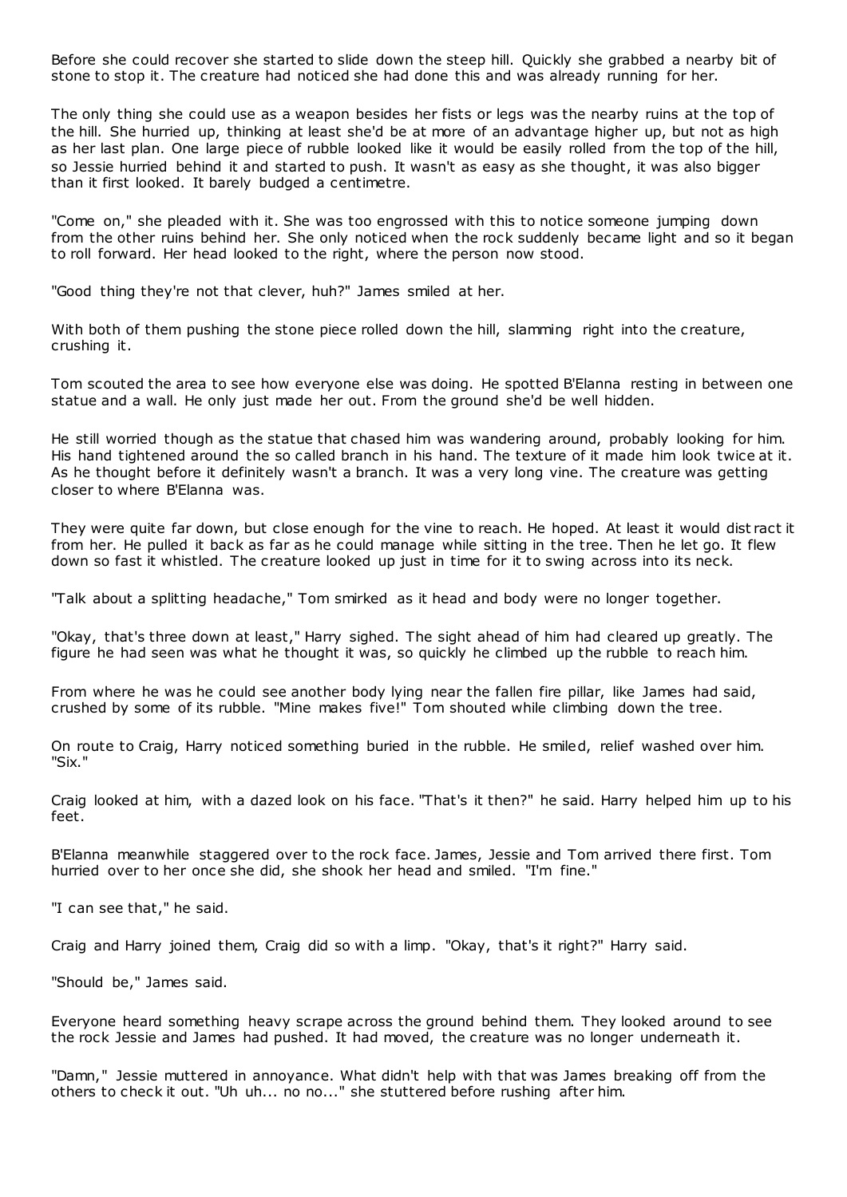Before she could recover she started to slide down the steep hill. Quickly she grabbed a nearby bit of stone to stop it. The creature had noticed she had done this and was already running for her.

The only thing she could use as a weapon besides her fists or legs was the nearby ruins at the top of the hill. She hurried up, thinking at least she'd be at more of an advantage higher up, but not as high as her last plan. One large piece of rubble looked like it would be easily rolled from the top of the hill, so Jessie hurried behind it and started to push. It wasn't as easy as she thought, it was also bigger than it first looked. It barely budged a centimetre.

"Come on," she pleaded with it. She was too engrossed with this to notice someone jumping down from the other ruins behind her. She only noticed when the rock suddenly became light and so it began to roll forward. Her head looked to the right, where the person now stood.

"Good thing they're not that clever, huh?" James smiled at her.

With both of them pushing the stone piece rolled down the hill, slamming right into the creature, crushing it.

Tom scouted the area to see how everyone else was doing. He spotted B'Elanna resting in between one statue and a wall. He only just made her out. From the ground she'd be well hidden.

He still worried though as the statue that chased him was wandering around, probably looking for him. His hand tightened around the so called branch in his hand. The texture of it made him look twice at it. As he thought before it definitely wasn't a branch. It was a very long vine. The creature was getting closer to where B'Elanna was.

They were quite far down, but close enough for the vine to reach. He hoped. At least it would distract it from her. He pulled it back as far as he could manage while sitting in the tree. Then he let go. It flew down so fast it whistled. The creature looked up just in time for it to swing across into its neck.

"Talk about a splitting headache," Tom smirked as it head and body were no longer together.

"Okay, that's three down at least," Harry sighed. The sight ahead of him had cleared up greatly. The figure he had seen was what he thought it was, so quickly he climbed up the rubble to reach him.

From where he was he could see another body lying near the fallen fire pillar, like James had said, crushed by some of its rubble. "Mine makes five!" Tom shouted while climbing down the tree.

On route to Craig, Harry noticed something buried in the rubble. He smiled, relief washed over him. "Six."

Craig looked at him, with a dazed look on his face. "That's it then?" he said. Harry helped him up to his feet.

B'Elanna meanwhile staggered over to the rock face. James, Jessie and Tom arrived there first. Tom hurried over to her once she did, she shook her head and smiled. "I'm fine."

"I can see that," he said.

Craig and Harry joined them, Craig did so with a limp. "Okay, that's it right?" Harry said.

"Should be," James said.

Everyone heard something heavy scrape across the ground behind them. They looked around to see the rock Jessie and James had pushed. It had moved, the creature was no longer underneath it.

"Damn," Jessie muttered in annoyance. What didn't help with that was James breaking off from the others to check it out. "Uh uh... no no..." she stuttered before rushing after him.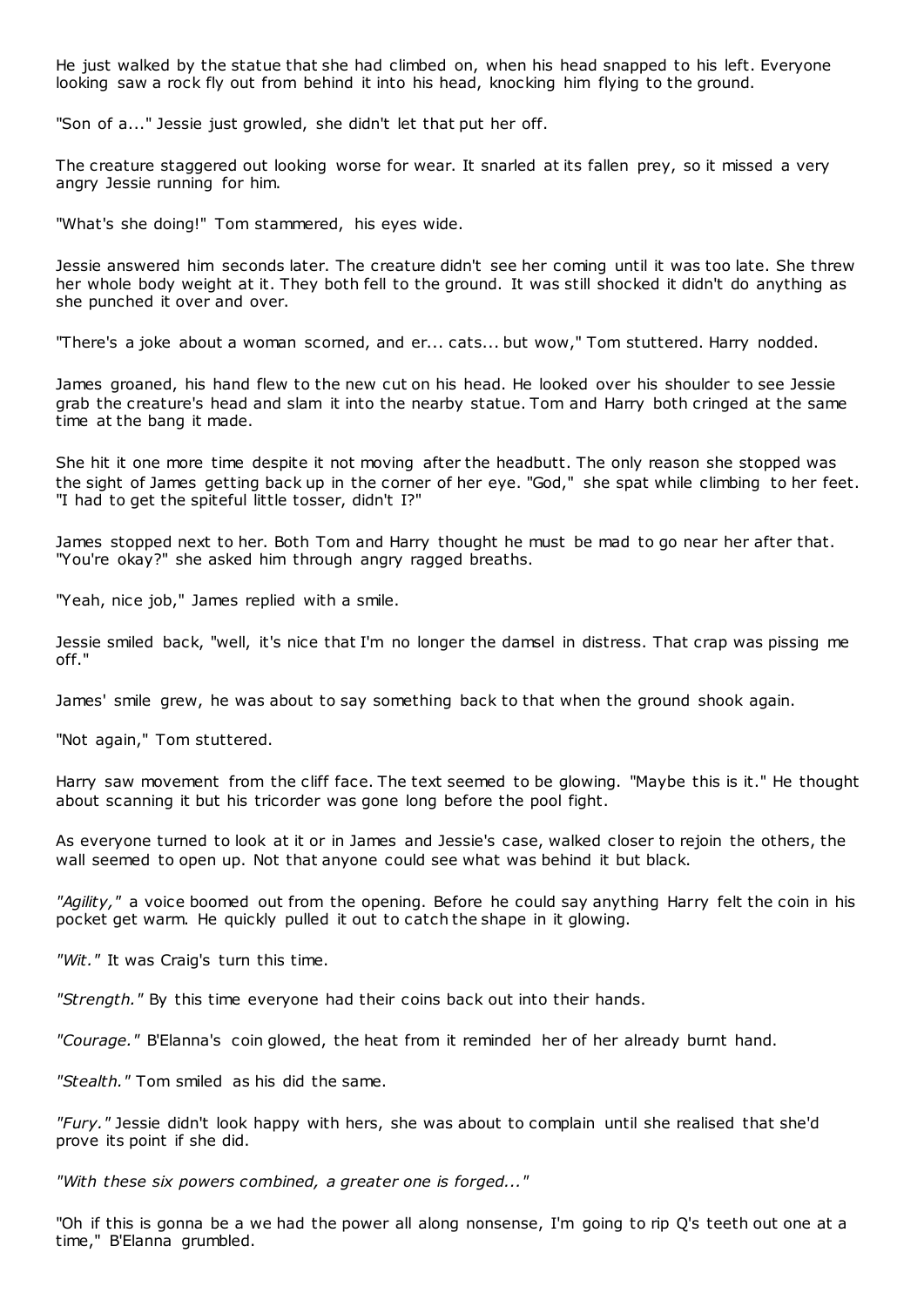He just walked by the statue that she had climbed on, when his head snapped to his left. Everyone looking saw a rock fly out from behind it into his head, knocking him flying to the ground.

"Son of a..." Jessie just growled, she didn't let that put her off.

The creature staggered out looking worse for wear. It snarled at its fallen prey, so it missed a very angry Jessie running for him.

"What's she doing!" Tom stammered, his eyes wide.

Jessie answered him seconds later. The creature didn't see her coming until it was too late. She threw her whole body weight at it. They both fell to the ground. It was still shocked it didn't do anything as she punched it over and over.

"There's a joke about a woman scorned, and er... cats... but wow," Tom stuttered. Harry nodded.

James groaned, his hand flew to the new cut on his head. He looked over his shoulder to see Jessie grab the creature's head and slam it into the nearby statue. Tom and Harry both cringed at the same time at the bang it made.

She hit it one more time despite it not moving after the headbutt. The only reason she stopped was the sight of James getting back up in the corner of her eye. "God," she spat while climbing to her feet. "I had to get the spiteful little tosser, didn't I?"

James stopped next to her. Both Tom and Harry thought he must be mad to go near her after that. "You're okay?" she asked him through angry ragged breaths.

"Yeah, nice job," James replied with a smile.

Jessie smiled back, "well, it's nice that I'm no longer the damsel in distress. That crap was pissing me off."

James' smile grew, he was about to say something back to that when the ground shook again.

"Not again," Tom stuttered.

Harry saw movement from the cliff face. The text seemed to be glowing. "Maybe this is it." He thought about scanning it but his tricorder was gone long before the pool fight.

As everyone turned to look at it or in James and Jessie's case, walked closer to rejoin the others, the wall seemed to open up. Not that anyone could see what was behind it but black.

*"Agility,"* a voice boomed out from the opening. Before he could say anything Harry felt the coin in his pocket get warm. He quickly pulled it out to catch the shape in it glowing.

*"Wit."* It was Craig's turn this time.

*"Strength."* By this time everyone had their coins back out into their hands.

*"Courage."* B'Elanna's coin glowed, the heat from it reminded her of her already burnt hand.

*"Stealth."* Tom smiled as his did the same.

*"Fury."* Jessie didn't look happy with hers, she was about to complain until she realised that she'd prove its point if she did.

*"With these six powers combined, a greater one is forged..."*

"Oh if this is gonna be a we had the power all along nonsense, I'm going to rip Q's teeth out one at a time," B'Elanna grumbled.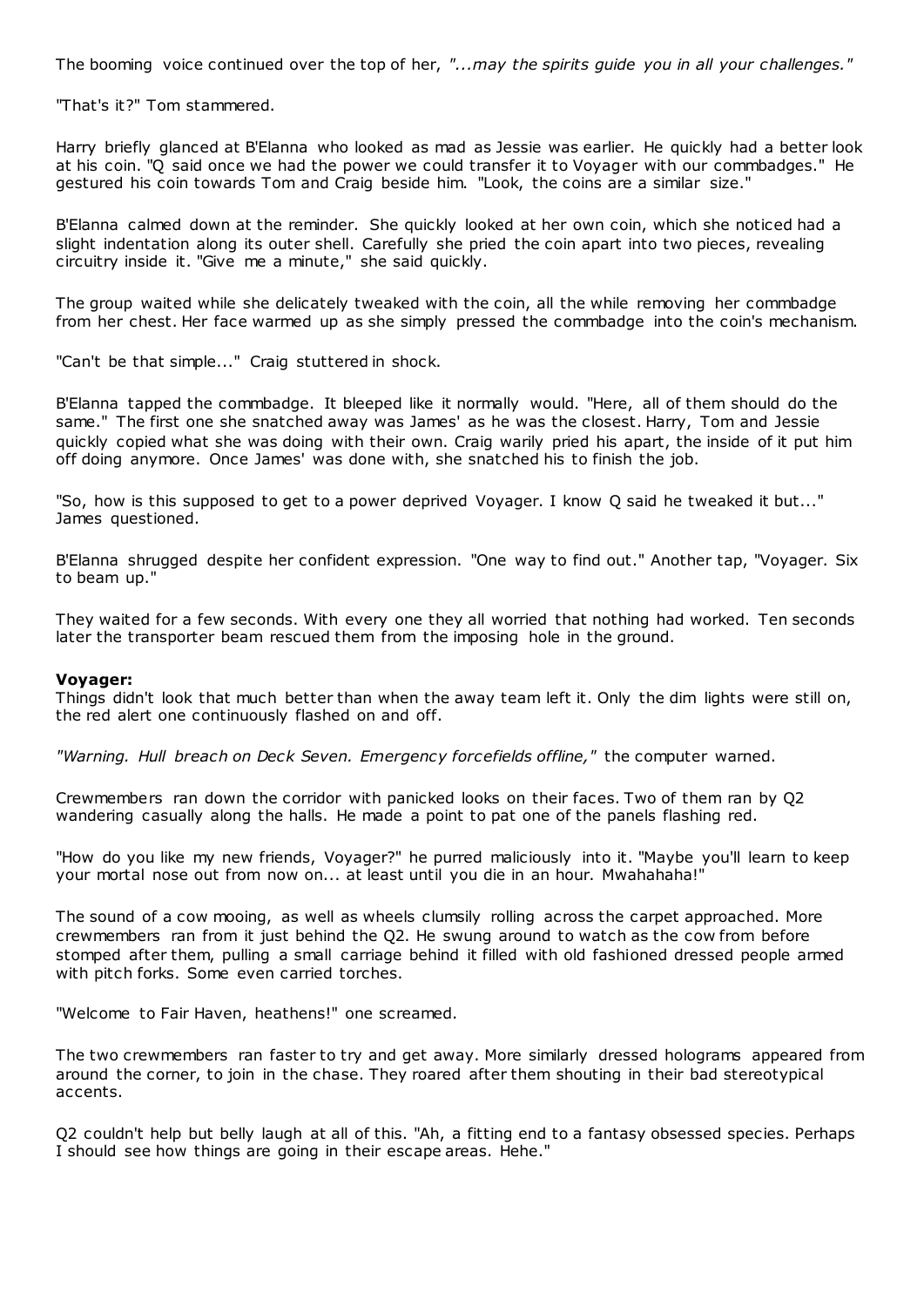The booming voice continued over the top of her, *"...may the spirits guide you in all your challenges."*

"That's it?" Tom stammered.

Harry briefly glanced at B'Elanna who looked as mad as Jessie was earlier. He quickly had a better look at his coin. "Q said once we had the power we could transfer it to Voyager with our commbadges." He gestured his coin towards Tom and Craig beside him. "Look, the coins are a similar size."

B'Elanna calmed down at the reminder. She quickly looked at her own coin, which she noticed had a slight indentation along its outer shell. Carefully she pried the coin apart into two pieces, revealing circuitry inside it. "Give me a minute," she said quickly.

The group waited while she delicately tweaked with the coin, all the while removing her commbadge from her chest. Her face warmed up as she simply pressed the commbadge into the coin's mechanism.

"Can't be that simple..." Craig stuttered in shock.

B'Elanna tapped the commbadge. It bleeped like it normally would. "Here, all of them should do the same." The first one she snatched away was James' as he was the closest. Harry, Tom and Jessie quickly copied what she was doing with their own. Craig warily pried his apart, the inside of it put him off doing anymore. Once James' was done with, she snatched his to finish the job.

"So, how is this supposed to get to a power deprived Voyager. I know Q said he tweaked it but..." James questioned.

B'Elanna shrugged despite her confident expression. "One way to find out." Another tap, "Voyager. Six to beam up."

They waited for a few seconds. With every one they all worried that nothing had worked. Ten seconds later the transporter beam rescued them from the imposing hole in the ground.

**Voyager:**
Things didn't look that much better than when the away team left it. Only the dim lights were still on, the red alert one continuously flashed on and off.

*"Warning. Hull breach on Deck Seven. Emergency forcefields offline,"* the computer warned.

Crewmembers ran down the corridor with panicked looks on their faces. Two of them ran by Q2 wandering casually along the halls. He made a point to pat one of the panels flashing red.

"How do you like my new friends, Voyager?" he purred maliciously into it. "Maybe you'll learn to keep your mortal nose out from now on... at least until you die in an hour. Mwahahaha!"

The sound of a cow mooing, as well as wheels clumsily rolling across the carpet approached. More crewmembers ran from it just behind the Q2. He swung around to watch as the cow from before stomped after them, pulling a small carriage behind it filled with old fashioned dressed people armed with pitch forks. Some even carried torches.

"Welcome to Fair Haven, heathens!" one screamed.

The two crewmembers ran faster to try and get away. More similarly dressed holograms appeared from around the corner, to join in the chase. They roared after them shouting in their bad stereotypical accents.

Q2 couldn't help but belly laugh at all of this. "Ah, a fitting end to a fantasy obsessed species. Perhaps I should see how things are going in their escape areas. Hehe."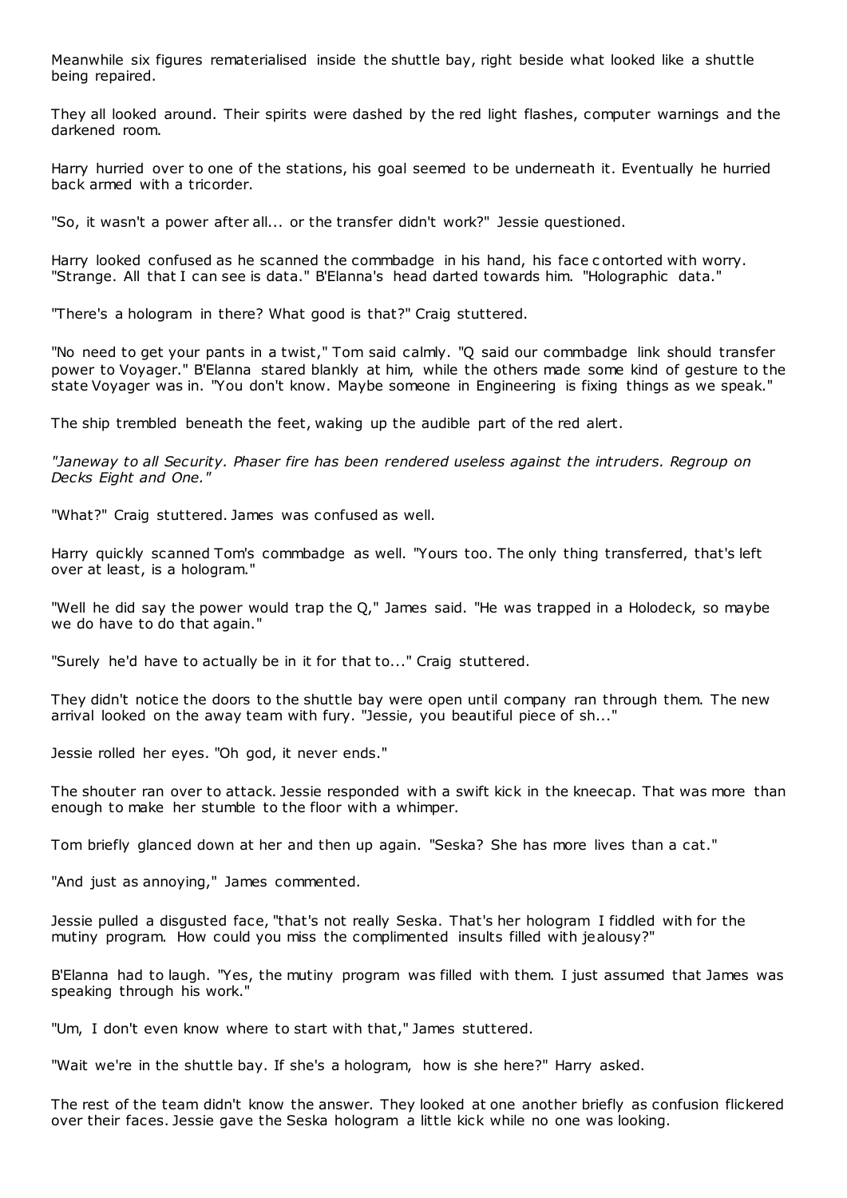Meanwhile six figures rematerialised inside the shuttle bay, right beside what looked like a shuttle being repaired.

They all looked around. Their spirits were dashed by the red light flashes, computer warnings and the darkened room.

Harry hurried over to one of the stations, his goal seemed to be underneath it. Eventually he hurried back armed with a tricorder.

"So, it wasn't a power after all... or the transfer didn't work?" Jessie questioned.

Harry looked confused as he scanned the commbadge in his hand, his face contorted with worry. "Strange. All that I can see is data." B'Elanna's head darted towards him. "Holographic data."

"There's a hologram in there? What good is that?" Craig stuttered.

"No need to get your pants in a twist," Tom said calmly. "Q said our commbadge link should transfer power to Voyager." B'Elanna stared blankly at him, while the others made some kind of gesture to the state Voyager was in. "You don't know. Maybe someone in Engineering is fixing things as we speak."

The ship trembled beneath the feet, waking up the audible part of the red alert.

*"Janeway to all Security. Phaser fire has been rendered useless against the intruders. Regroup on Decks Eight and One."*

"What?" Craig stuttered. James was confused as well.

Harry quickly scanned Tom's commbadge as well. "Yours too. The only thing transferred, that's left over at least, is a hologram."

"Well he did say the power would trap the Q," James said. "He was trapped in a Holodeck, so maybe we do have to do that again."

"Surely he'd have to actually be in it for that to..." Craig stuttered.

They didn't notice the doors to the shuttle bay were open until company ran through them. The new arrival looked on the away team with fury. "Jessie, you beautiful piece of sh..."

Jessie rolled her eyes. "Oh god, it never ends."

The shouter ran over to attack. Jessie responded with a swift kick in the kneecap. That was more than enough to make her stumble to the floor with a whimper.

Tom briefly glanced down at her and then up again. "Seska? She has more lives than a cat."

"And just as annoying," James commented.

Jessie pulled a disgusted face, "that's not really Seska. That's her hologram I fiddled with for the mutiny program. How could you miss the complimented insults filled with jealousy?"

B'Elanna had to laugh. "Yes, the mutiny program was filled with them. I just assumed that James was speaking through his work."

"Um, I don't even know where to start with that," James stuttered.

"Wait we're in the shuttle bay. If she's a hologram, how is she here?" Harry asked.

The rest of the team didn't know the answer. They looked at one another briefly as confusion flickered over their faces. Jessie gave the Seska hologram a little kick while no one was looking.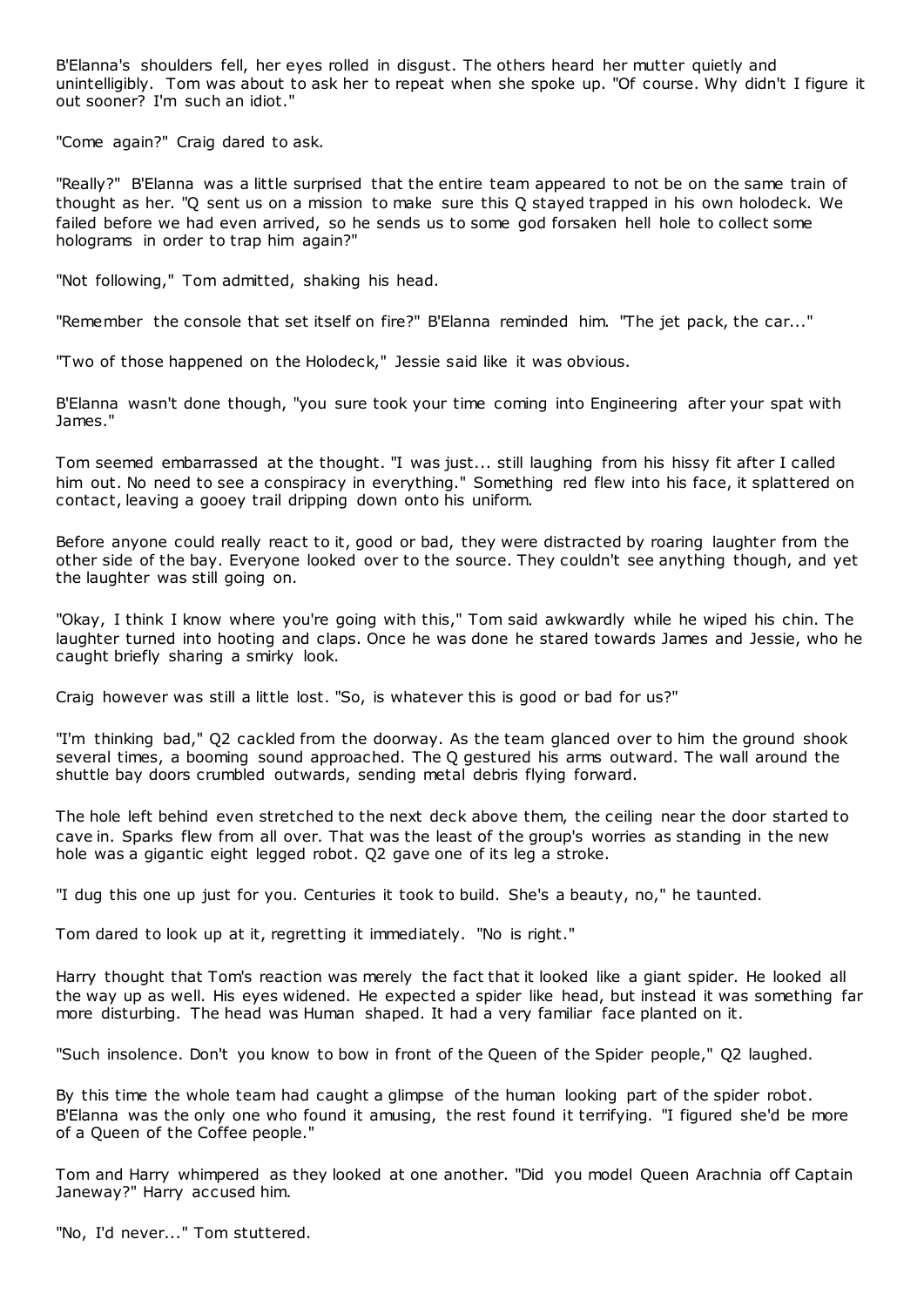B'Elanna's shoulders fell, her eyes rolled in disgust. The others heard her mutter quietly and unintelligibly. Tom was about to ask her to repeat when she spoke up. "Of course. Why didn't I figure it out sooner? I'm such an idiot."

"Come again?" Craig dared to ask.

"Really?" B'Elanna was a little surprised that the entire team appeared to not be on the same train of thought as her. "Q sent us on a mission to make sure this Q stayed trapped in his own holodeck. We failed before we had even arrived, so he sends us to some god forsaken hell hole to collect some holograms in order to trap him again?"

"Not following," Tom admitted, shaking his head.

"Remember the console that set itself on fire?" B'Elanna reminded him. "The jet pack, the car..."

"Two of those happened on the Holodeck," Jessie said like it was obvious.

B'Elanna wasn't done though, "you sure took your time coming into Engineering after your spat with James."

Tom seemed embarrassed at the thought. "I was just... still laughing from his hissy fit after I called him out. No need to see a conspiracy in everything." Something red flew into his face, it splattered on contact, leaving a gooey trail dripping down onto his uniform.

Before anyone could really react to it, good or bad, they were distracted by roaring laughter from the other side of the bay. Everyone looked over to the source. They couldn't see anything though, and yet the laughter was still going on.

"Okay, I think I know where you're going with this," Tom said awkwardly while he wiped his chin. The laughter turned into hooting and claps. Once he was done he stared towards James and Jessie, who he caught briefly sharing a smirky look.

Craig however was still a little lost. "So, is whatever this is good or bad for us?"

"I'm thinking bad," Q2 cackled from the doorway. As the team glanced over to him the ground shook several times, a booming sound approached. The Q gestured his arms outward. The wall around the shuttle bay doors crumbled outwards, sending metal debris flying forward.

The hole left behind even stretched to the next deck above them, the ceiling near the door started to cave in. Sparks flew from all over. That was the least of the group's worries as standing in the new hole was a gigantic eight legged robot. Q2 gave one of its leg a stroke.

"I dug this one up just for you. Centuries it took to build. She's a beauty, no," he taunted.

Tom dared to look up at it, regretting it immediately. "No is right."

Harry thought that Tom's reaction was merely the fact that it looked like a giant spider. He looked all the way up as well. His eyes widened. He expected a spider like head, but instead it was something far more disturbing. The head was Human shaped. It had a very familiar face planted on it.

"Such insolence. Don't you know to bow in front of the Queen of the Spider people," Q2 laughed.

By this time the whole team had caught a glimpse of the human looking part of the spider robot. B'Elanna was the only one who found it amusing, the rest found it terrifying. "I figured she'd be more of a Queen of the Coffee people."

Tom and Harry whimpered as they looked at one another. "Did you model Queen Arachnia off Captain Janeway?" Harry accused him.

"No, I'd never..." Tom stuttered.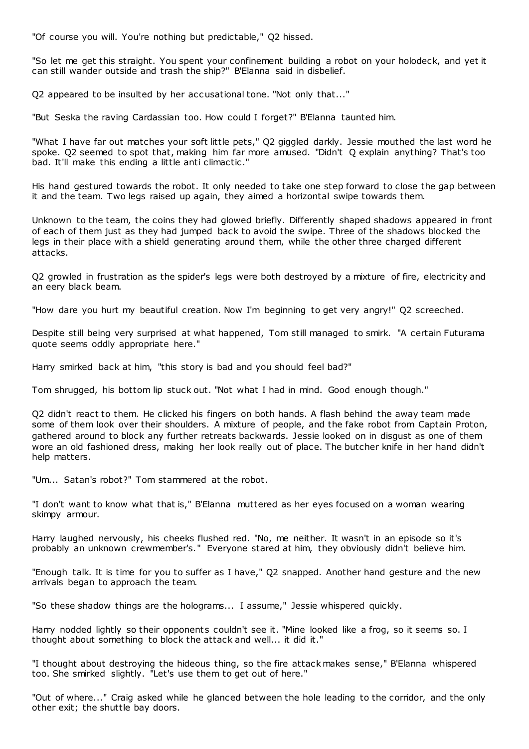"Of course you will. You're nothing but predictable," Q2 hissed.

"So let me get this straight. You spent your confinement building a robot on your holodeck, and yet it can still wander outside and trash the ship?" B'Elanna said in disbelief.

Q2 appeared to be insulted by her accusational tone. "Not only that..."

"But Seska the raving Cardassian too. How could I forget?" B'Elanna taunted him.

"What I have far out matches your soft little pets," Q2 giggled darkly. Jessie mouthed the last word he spoke. Q2 seemed to spot that, making him far more amused. "Didn't Q explain anything? That's too bad. It'll make this ending a little anti climactic."

His hand gestured towards the robot. It only needed to take one step forward to close the gap between it and the team. Two legs raised up again, they aimed a horizontal swipe towards them.

Unknown to the team, the coins they had glowed briefly. Differently shaped shadows appeared in front of each of them just as they had jumped back to avoid the swipe. Three of the shadows blocked the legs in their place with a shield generating around them, while the other three charged different attacks.

Q2 growled in frustration as the spider's legs were both destroyed by a mixture of fire, electricity and an eery black beam.

"How dare you hurt my beautiful creation. Now I'm beginning to get very angry!" Q2 screeched.

Despite still being very surprised at what happened, Tom still managed to smirk. "A certain Futurama quote seems oddly appropriate here."

Harry smirked back at him, "this story is bad and you should feel bad?"

Tom shrugged, his bottom lip stuck out. "Not what I had in mind. Good enough though."

Q2 didn't react to them. He clicked his fingers on both hands. A flash behind the away team made some of them look over their shoulders. A mixture of people, and the fake robot from Captain Proton, gathered around to block any further retreats backwards. Jessie looked on in disgust as one of them wore an old fashioned dress, making her look really out of place. The butcher knife in her hand didn't help matters.

"Um... Satan's robot?" Tom stammered at the robot.

"I don't want to know what that is," B'Elanna muttered as her eyes focused on a woman wearing skimpy armour.

Harry laughed nervously, his cheeks flushed red. "No, me neither. It wasn't in an episode so it's probably an unknown crewmember's." Everyone stared at him, they obviously didn't believe him.

"Enough talk. It is time for you to suffer as I have," Q2 snapped. Another hand gesture and the new arrivals began to approach the team.

"So these shadow things are the holograms... I assume," Jessie whispered quickly.

Harry nodded lightly so their opponents couldn't see it. "Mine looked like a frog, so it seems so. I thought about something to block the attack and well... it did it."

"I thought about destroying the hideous thing, so the fire attack makes sense," B'Elanna whispered too. She smirked slightly. "Let's use them to get out of here."

"Out of where..." Craig asked while he glanced between the hole leading to the corridor, and the only other exit; the shuttle bay doors.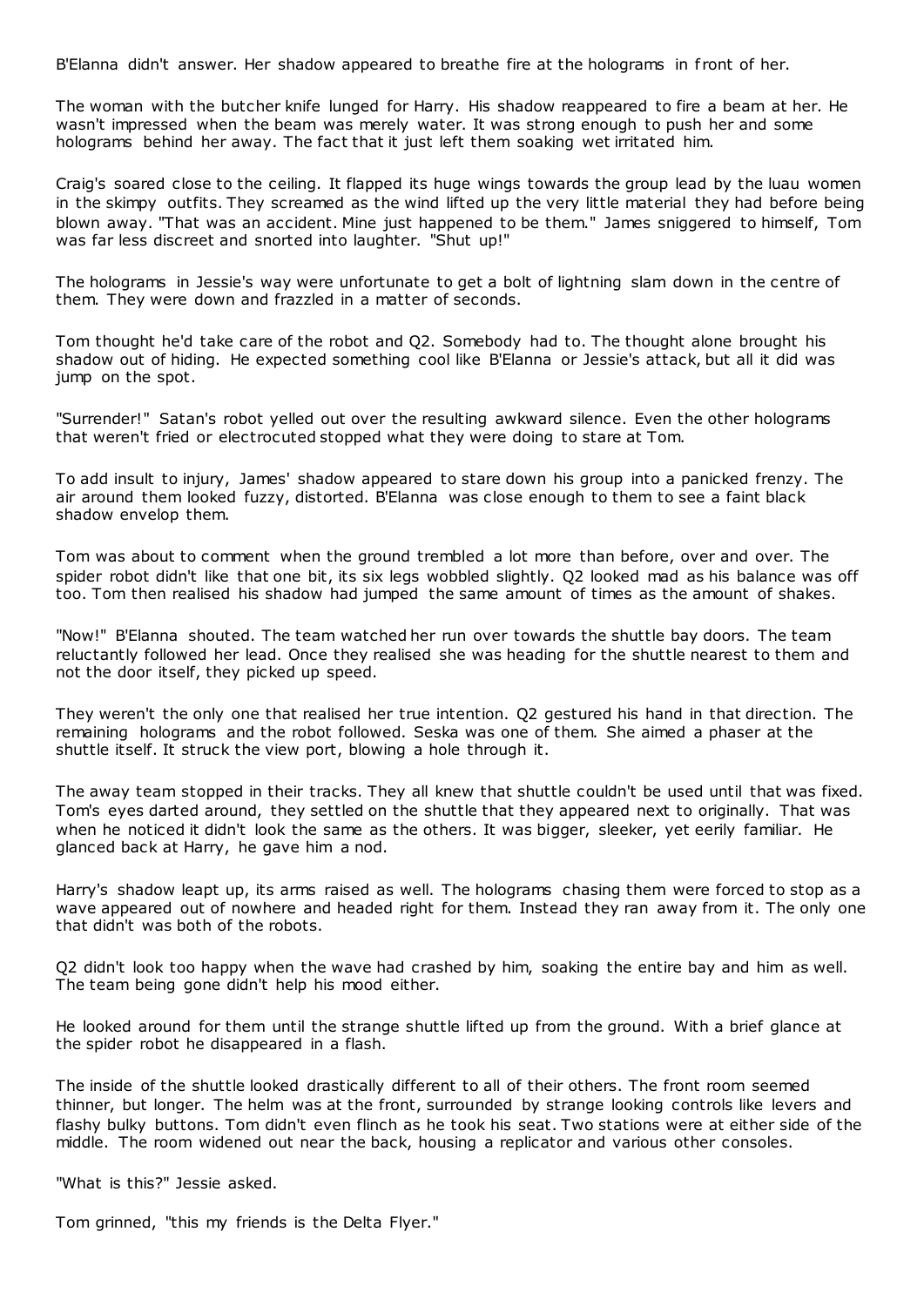B'Elanna didn't answer. Her shadow appeared to breathe fire at the holograms in front of her.

The woman with the butcher knife lunged for Harry. His shadow reappeared to fire a beam at her. He wasn't impressed when the beam was merely water. It was strong enough to push her and some holograms behind her away. The fact that it just left them soaking wet irritated him.

Craig's soared close to the ceiling. It flapped its huge wings towards the group lead by the luau women in the skimpy outfits. They screamed as the wind lifted up the very little material they had before being blown away. "That was an accident. Mine just happened to be them." James sniggered to himself, Tom was far less discreet and snorted into laughter. "Shut up!"

The holograms in Jessie's way were unfortunate to get a bolt of lightning slam down in the centre of them. They were down and frazzled in a matter of seconds.

Tom thought he'd take care of the robot and Q2. Somebody had to. The thought alone brought his shadow out of hiding. He expected something cool like B'Elanna or Jessie's attack, but all it did was jump on the spot.

"Surrender!" Satan's robot yelled out over the resulting awkward silence. Even the other holograms that weren't fried or electrocuted stopped what they were doing to stare at Tom.

To add insult to injury, James' shadow appeared to stare down his group into a panicked frenzy. The air around them looked fuzzy, distorted. B'Elanna was close enough to them to see a faint black shadow envelop them.

Tom was about to comment when the ground trembled a lot more than before, over and over. The spider robot didn't like that one bit, its six legs wobbled slightly. Q2 looked mad as his balance was off too. Tom then realised his shadow had jumped the same amount of times as the amount of shakes.

"Now!" B'Elanna shouted. The team watched her run over towards the shuttle bay doors. The team reluctantly followed her lead. Once they realised she was heading for the shuttle nearest to them and not the door itself, they picked up speed.

They weren't the only one that realised her true intention. Q2 gestured his hand in that direction. The remaining holograms and the robot followed. Seska was one of them. She aimed a phaser at the shuttle itself. It struck the view port, blowing a hole through it.

The away team stopped in their tracks. They all knew that shuttle couldn't be used until that was fixed. Tom's eyes darted around, they settled on the shuttle that they appeared next to originally. That was when he noticed it didn't look the same as the others. It was bigger, sleeker, yet eerily familiar. He glanced back at Harry, he gave him a nod.

Harry's shadow leapt up, its arms raised as well. The holograms chasing them were forced to stop as a wave appeared out of nowhere and headed right for them. Instead they ran away from it. The only one that didn't was both of the robots.

Q2 didn't look too happy when the wave had crashed by him, soaking the entire bay and him as well. The team being gone didn't help his mood either.

He looked around for them until the strange shuttle lifted up from the ground. With a brief glance at the spider robot he disappeared in a flash.

The inside of the shuttle looked drastically different to all of their others. The front room seemed thinner, but longer. The helm was at the front, surrounded by strange looking controls like levers and flashy bulky buttons. Tom didn't even flinch as he took his seat. Two stations were at either side of the middle. The room widened out near the back, housing a replicator and various other consoles.

"What is this?" Jessie asked.

Tom grinned, "this my friends is the Delta Flyer."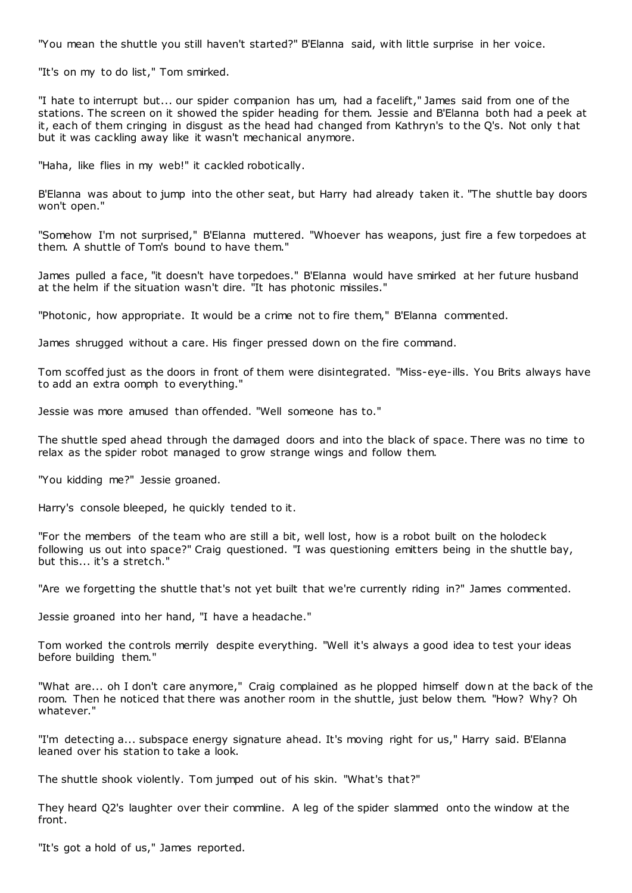"You mean the shuttle you still haven't started?" B'Elanna said, with little surprise in her voice.

"It's on my to do list," Tom smirked.

"I hate to interrupt but... our spider companion has um, had a facelift," James said from one of the stations. The screen on it showed the spider heading for them. Jessie and B'Elanna both had a peek at it, each of them cringing in disgust as the head had changed from Kathryn's to the Q's. Not only that but it was cackling away like it wasn't mechanical anymore.

"Haha, like flies in my web!" it cackled robotically.

B'Elanna was about to jump into the other seat, but Harry had already taken it. "The shuttle bay doors won't open."

"Somehow I'm not surprised," B'Elanna muttered. "Whoever has weapons, just fire a few torpedoes at them. A shuttle of Tom's bound to have them."

James pulled a face, "it doesn't have torpedoes." B'Elanna would have smirked at her future husband at the helm if the situation wasn't dire. "It has photonic missiles."

"Photonic, how appropriate. It would be a crime not to fire them," B'Elanna commented.

James shrugged without a care. His finger pressed down on the fire command.

Tom scoffed just as the doors in front of them were disintegrated. "Miss-eye-ills. You Brits always have to add an extra oomph to everything."

Jessie was more amused than offended. "Well someone has to."

The shuttle sped ahead through the damaged doors and into the black of space. There was no time to relax as the spider robot managed to grow strange wings and follow them.

"You kidding me?" Jessie groaned.

Harry's console bleeped, he quickly tended to it.

"For the members of the team who are still a bit, well lost, how is a robot built on the holodeck following us out into space?" Craig questioned. "I was questioning emitters being in the shuttle bay, but this... it's a stretch."

"Are we forgetting the shuttle that's not yet built that we're currently riding in?" James commented.

Jessie groaned into her hand, "I have a headache."

Tom worked the controls merrily despite everything. "Well it's always a good idea to test your ideas before building them."

"What are... oh I don't care anymore," Craig complained as he plopped himself down at the back of the room. Then he noticed that there was another room in the shuttle, just below them. "How? Why? Oh whatever."

"I'm detecting a... subspace energy signature ahead. It's moving right for us," Harry said. B'Elanna leaned over his station to take a look.

The shuttle shook violently. Tom jumped out of his skin. "What's that?"

They heard Q2's laughter over their commline. A leg of the spider slammed onto the window at the front.

"It's got a hold of us," James reported.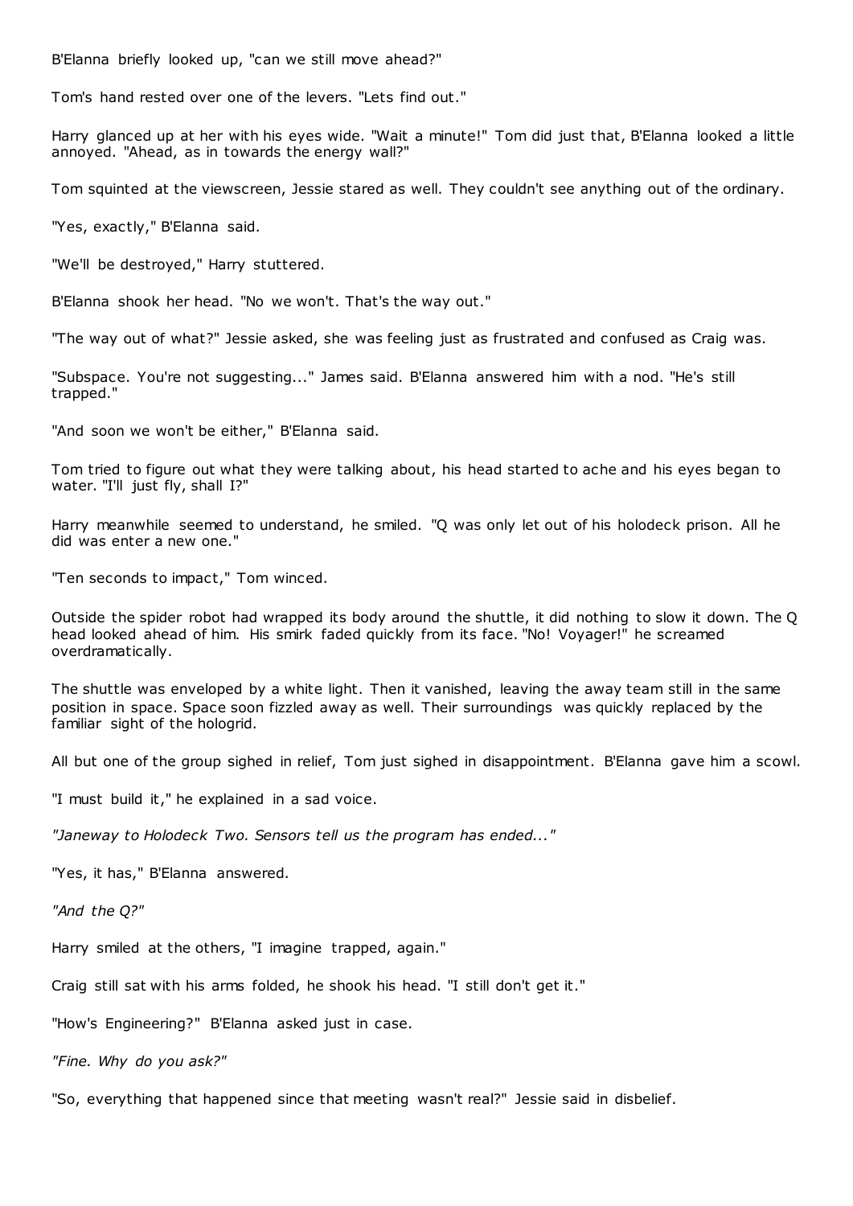B'Elanna briefly looked up, "can we still move ahead?"

Tom's hand rested over one of the levers. "Lets find out."

Harry glanced up at her with his eyes wide. "Wait a minute!" Tom did just that, B'Elanna looked a little annoyed. "Ahead, as in towards the energy wall?"

Tom squinted at the viewscreen, Jessie stared as well. They couldn't see anything out of the ordinary.

"Yes, exactly," B'Elanna said.

"We'll be destroyed," Harry stuttered.

B'Elanna shook her head. "No we won't. That's the way out."

"The way out of what?" Jessie asked, she was feeling just as frustrated and confused as Craig was.

"Subspace. You're not suggesting..." James said. B'Elanna answered him with a nod. "He's still trapped."

"And soon we won't be either," B'Elanna said.

Tom tried to figure out what they were talking about, his head started to ache and his eyes began to water. "I'll just fly, shall I?"

Harry meanwhile seemed to understand, he smiled. "Q was only let out of his holodeck prison. All he did was enter a new one."

"Ten seconds to impact," Tom winced.

Outside the spider robot had wrapped its body around the shuttle, it did nothing to slow it down. The Q head looked ahead of him. His smirk faded quickly from its face. "No! Voyager!" he screamed overdramatically.

The shuttle was enveloped by a white light. Then it vanished, leaving the away team still in the same position in space. Space soon fizzled away as well. Their surroundings was quickly replaced by the familiar sight of the hologrid.

All but one of the group sighed in relief, Tom just sighed in disappointment. B'Elanna gave him a scowl.

"I must build it," he explained in a sad voice.

*"Janeway to Holodeck Two. Sensors tell us the program has ended..."*

"Yes, it has," B'Elanna answered.

*"And the Q?"*

Harry smiled at the others, "I imagine trapped, again."

Craig still sat with his arms folded, he shook his head. "I still don't get it."

"How's Engineering?" B'Elanna asked just in case.

*"Fine. Why do you ask?"*

"So, everything that happened since that meeting wasn't real?" Jessie said in disbelief.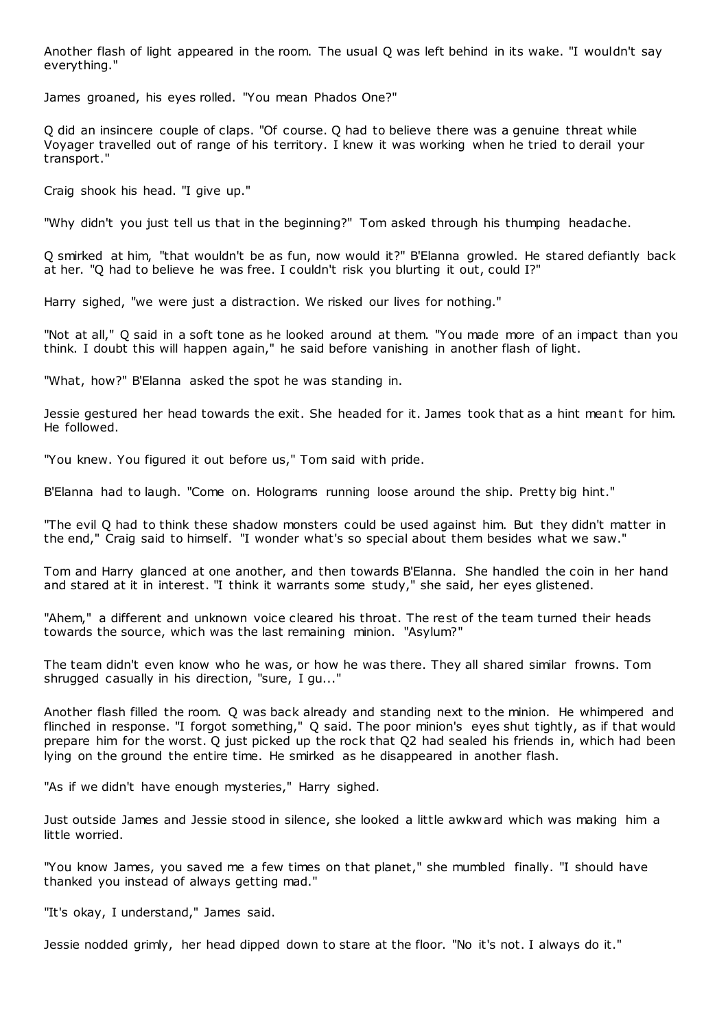Another flash of light appeared in the room. The usual Q was left behind in its wake. "I wouldn't say everything."

James groaned, his eyes rolled. "You mean Phados One?"

Q did an insincere couple of claps. "Of course. Q had to believe there was a genuine threat while Voyager travelled out of range of his territory. I knew it was working when he tried to derail your transport."

Craig shook his head. "I give up."

"Why didn't you just tell us that in the beginning?" Tom asked through his thumping headache.

Q smirked at him, "that wouldn't be as fun, now would it?" B'Elanna growled. He stared defiantly back at her. "Q had to believe he was free. I couldn't risk you blurting it out, could I?"

Harry sighed, "we were just a distraction. We risked our lives for nothing."

"Not at all," Q said in a soft tone as he looked around at them. "You made more of an impact than you think. I doubt this will happen again," he said before vanishing in another flash of light.

"What, how?" B'Elanna asked the spot he was standing in.

Jessie gestured her head towards the exit. She headed for it. James took that as a hint meant for him. He followed.

"You knew. You figured it out before us," Tom said with pride.

B'Elanna had to laugh. "Come on. Holograms running loose around the ship. Pretty big hint."

"The evil Q had to think these shadow monsters could be used against him. But they didn't matter in the end," Craig said to himself. "I wonder what's so special about them besides what we saw."

Tom and Harry glanced at one another, and then towards B'Elanna. She handled the coin in her hand and stared at it in interest. "I think it warrants some study," she said, her eyes glistened.

"Ahem," a different and unknown voice cleared his throat. The rest of the team turned their heads towards the source, which was the last remaining minion. "Asylum?"

The team didn't even know who he was, or how he was there. They all shared similar frowns. Tom shrugged casually in his direction, "sure, I gu..."

Another flash filled the room. Q was back already and standing next to the minion. He whimpered and flinched in response. "I forgot something," Q said. The poor minion's eyes shut tightly, as if that would prepare him for the worst. Q just picked up the rock that Q2 had sealed his friends in, which had been lying on the ground the entire time. He smirked as he disappeared in another flash.

"As if we didn't have enough mysteries," Harry sighed.

Just outside James and Jessie stood in silence, she looked a little awkward which was making him a little worried.

"You know James, you saved me a few times on that planet," she mumbled finally. "I should have thanked you instead of always getting mad."

"It's okay, I understand," James said.

Jessie nodded grimly, her head dipped down to stare at the floor. "No it's not. I always do it."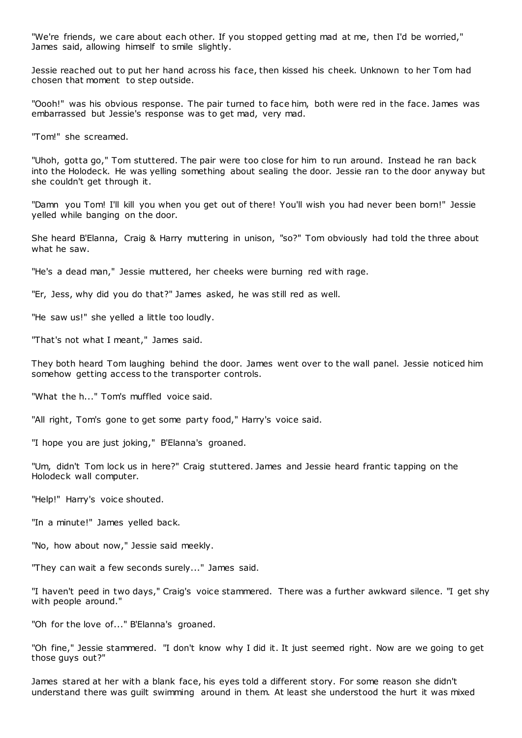"We're friends, we care about each other. If you stopped getting mad at me, then I'd be worried," James said, allowing himself to smile slightly.

Jessie reached out to put her hand across his face, then kissed his cheek. Unknown to her Tom had chosen that moment to step outside.

"Oooh!" was his obvious response. The pair turned to face him, both were red in the face. James was embarrassed but Jessie's response was to get mad, very mad.

"Tom!" she screamed.

"Uhoh, gotta go," Tom stuttered. The pair were too close for him to run around. Instead he ran back into the Holodeck. He was yelling something about sealing the door. Jessie ran to the door anyway but she couldn't get through it.

"Damn you Tom! I'll kill you when you get out of there! You'll wish you had never been born!" Jessie yelled while banging on the door.

She heard B'Elanna, Craig & Harry muttering in unison, "so?" Tom obviously had told the three about what he saw.

"He's a dead man," Jessie muttered, her cheeks were burning red with rage.

"Er, Jess, why did you do that?" James asked, he was still red as well.

"He saw us!" she yelled a little too loudly.

"That's not what I meant," James said.

They both heard Tom laughing behind the door. James went over to the wall panel. Jessie noticed him somehow getting access to the transporter controls.

"What the h..." Tom's muffled voice said.

"All right, Tom's gone to get some party food," Harry's voice said.

"I hope you are just joking," B'Elanna's groaned.

"Um, didn't Tom lock us in here?" Craig stuttered. James and Jessie heard frantic tapping on the Holodeck wall computer.

"Help!" Harry's voice shouted.

"In a minute!" James yelled back.

"No, how about now," Jessie said meekly.

"They can wait a few seconds surely..." James said.

"I haven't peed in two days," Craig's voice stammered. There was a further awkward silence. "I get shy with people around."

"Oh for the love of..." B'Elanna's groaned.

"Oh fine," Jessie stammered. "I don't know why I did it. It just seemed right. Now are we going to get those guys out?"

James stared at her with a blank face, his eyes told a different story. For some reason she didn't understand there was guilt swimming around in them. At least she understood the hurt it was mixed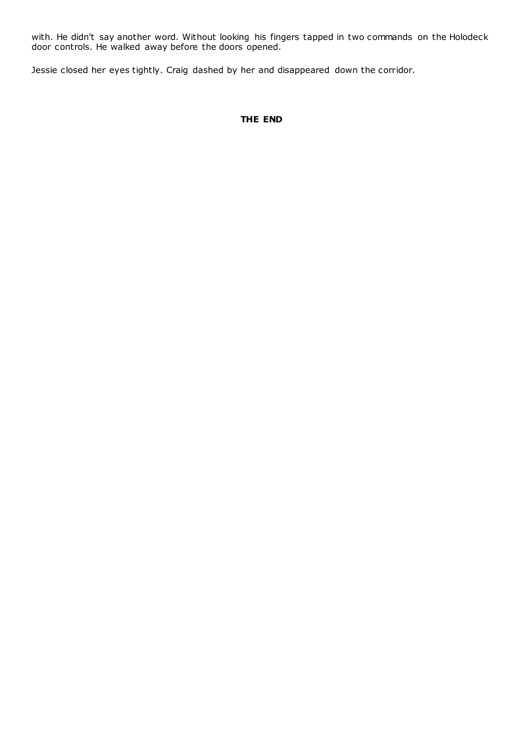with. He didn't say another word. Without looking his fingers tapped in two commands on the Holodeck door controls. He walked away before the doors opened.

Jessie closed her eyes tightly. Craig dashed by her and disappeared down the corridor.

**THE END**